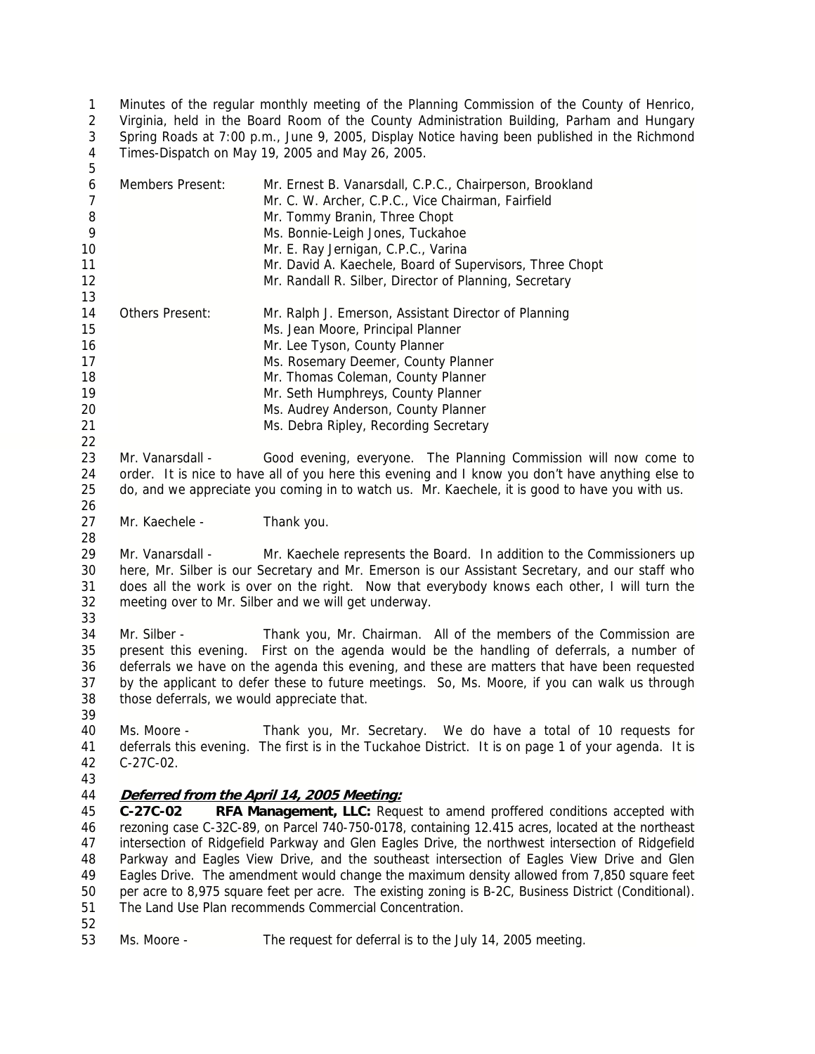Minutes of the regular monthly meeting of the Planning Commission of the County of Henrico, Virginia, held in the Board Room of the County Administration Building, Parham and Hungary Spring Roads at 7:00 p.m., June 9, 2005, Display Notice having been published in the Richmond Times-Dispatch on May 19, 2005 and May 26, 2005.

| | |
|---|---|
| Members Present: | Mr. Ernest B. Vanarsdall, C.P.C., Chairperson, Brookland |
| | Mr. C. W. Archer, C.P.C., Vice Chairman, Fairfield |
| | Mr. Tommy Branin, Three Chopt |
| | Ms. Bonnie-Leigh Jones, Tuckahoe |
| | Mr. E. Ray Jernigan, C.P.C., Varina |
| | Mr. David A. Kaechele, Board of Supervisors, Three Chopt |
| | Mr. Randall R. Silber, Director of Planning, Secretary |
| Others Present: | Mr. Ralph J. Emerson, Assistant Director of Planning |
| | Ms. Jean Moore, Principal Planner |
| | Mr. Lee Tyson, County Planner |
| | Ms. Rosemary Deemer, County Planner |
| | Mr. Thomas Coleman, County Planner |
| | Mr. Seth Humphreys, County Planner |
| | Ms. Audrey Anderson, County Planner |
| | Ms. Debra Ripley, Recording Secretary |

Mr. Vanarsdall - Good evening, everyone. The Planning Commission will now come to order. It is nice to have all of you here this evening and I know you don't have anything else to do, and we appreciate you coming in to watch us. Mr. Kaechele, it is good to have you with us.

Mr. Kaechele - Thank you.

Mr. Vanarsdall - Mr. Kaechele represents the Board. In addition to the Commissioners up here, Mr. Silber is our Secretary and Mr. Emerson is our Assistant Secretary, and our staff who does all the work is over on the right. Now that everybody knows each other, I will turn the meeting over to Mr. Silber and we will get underway.

Mr. Silber - Thank you, Mr. Chairman. All of the members of the Commission are present this evening. First on the agenda would be the handling of deferrals, a number of deferrals we have on the agenda this evening, and these are matters that have been requested by the applicant to defer these to future meetings. So, Ms. Moore, if you can walk us through those deferrals, we would appreciate that.

Ms. Moore - Thank you, Mr. Secretary. We do have a total of 10 requests for deferrals this evening. The first is in the Tuckahoe District. It is on page 1 of your agenda. It is C-27C-02.

***Deferred from the April 14, 2005 Meeting:***

**C-27C-02 RFA Management, LLC:** Request to amend proffered conditions accepted with rezoning case C-32C-89, on Parcel 740-750-0178, containing 12.415 acres, located at the northeast intersection of Ridgefield Parkway and Glen Eagles Drive, the northwest intersection of Ridgefield Parkway and Eagles View Drive, and the southeast intersection of Eagles View Drive and Glen Eagles Drive. The amendment would change the maximum density allowed from 7,850 square feet per acre to 8,975 square feet per acre. The existing zoning is B-2C, Business District (Conditional). The Land Use Plan recommends Commercial Concentration.

Ms. Moore - The request for deferral is to the July 14, 2005 meeting.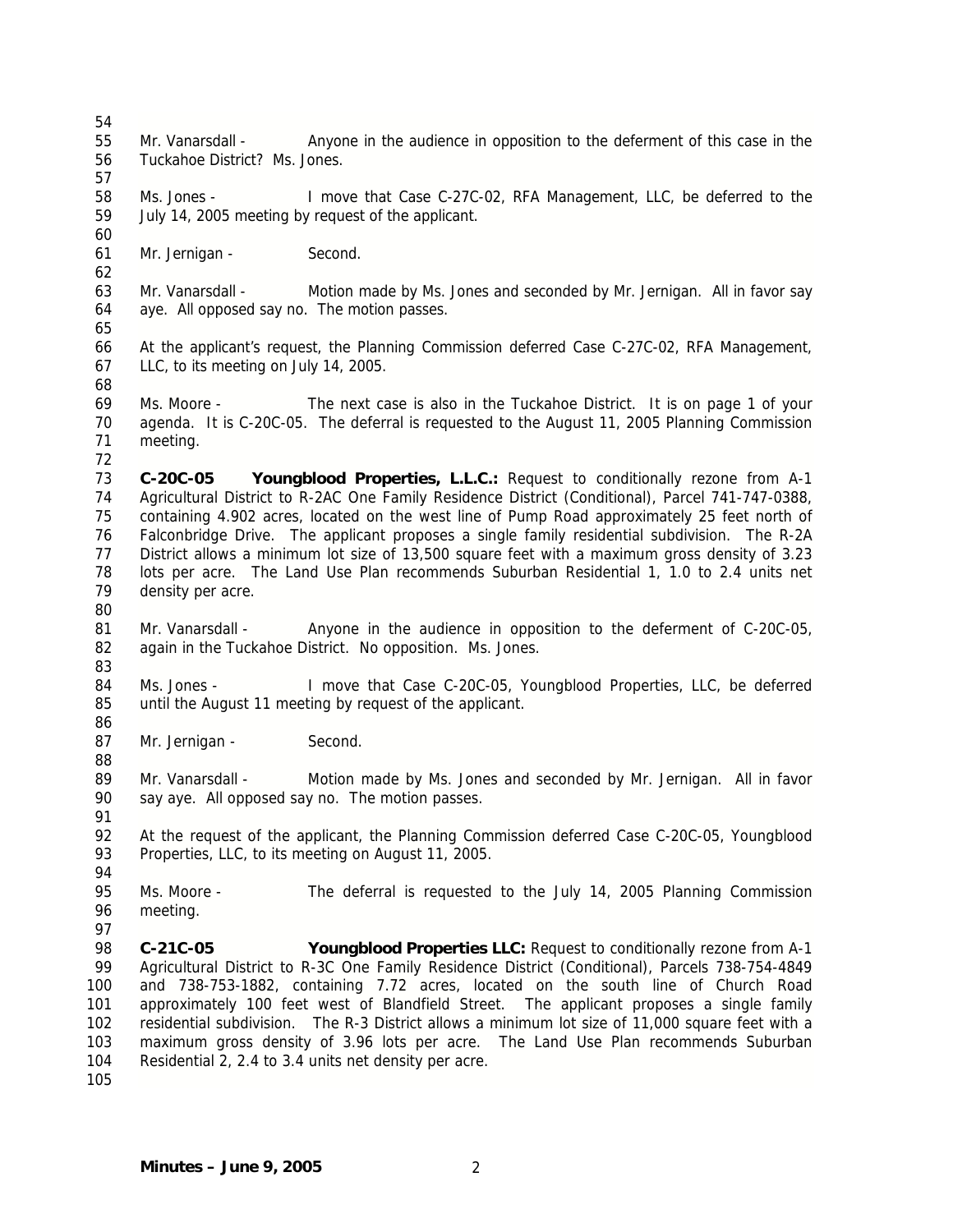Mr. Vanarsdall - Anyone in the audience in opposition to the deferment of this case in the Tuckahoe District? Ms. Jones.

Ms. Jones - I move that Case C-27C-02, RFA Management, LLC, be deferred to the July 14, 2005 meeting by request of the applicant.

Mr. Jernigan - Second.

Mr. Vanarsdall - Motion made by Ms. Jones and seconded by Mr. Jernigan. All in favor say aye. All opposed say no. The motion passes.

At the applicant's request, the Planning Commission deferred Case C-27C-02, RFA Management, LLC, to its meeting on July 14, 2005.

Ms. Moore - The next case is also in the Tuckahoe District. It is on page 1 of your agenda. It is C-20C-05. The deferral is requested to the August 11, 2005 Planning Commission meeting.

**C-20C-05 Youngblood Properties, L.L.C.:** Request to conditionally rezone from A-1 Agricultural District to R-2AC One Family Residence District (Conditional), Parcel 741-747-0388, containing 4.902 acres, located on the west line of Pump Road approximately 25 feet north of Falconbridge Drive. The applicant proposes a single family residential subdivision. The R-2A District allows a minimum lot size of 13,500 square feet with a maximum gross density of 3.23 lots per acre. The Land Use Plan recommends Suburban Residential 1, 1.0 to 2.4 units net density per acre.

Mr. Vanarsdall - Anyone in the audience in opposition to the deferment of C-20C-05, again in the Tuckahoe District. No opposition. Ms. Jones.

Ms. Jones - I move that Case C-20C-05, Youngblood Properties, LLC, be deferred until the August 11 meeting by request of the applicant.

Mr. Jernigan - Second.

Mr. Vanarsdall - Motion made by Ms. Jones and seconded by Mr. Jernigan. All in favor say aye. All opposed say no. The motion passes.

At the request of the applicant, the Planning Commission deferred Case C-20C-05, Youngblood Properties, LLC, to its meeting on August 11, 2005.

Ms. Moore - The deferral is requested to the July 14, 2005 Planning Commission meeting.

**C-21C-05 Youngblood Properties LLC:** Request to conditionally rezone from A-1 Agricultural District to R-3C One Family Residence District (Conditional), Parcels 738-754-4849 and 738-753-1882, containing 7.72 acres, located on the south line of Church Road approximately 100 feet west of Blandfield Street. The applicant proposes a single family residential subdivision. The R-3 District allows a minimum lot size of 11,000 square feet with a maximum gross density of 3.96 lots per acre. The Land Use Plan recommends Suburban Residential 2, 2.4 to 3.4 units net density per acre.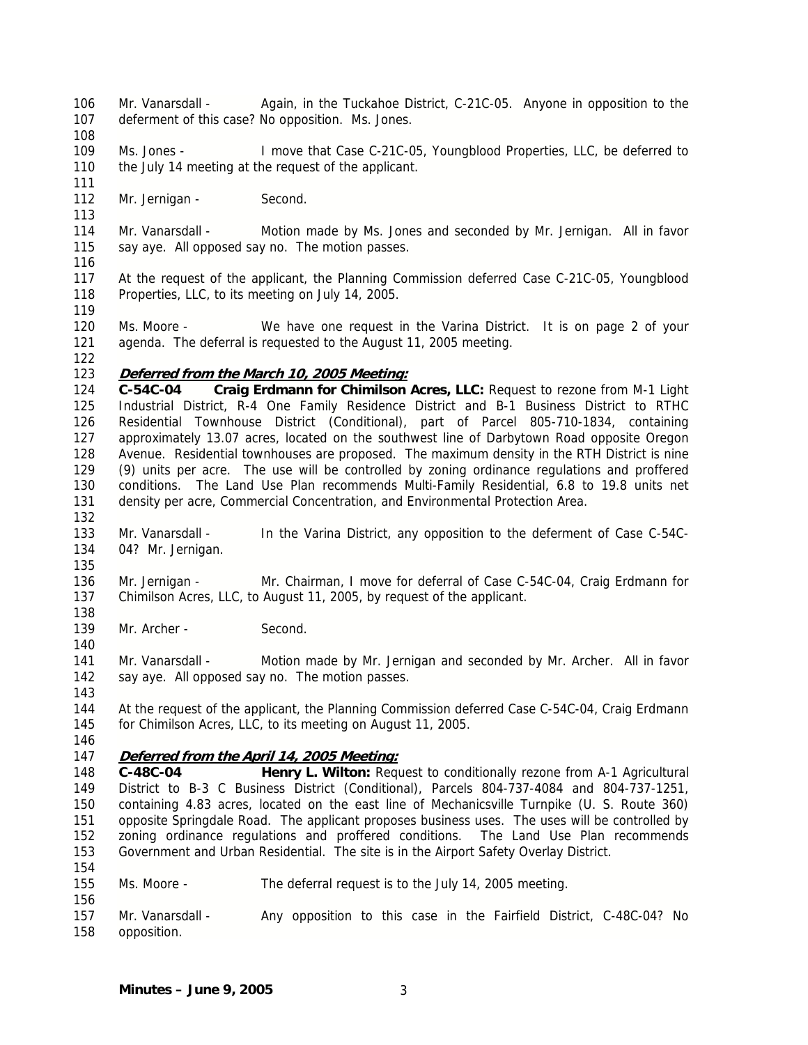Mr. Vanarsdall - Again, in the Tuckahoe District, C-21C-05. Anyone in opposition to the deferment of this case? No opposition. Ms. Jones.

Ms. Jones - I move that Case C-21C-05, Youngblood Properties, LLC, be deferred to the July 14 meeting at the request of the applicant.

Mr. Jernigan - Second.

Mr. Vanarsdall - Motion made by Ms. Jones and seconded by Mr. Jernigan. All in favor say aye. All opposed say no. The motion passes.

At the request of the applicant, the Planning Commission deferred Case C-21C-05, Youngblood Properties, LLC, to its meeting on July 14, 2005.

Ms. Moore - We have one request in the Varina District. It is on page 2 of your agenda. The deferral is requested to the August 11, 2005 meeting.

***Deferred from the March 10, 2005 Meeting:***

**C-54C-04 Craig Erdmann for Chimilson Acres, LLC:** Request to rezone from M-1 Light Industrial District, R-4 One Family Residence District and B-1 Business District to RTHC Residential Townhouse District (Conditional), part of Parcel 805-710-1834, containing approximately 13.07 acres, located on the southwest line of Darbytown Road opposite Oregon Avenue. Residential townhouses are proposed. The maximum density in the RTH District is nine (9) units per acre. The use will be controlled by zoning ordinance regulations and proffered conditions. The Land Use Plan recommends Multi-Family Residential, 6.8 to 19.8 units net density per acre, Commercial Concentration, and Environmental Protection Area.

Mr. Vanarsdall - In the Varina District, any opposition to the deferment of Case C-54C-04? Mr. Jernigan.

Mr. Jernigan - Mr. Chairman, I move for deferral of Case C-54C-04, Craig Erdmann for Chimilson Acres, LLC, to August 11, 2005, by request of the applicant.

Mr. Archer - Second.

Mr. Vanarsdall - Motion made by Mr. Jernigan and seconded by Mr. Archer. All in favor say aye. All opposed say no. The motion passes.

At the request of the applicant, the Planning Commission deferred Case C-54C-04, Craig Erdmann for Chimilson Acres, LLC, to its meeting on August 11, 2005.

***Deferred from the April 14, 2005 Meeting:***

**C-48C-04 Henry L. Wilton:** Request to conditionally rezone from A-1 Agricultural District to B-3 C Business District (Conditional), Parcels 804-737-4084 and 804-737-1251, containing 4.83 acres, located on the east line of Mechanicsville Turnpike (U. S. Route 360) opposite Springdale Road. The applicant proposes business uses. The uses will be controlled by zoning ordinance regulations and proffered conditions. The Land Use Plan recommends Government and Urban Residential. The site is in the Airport Safety Overlay District.

Ms. Moore - The deferral request is to the July 14, 2005 meeting.

Mr. Vanarsdall - Any opposition to this case in the Fairfield District, C-48C-04? No opposition.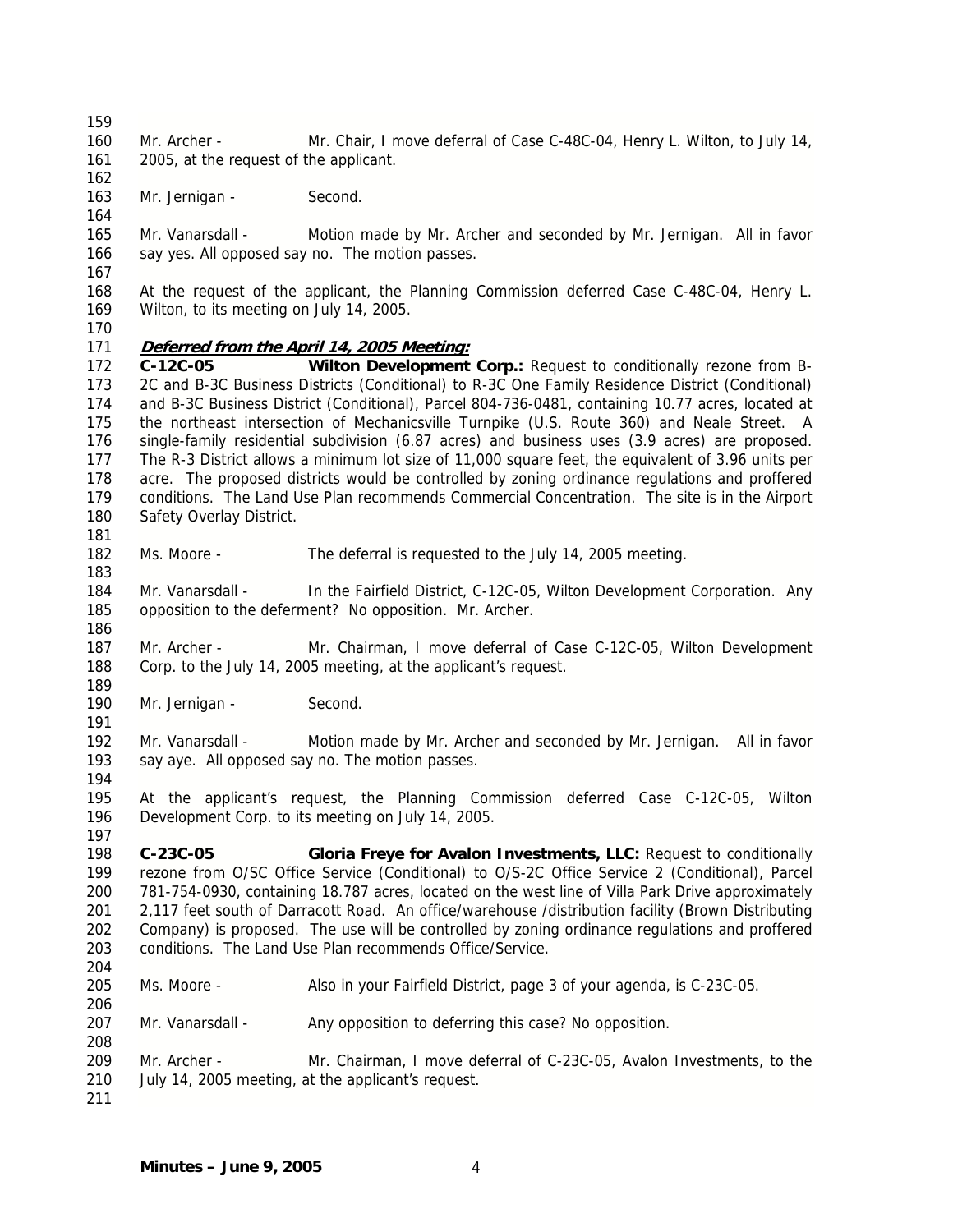Mr. Archer - Mr. Chair, I move deferral of Case C-48C-04, Henry L. Wilton, to July 14, 2005, at the request of the applicant.

Mr. Jernigan - Second.

Mr. Vanarsdall - Motion made by Mr. Archer and seconded by Mr. Jernigan. All in favor say yes. All opposed say no. The motion passes.

At the request of the applicant, the Planning Commission deferred Case C-48C-04, Henry L. Wilton, to its meeting on July 14, 2005.

***Deferred from the April 14, 2005 Meeting:***

**C-12C-05 Wilton Development Corp.:** Request to conditionally rezone from B-2C and B-3C Business Districts (Conditional) to R-3C One Family Residence District (Conditional) and B-3C Business District (Conditional), Parcel 804-736-0481, containing 10.77 acres, located at the northeast intersection of Mechanicsville Turnpike (U.S. Route 360) and Neale Street. A single-family residential subdivision (6.87 acres) and business uses (3.9 acres) are proposed. The R-3 District allows a minimum lot size of 11,000 square feet, the equivalent of 3.96 units per acre. The proposed districts would be controlled by zoning ordinance regulations and proffered conditions. The Land Use Plan recommends Commercial Concentration. The site is in the Airport Safety Overlay District.

Ms. Moore - The deferral is requested to the July 14, 2005 meeting.

Mr. Vanarsdall - In the Fairfield District, C-12C-05, Wilton Development Corporation. Any opposition to the deferment? No opposition. Mr. Archer.

Mr. Archer - Mr. Chairman, I move deferral of Case C-12C-05, Wilton Development Corp. to the July 14, 2005 meeting, at the applicant's request.

Mr. Jernigan - Second.

Mr. Vanarsdall - Motion made by Mr. Archer and seconded by Mr. Jernigan. All in favor say aye. All opposed say no. The motion passes.

At the applicant's request, the Planning Commission deferred Case C-12C-05, Wilton Development Corp. to its meeting on July 14, 2005.

**C-23C-05 Gloria Freye for Avalon Investments, LLC:** Request to conditionally rezone from O/SC Office Service (Conditional) to O/S-2C Office Service 2 (Conditional), Parcel 781-754-0930, containing 18.787 acres, located on the west line of Villa Park Drive approximately 2,117 feet south of Darracott Road. An office/warehouse /distribution facility (Brown Distributing Company) is proposed. The use will be controlled by zoning ordinance regulations and proffered conditions. The Land Use Plan recommends Office/Service.

Ms. Moore - Also in your Fairfield District, page 3 of your agenda, is C-23C-05.

Mr. Vanarsdall - Any opposition to deferring this case? No opposition.

Mr. Archer - Mr. Chairman, I move deferral of C-23C-05, Avalon Investments, to the July 14, 2005 meeting, at the applicant's request.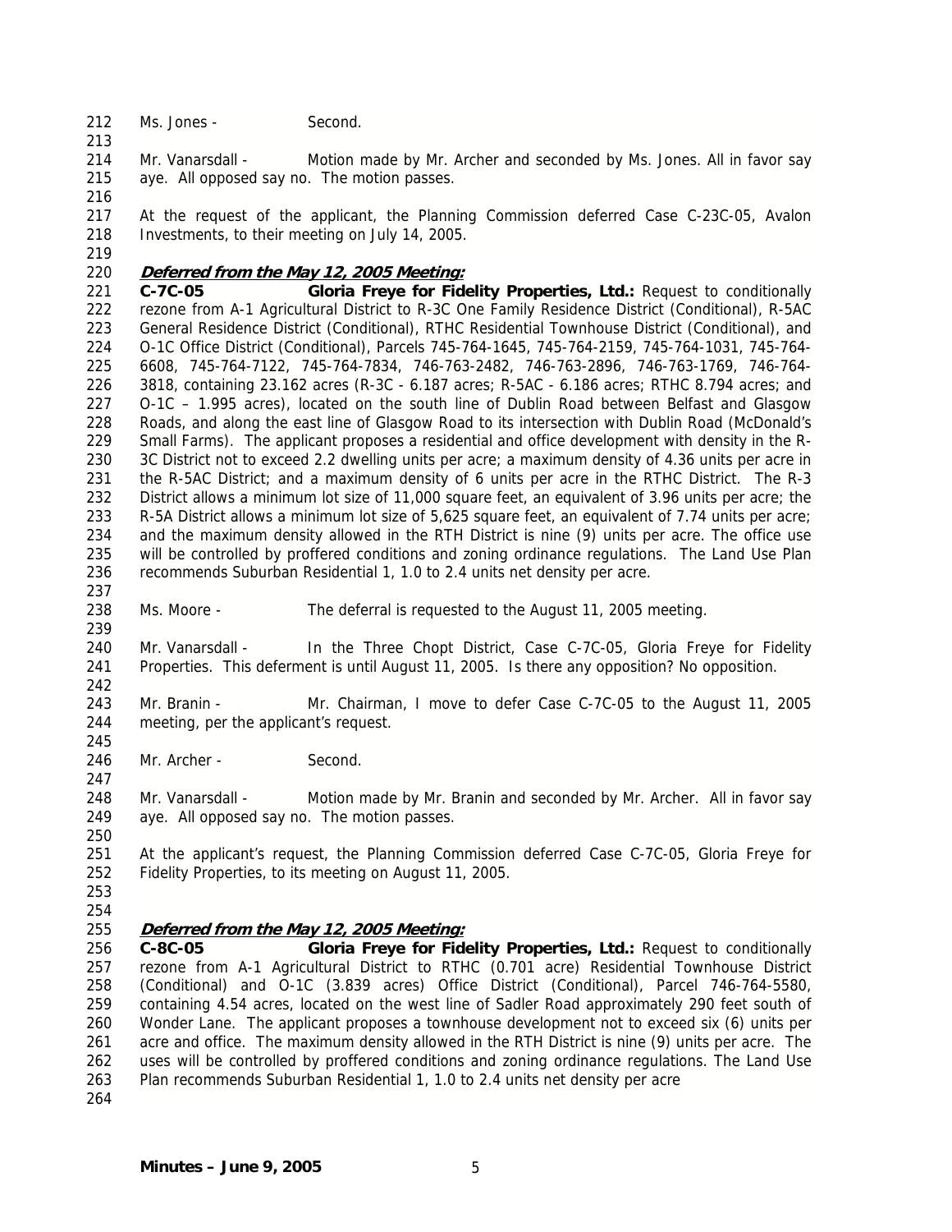Ms. Jones - Second.

Mr. Vanarsdall - Motion made by Mr. Archer and seconded by Ms. Jones. All in favor say aye. All opposed say no. The motion passes.

At the request of the applicant, the Planning Commission deferred Case C-23C-05, Avalon Investments, to their meeting on July 14, 2005.

***Deferred from the May 12, 2005 Meeting:***

**C-7C-05 Gloria Freye for Fidelity Properties, Ltd.:** Request to conditionally rezone from A-1 Agricultural District to R-3C One Family Residence District (Conditional), R-5AC General Residence District (Conditional), RTHC Residential Townhouse District (Conditional), and O-1C Office District (Conditional), Parcels 745-764-1645, 745-764-2159, 745-764-1031, 745-764-6608, 745-764-7122, 745-764-7834, 746-763-2482, 746-763-2896, 746-763-1769, 746-764-3818, containing 23.162 acres (R-3C - 6.187 acres; R-5AC - 6.186 acres; RTHC 8.794 acres; and O-1C – 1.995 acres), located on the south line of Dublin Road between Belfast and Glasgow Roads, and along the east line of Glasgow Road to its intersection with Dublin Road (McDonald's Small Farms). The applicant proposes a residential and office development with density in the R-3C District not to exceed 2.2 dwelling units per acre; a maximum density of 4.36 units per acre in the R-5AC District; and a maximum density of 6 units per acre in the RTHC District. The R-3 District allows a minimum lot size of 11,000 square feet, an equivalent of 3.96 units per acre; the R-5A District allows a minimum lot size of 5,625 square feet, an equivalent of 7.74 units per acre; and the maximum density allowed in the RTH District is nine (9) units per acre. The office use will be controlled by proffered conditions and zoning ordinance regulations. The Land Use Plan recommends Suburban Residential 1, 1.0 to 2.4 units net density per acre.

Ms. Moore - The deferral is requested to the August 11, 2005 meeting.

Mr. Vanarsdall - In the Three Chopt District, Case C-7C-05, Gloria Freye for Fidelity Properties. This deferment is until August 11, 2005. Is there any opposition? No opposition.

Mr. Branin - Mr. Chairman, I move to defer Case C-7C-05 to the August 11, 2005 meeting, per the applicant's request.

Mr. Archer - Second.

Mr. Vanarsdall - Motion made by Mr. Branin and seconded by Mr. Archer. All in favor say aye. All opposed say no. The motion passes.

At the applicant's request, the Planning Commission deferred Case C-7C-05, Gloria Freye for Fidelity Properties, to its meeting on August 11, 2005.

***Deferred from the May 12, 2005 Meeting:***

**C-8C-05 Gloria Freye for Fidelity Properties, Ltd.:** Request to conditionally rezone from A-1 Agricultural District to RTHC (0.701 acre) Residential Townhouse District (Conditional) and O-1C (3.839 acres) Office District (Conditional), Parcel 746-764-5580, containing 4.54 acres, located on the west line of Sadler Road approximately 290 feet south of Wonder Lane. The applicant proposes a townhouse development not to exceed six (6) units per acre and office. The maximum density allowed in the RTH District is nine (9) units per acre. The uses will be controlled by proffered conditions and zoning ordinance regulations. The Land Use Plan recommends Suburban Residential 1, 1.0 to 2.4 units net density per acre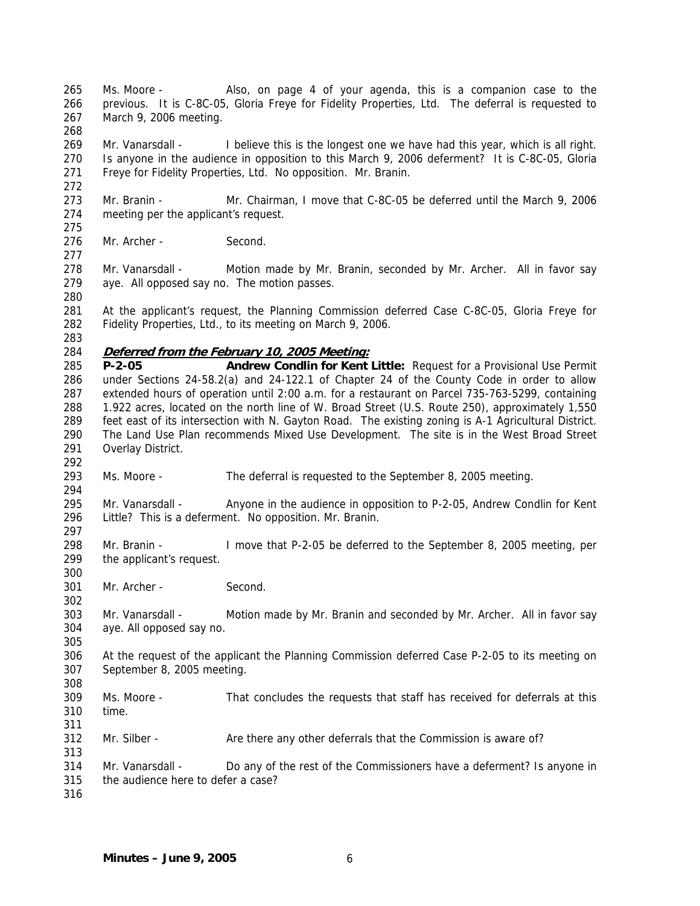Ms. Moore - Also, on page 4 of your agenda, this is a companion case to the previous. It is C-8C-05, Gloria Freye for Fidelity Properties, Ltd. The deferral is requested to March 9, 2006 meeting.

Mr. Vanarsdall - I believe this is the longest one we have had this year, which is all right. Is anyone in the audience in opposition to this March 9, 2006 deferment? It is C-8C-05, Gloria Freye for Fidelity Properties, Ltd. No opposition. Mr. Branin.

Mr. Branin - Mr. Chairman, I move that C-8C-05 be deferred until the March 9, 2006 meeting per the applicant's request.

Mr. Archer - Second.

Mr. Vanarsdall - Motion made by Mr. Branin, seconded by Mr. Archer. All in favor say aye. All opposed say no. The motion passes.

At the applicant's request, the Planning Commission deferred Case C-8C-05, Gloria Freye for Fidelity Properties, Ltd., to its meeting on March 9, 2006.

***Deferred from the February 10, 2005 Meeting:***

**P-2-05** **Andrew Condlin for Kent Little:** Request for a Provisional Use Permit under Sections 24-58.2(a) and 24-122.1 of Chapter 24 of the County Code in order to allow extended hours of operation until 2:00 a.m. for a restaurant on Parcel 735-763-5299, containing 1.922 acres, located on the north line of W. Broad Street (U.S. Route 250), approximately 1,550 feet east of its intersection with N. Gayton Road. The existing zoning is A-1 Agricultural District. The Land Use Plan recommends Mixed Use Development. The site is in the West Broad Street Overlay District.

Ms. Moore - The deferral is requested to the September 8, 2005 meeting.

Mr. Vanarsdall - Anyone in the audience in opposition to P-2-05, Andrew Condlin for Kent Little? This is a deferment. No opposition. Mr. Branin.

Mr. Branin - I move that P-2-05 be deferred to the September 8, 2005 meeting, per the applicant's request.

Mr. Archer - Second.

Mr. Vanarsdall - Motion made by Mr. Branin and seconded by Mr. Archer. All in favor say aye. All opposed say no.

At the request of the applicant the Planning Commission deferred Case P-2-05 to its meeting on September 8, 2005 meeting.

Ms. Moore - That concludes the requests that staff has received for deferrals at this time.

Mr. Silber - Are there any other deferrals that the Commission is aware of?

Mr. Vanarsdall - Do any of the rest of the Commissioners have a deferment? Is anyone in the audience here to defer a case?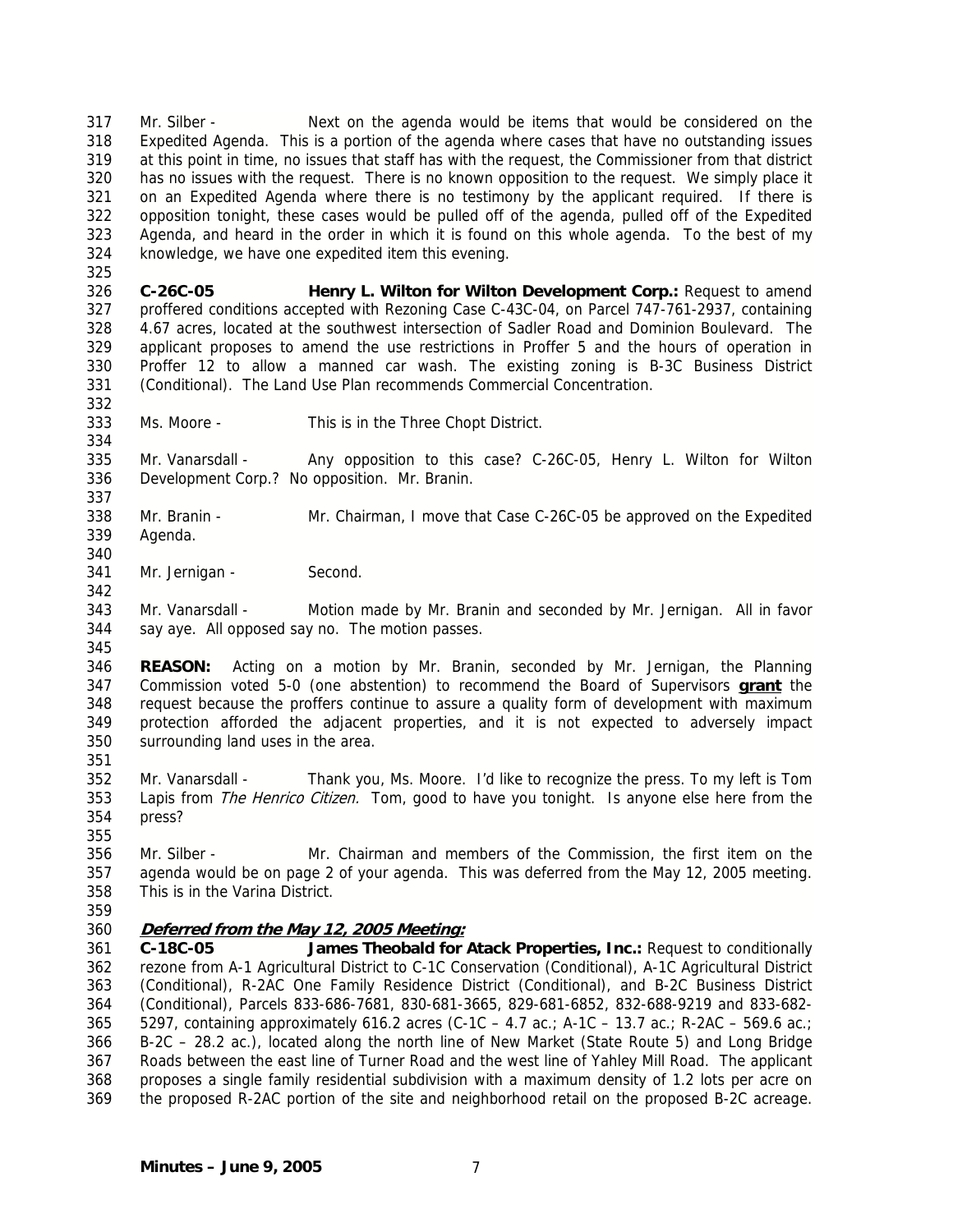Mr. Silber - Next on the agenda would be items that would be considered on the Expedited Agenda. This is a portion of the agenda where cases that have no outstanding issues at this point in time, no issues that staff has with the request, the Commissioner from that district has no issues with the request. There is no known opposition to the request. We simply place it on an Expedited Agenda where there is no testimony by the applicant required. If there is opposition tonight, these cases would be pulled off of the agenda, pulled off of the Expedited Agenda, and heard in the order in which it is found on this whole agenda. To the best of my knowledge, we have one expedited item this evening.

**C-26C-05 Henry L. Wilton for Wilton Development Corp.:** Request to amend proffered conditions accepted with Rezoning Case C-43C-04, on Parcel 747-761-2937, containing 4.67 acres, located at the southwest intersection of Sadler Road and Dominion Boulevard. The applicant proposes to amend the use restrictions in Proffer 5 and the hours of operation in Proffer 12 to allow a manned car wash. The existing zoning is B-3C Business District (Conditional). The Land Use Plan recommends Commercial Concentration.

Ms. Moore - This is in the Three Chopt District.

Mr. Vanarsdall - Any opposition to this case? C-26C-05, Henry L. Wilton for Wilton Development Corp.? No opposition. Mr. Branin.

Mr. Branin - Mr. Chairman, I move that Case C-26C-05 be approved on the Expedited Agenda.

Mr. Jernigan - Second.

Mr. Vanarsdall - Motion made by Mr. Branin and seconded by Mr. Jernigan. All in favor say aye. All opposed say no. The motion passes.

**REASON:** Acting on a motion by Mr. Branin, seconded by Mr. Jernigan, the Planning Commission voted 5-0 (one abstention) to recommend the Board of Supervisors **grant** the request because the proffers continue to assure a quality form of development with maximum protection afforded the adjacent properties, and it is not expected to adversely impact surrounding land uses in the area.

Mr. Vanarsdall - Thank you, Ms. Moore. I'd like to recognize the press. To my left is Tom Lapis from *The Henrico Citizen.* Tom, good to have you tonight. Is anyone else here from the press?

Mr. Silber - Mr. Chairman and members of the Commission, the first item on the agenda would be on page 2 of your agenda. This was deferred from the May 12, 2005 meeting. This is in the Varina District.

***Deferred from the May 12, 2005 Meeting:***

**C-18C-05 James Theobald for Atack Properties, Inc.:** Request to conditionally rezone from A-1 Agricultural District to C-1C Conservation (Conditional), A-1C Agricultural District (Conditional), R-2AC One Family Residence District (Conditional), and B-2C Business District (Conditional), Parcels 833-686-7681, 830-681-3665, 829-681-6852, 832-688-9219 and 833-682-5297, containing approximately 616.2 acres (C-1C – 4.7 ac.; A-1C – 13.7 ac.; R-2AC – 569.6 ac.; B-2C – 28.2 ac.), located along the north line of New Market (State Route 5) and Long Bridge Roads between the east line of Turner Road and the west line of Yahley Mill Road. The applicant proposes a single family residential subdivision with a maximum density of 1.2 lots per acre on the proposed R-2AC portion of the site and neighborhood retail on the proposed B-2C acreage.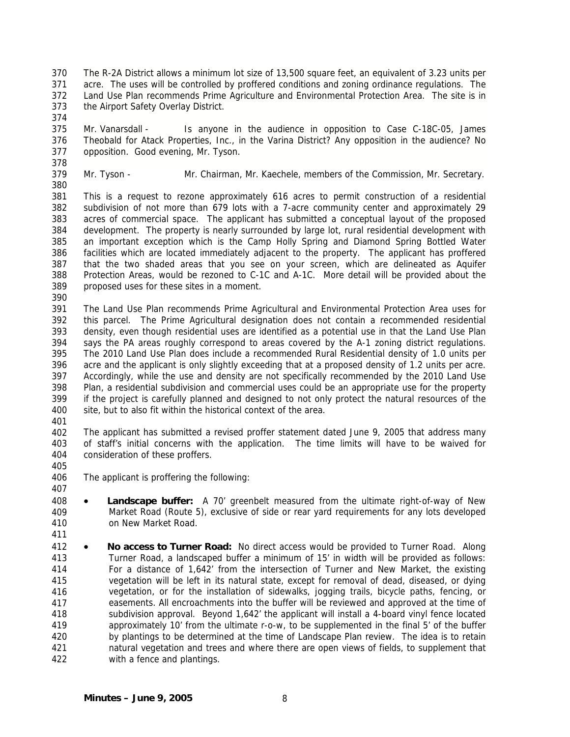The R-2A District allows a minimum lot size of 13,500 square feet, an equivalent of 3.23 units per acre. The uses will be controlled by proffered conditions and zoning ordinance regulations. The Land Use Plan recommends Prime Agriculture and Environmental Protection Area. The site is in the Airport Safety Overlay District.

Mr. Vanarsdall - Is anyone in the audience in opposition to Case C-18C-05, James Theobald for Atack Properties, Inc., in the Varina District? Any opposition in the audience? No opposition. Good evening, Mr. Tyson.

Mr. Tyson - Mr. Chairman, Mr. Kaechele, members of the Commission, Mr. Secretary.

This is a request to rezone approximately 616 acres to permit construction of a residential subdivision of not more than 679 lots with a 7-acre community center and approximately 29 acres of commercial space. The applicant has submitted a conceptual layout of the proposed development. The property is nearly surrounded by large lot, rural residential development with an important exception which is the Camp Holly Spring and Diamond Spring Bottled Water facilities which are located immediately adjacent to the property. The applicant has proffered that the two shaded areas that you see on your screen, which are delineated as Aquifer Protection Areas, would be rezoned to C-1C and A-1C. More detail will be provided about the proposed uses for these sites in a moment.

The Land Use Plan recommends Prime Agricultural and Environmental Protection Area uses for this parcel. The Prime Agricultural designation does not contain a recommended residential density, even though residential uses are identified as a potential use in that the Land Use Plan says the PA areas roughly correspond to areas covered by the A-1 zoning district regulations. The 2010 Land Use Plan does include a recommended Rural Residential density of 1.0 units per acre and the applicant is only slightly exceeding that at a proposed density of 1.2 units per acre. Accordingly, while the use and density are not specifically recommended by the 2010 Land Use Plan, a residential subdivision and commercial uses could be an appropriate use for the property if the project is carefully planned and designed to not only protect the natural resources of the site, but to also fit within the historical context of the area.

The applicant has submitted a revised proffer statement dated June 9, 2005 that address many of staff's initial concerns with the application. The time limits will have to be waived for consideration of these proffers.

The applicant is proffering the following:

- **Landscape buffer:** A 70' greenbelt measured from the ultimate right-of-way of New Market Road (Route 5), exclusive of side or rear yard requirements for any lots developed on New Market Road.

- **No access to Turner Road:** No direct access would be provided to Turner Road. Along Turner Road, a landscaped buffer a minimum of 15' in width will be provided as follows: For a distance of 1,642' from the intersection of Turner and New Market, the existing vegetation will be left in its natural state, except for removal of dead, diseased, or dying vegetation, or for the installation of sidewalks, jogging trails, bicycle paths, fencing, or easements. All encroachments into the buffer will be reviewed and approved at the time of subdivision approval. Beyond 1,642' the applicant will install a 4-board vinyl fence located approximately 10' from the ultimate r-o-w, to be supplemented in the final 5' of the buffer by plantings to be determined at the time of Landscape Plan review. The idea is to retain natural vegetation and trees and where there are open views of fields, to supplement that with a fence and plantings.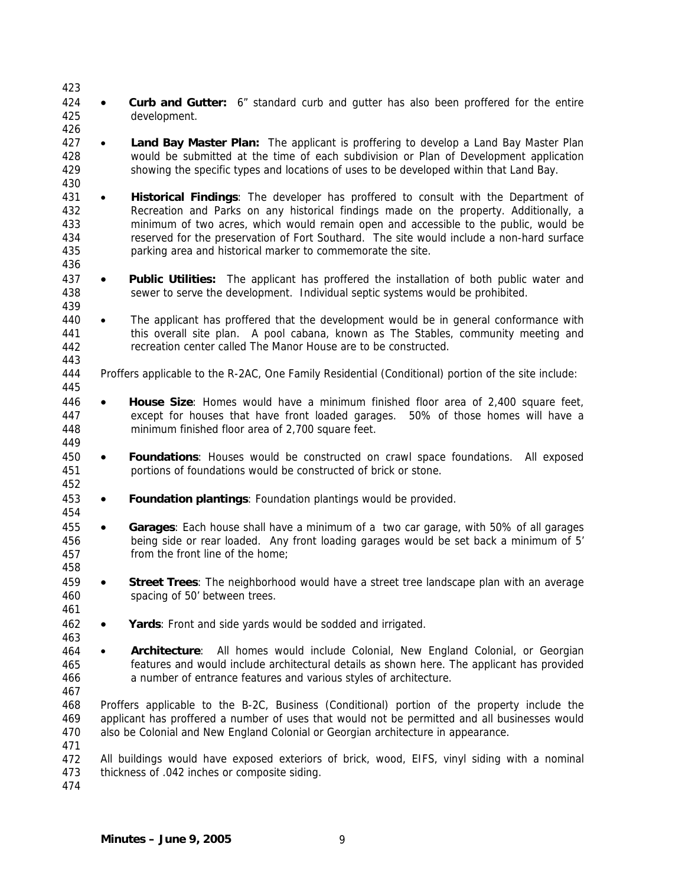- **Curb and Gutter:** 6" standard curb and gutter has also been proffered for the entire development.

- **Land Bay Master Plan:** The applicant is proffering to develop a Land Bay Master Plan would be submitted at the time of each subdivision or Plan of Development application showing the specific types and locations of uses to be developed within that Land Bay.

- **Historical Findings**: The developer has proffered to consult with the Department of Recreation and Parks on any historical findings made on the property. Additionally, a minimum of two acres, which would remain open and accessible to the public, would be reserved for the preservation of Fort Southard. The site would include a non-hard surface parking area and historical marker to commemorate the site.

- **Public Utilities:** The applicant has proffered the installation of both public water and sewer to serve the development. Individual septic systems would be prohibited.

- The applicant has proffered that the development would be in general conformance with this overall site plan. A pool cabana, known as The Stables, community meeting and recreation center called The Manor House are to be constructed.

Proffers applicable to the R-2AC, One Family Residential (Conditional) portion of the site include:

- **House Size**: Homes would have a minimum finished floor area of 2,400 square feet, except for houses that have front loaded garages. 50% of those homes will have a minimum finished floor area of 2,700 square feet.

- **Foundations**: Houses would be constructed on crawl space foundations. All exposed portions of foundations would be constructed of brick or stone.

- **Foundation plantings**: Foundation plantings would be provided.

- **Garages**: Each house shall have a minimum of a two car garage, with 50% of all garages being side or rear loaded. Any front loading garages would be set back a minimum of 5' from the front line of the home;

- **Street Trees**: The neighborhood would have a street tree landscape plan with an average spacing of 50' between trees.

- **Yards**: Front and side yards would be sodded and irrigated.

- **Architecture**: All homes would include Colonial, New England Colonial, or Georgian features and would include architectural details as shown here. The applicant has provided a number of entrance features and various styles of architecture.

Proffers applicable to the B-2C, Business (Conditional) portion of the property include the applicant has proffered a number of uses that would not be permitted and all businesses would also be Colonial and New England Colonial or Georgian architecture in appearance.

All buildings would have exposed exteriors of brick, wood, EIFS, vinyl siding with a nominal thickness of .042 inches or composite siding.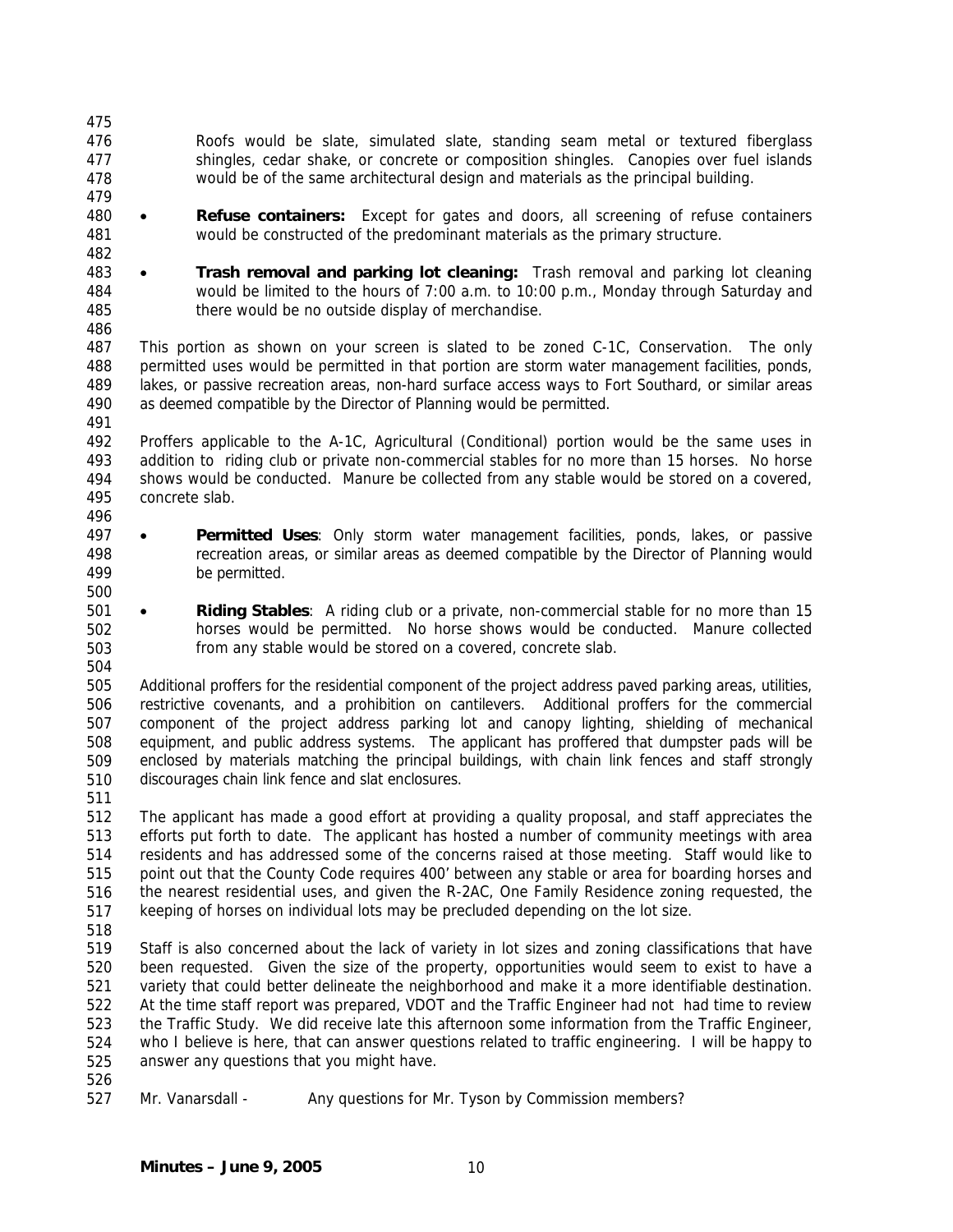Roofs would be slate, simulated slate, standing seam metal or textured fiberglass shingles, cedar shake, or concrete or composition shingles. Canopies over fuel islands would be of the same architectural design and materials as the principal building.

- **Refuse containers:** Except for gates and doors, all screening of refuse containers would be constructed of the predominant materials as the primary structure.

- **Trash removal and parking lot cleaning:** Trash removal and parking lot cleaning would be limited to the hours of 7:00 a.m. to 10:00 p.m., Monday through Saturday and there would be no outside display of merchandise.

This portion as shown on your screen is slated to be zoned C-1C, Conservation. The only permitted uses would be permitted in that portion are storm water management facilities, ponds, lakes, or passive recreation areas, non-hard surface access ways to Fort Southard, or similar areas as deemed compatible by the Director of Planning would be permitted.

Proffers applicable to the A-1C, Agricultural (Conditional) portion would be the same uses in addition to riding club or private non-commercial stables for no more than 15 horses. No horse shows would be conducted. Manure be collected from any stable would be stored on a covered, concrete slab.

- **Permitted Uses**: Only storm water management facilities, ponds, lakes, or passive recreation areas, or similar areas as deemed compatible by the Director of Planning would be permitted.

- **Riding Stables**: A riding club or a private, non-commercial stable for no more than 15 horses would be permitted. No horse shows would be conducted. Manure collected from any stable would be stored on a covered, concrete slab.

Additional proffers for the residential component of the project address paved parking areas, utilities, restrictive covenants, and a prohibition on cantilevers. Additional proffers for the commercial component of the project address parking lot and canopy lighting, shielding of mechanical equipment, and public address systems. The applicant has proffered that dumpster pads will be enclosed by materials matching the principal buildings, with chain link fences and staff strongly discourages chain link fence and slat enclosures.

The applicant has made a good effort at providing a quality proposal, and staff appreciates the efforts put forth to date. The applicant has hosted a number of community meetings with area residents and has addressed some of the concerns raised at those meeting. Staff would like to point out that the County Code requires 400' between any stable or area for boarding horses and the nearest residential uses, and given the R-2AC, One Family Residence zoning requested, the keeping of horses on individual lots may be precluded depending on the lot size.

Staff is also concerned about the lack of variety in lot sizes and zoning classifications that have been requested. Given the size of the property, opportunities would seem to exist to have a variety that could better delineate the neighborhood and make it a more identifiable destination. At the time staff report was prepared, VDOT and the Traffic Engineer had not had time to review the Traffic Study. We did receive late this afternoon some information from the Traffic Engineer, who I believe is here, that can answer questions related to traffic engineering. I will be happy to answer any questions that you might have.

Mr. Vanarsdall - Any questions for Mr. Tyson by Commission members?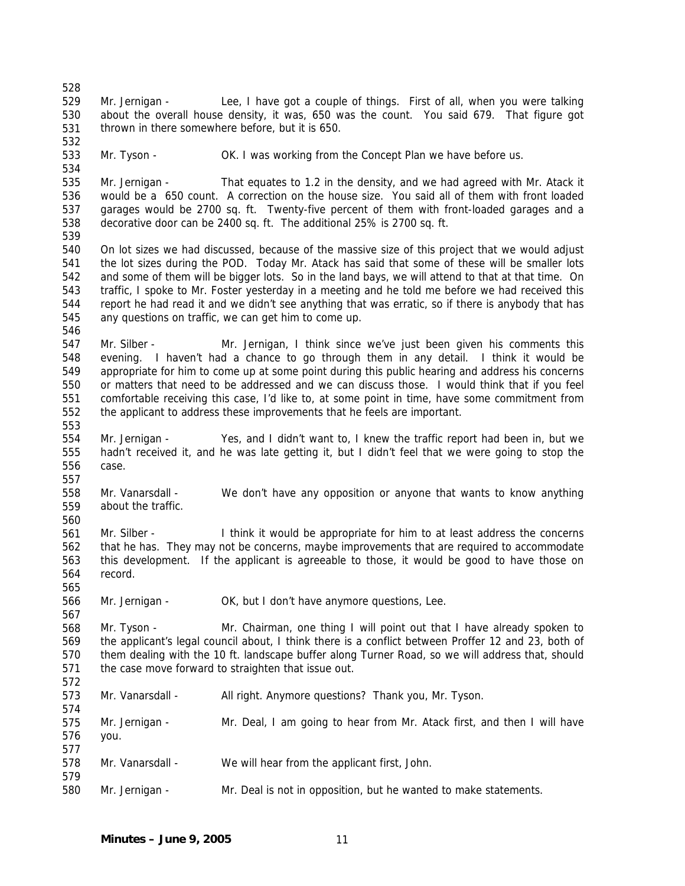Mr. Jernigan - Lee, I have got a couple of things. First of all, when you were talking about the overall house density, it was, 650 was the count. You said 679. That figure got thrown in there somewhere before, but it is 650.

Mr. Tyson - OK. I was working from the Concept Plan we have before us.

Mr. Jernigan - That equates to 1.2 in the density, and we had agreed with Mr. Atack it would be a 650 count. A correction on the house size. You said all of them with front loaded garages would be 2700 sq. ft. Twenty-five percent of them with front-loaded garages and a decorative door can be 2400 sq. ft. The additional 25% is 2700 sq. ft.

On lot sizes we had discussed, because of the massive size of this project that we would adjust the lot sizes during the POD. Today Mr. Atack has said that some of these will be smaller lots and some of them will be bigger lots. So in the land bays, we will attend to that at that time. On traffic, I spoke to Mr. Foster yesterday in a meeting and he told me before we had received this report he had read it and we didn't see anything that was erratic, so if there is anybody that has any questions on traffic, we can get him to come up.

Mr. Silber - Mr. Jernigan, I think since we've just been given his comments this evening. I haven't had a chance to go through them in any detail. I think it would be appropriate for him to come up at some point during this public hearing and address his concerns or matters that need to be addressed and we can discuss those. I would think that if you feel comfortable receiving this case, I'd like to, at some point in time, have some commitment from the applicant to address these improvements that he feels are important.

Mr. Jernigan - Yes, and I didn't want to, I knew the traffic report had been in, but we hadn't received it, and he was late getting it, but I didn't feel that we were going to stop the case.

Mr. Vanarsdall - We don't have any opposition or anyone that wants to know anything about the traffic.

Mr. Silber - I think it would be appropriate for him to at least address the concerns that he has. They may not be concerns, maybe improvements that are required to accommodate this development. If the applicant is agreeable to those, it would be good to have those on record.

Mr. Jernigan - OK, but I don't have anymore questions, Lee.

Mr. Tyson - Mr. Chairman, one thing I will point out that I have already spoken to the applicant's legal council about, I think there is a conflict between Proffer 12 and 23, both of them dealing with the 10 ft. landscape buffer along Turner Road, so we will address that, should the case move forward to straighten that issue out.

Mr. Vanarsdall - All right. Anymore questions? Thank you, Mr. Tyson.

Mr. Jernigan - Mr. Deal, I am going to hear from Mr. Atack first, and then I will have you.

Mr. Vanarsdall - We will hear from the applicant first, John.

Mr. Jernigan - Mr. Deal is not in opposition, but he wanted to make statements.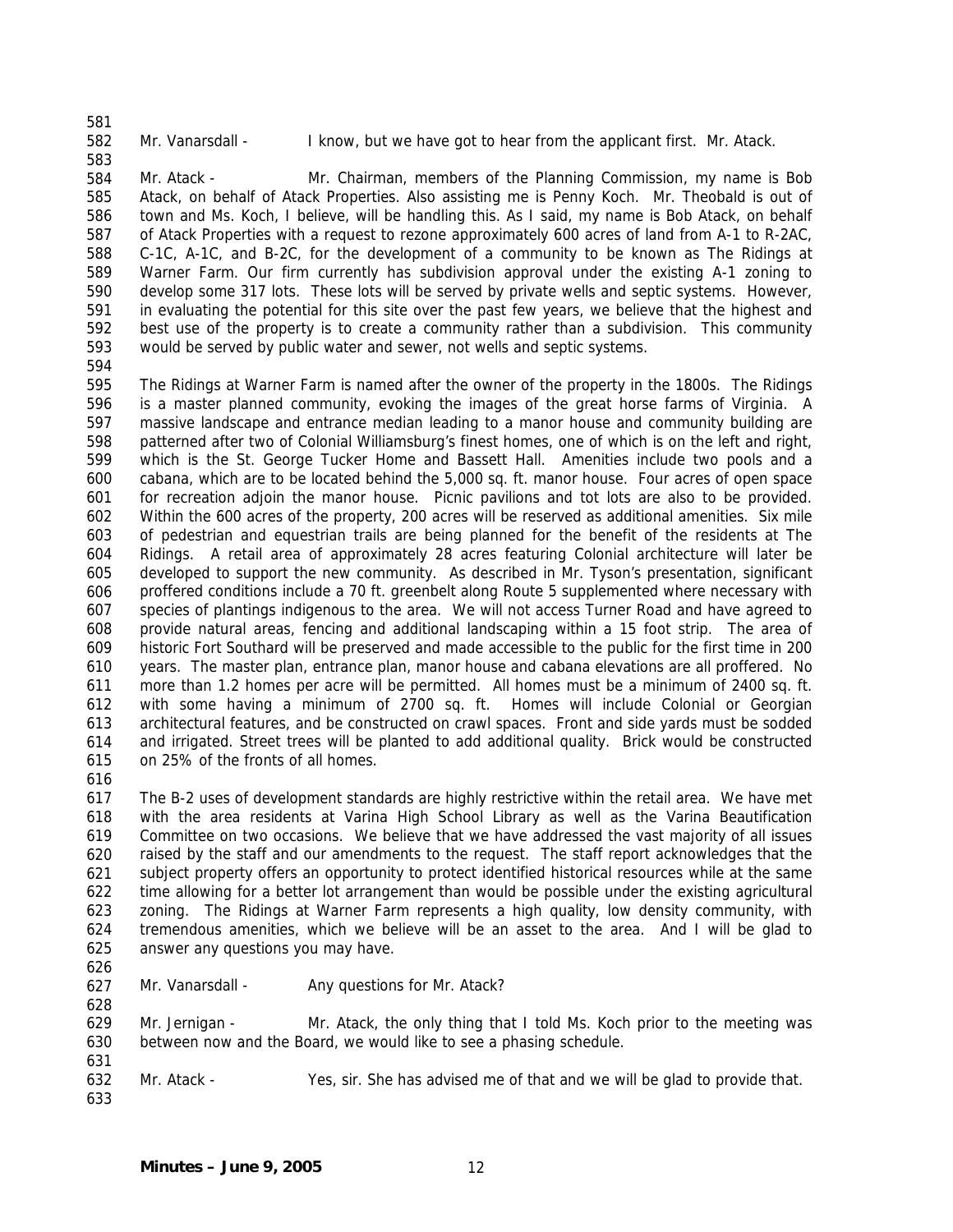Mr. Vanarsdall - I know, but we have got to hear from the applicant first. Mr. Atack.

Mr. Atack - Mr. Chairman, members of the Planning Commission, my name is Bob Atack, on behalf of Atack Properties. Also assisting me is Penny Koch. Mr. Theobald is out of town and Ms. Koch, I believe, will be handling this. As I said, my name is Bob Atack, on behalf of Atack Properties with a request to rezone approximately 600 acres of land from A-1 to R-2AC, C-1C, A-1C, and B-2C, for the development of a community to be known as The Ridings at Warner Farm. Our firm currently has subdivision approval under the existing A-1 zoning to develop some 317 lots. These lots will be served by private wells and septic systems. However, in evaluating the potential for this site over the past few years, we believe that the highest and best use of the property is to create a community rather than a subdivision. This community would be served by public water and sewer, not wells and septic systems.

The Ridings at Warner Farm is named after the owner of the property in the 1800s. The Ridings is a master planned community, evoking the images of the great horse farms of Virginia. A massive landscape and entrance median leading to a manor house and community building are patterned after two of Colonial Williamsburg's finest homes, one of which is on the left and right, which is the St. George Tucker Home and Bassett Hall. Amenities include two pools and a cabana, which are to be located behind the 5,000 sq. ft. manor house. Four acres of open space for recreation adjoin the manor house. Picnic pavilions and tot lots are also to be provided. Within the 600 acres of the property, 200 acres will be reserved as additional amenities. Six mile of pedestrian and equestrian trails are being planned for the benefit of the residents at The Ridings. A retail area of approximately 28 acres featuring Colonial architecture will later be developed to support the new community. As described in Mr. Tyson's presentation, significant proffered conditions include a 70 ft. greenbelt along Route 5 supplemented where necessary with species of plantings indigenous to the area. We will not access Turner Road and have agreed to provide natural areas, fencing and additional landscaping within a 15 foot strip. The area of historic Fort Southard will be preserved and made accessible to the public for the first time in 200 years. The master plan, entrance plan, manor house and cabana elevations are all proffered. No more than 1.2 homes per acre will be permitted. All homes must be a minimum of 2400 sq. ft. with some having a minimum of 2700 sq. ft. Homes will include Colonial or Georgian architectural features, and be constructed on crawl spaces. Front and side yards must be sodded and irrigated. Street trees will be planted to add additional quality. Brick would be constructed on 25% of the fronts of all homes.

The B-2 uses of development standards are highly restrictive within the retail area. We have met with the area residents at Varina High School Library as well as the Varina Beautification Committee on two occasions. We believe that we have addressed the vast majority of all issues raised by the staff and our amendments to the request. The staff report acknowledges that the subject property offers an opportunity to protect identified historical resources while at the same time allowing for a better lot arrangement than would be possible under the existing agricultural zoning. The Ridings at Warner Farm represents a high quality, low density community, with tremendous amenities, which we believe will be an asset to the area. And I will be glad to answer any questions you may have.

Mr. Vanarsdall - Any questions for Mr. Atack?

Mr. Jernigan - Mr. Atack, the only thing that I told Ms. Koch prior to the meeting was between now and the Board, we would like to see a phasing schedule.

Mr. Atack - Yes, sir. She has advised me of that and we will be glad to provide that.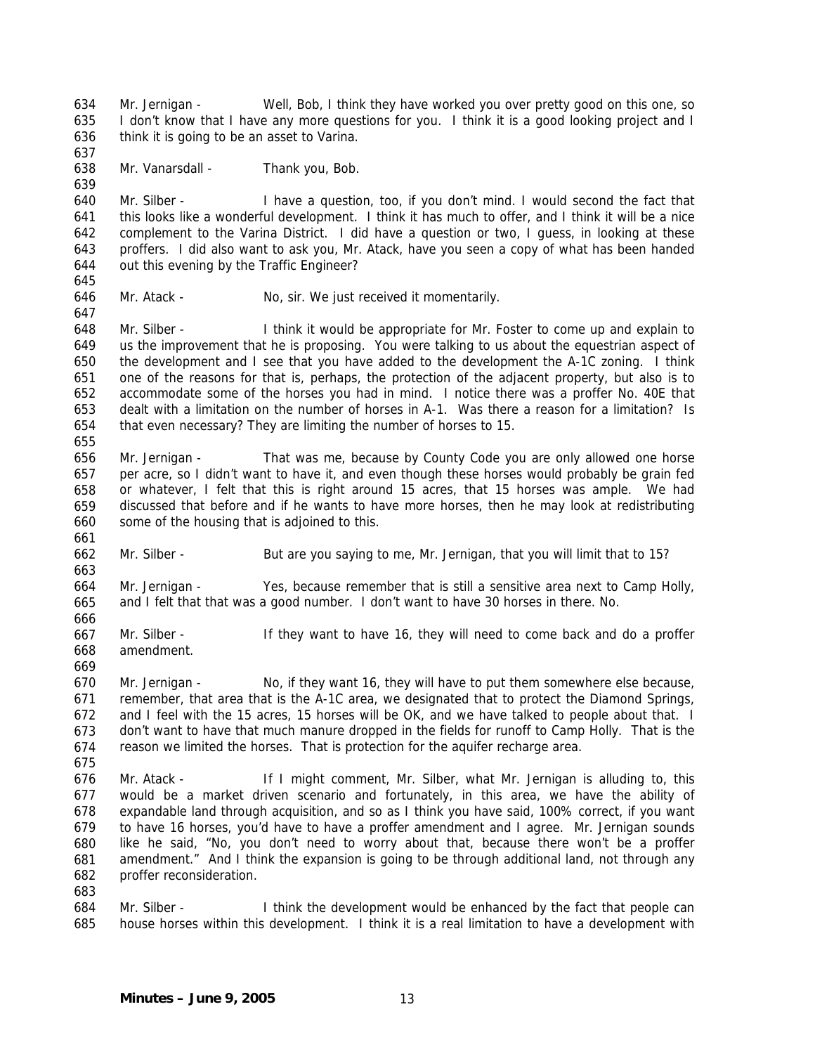Mr. Jernigan - Well, Bob, I think they have worked you over pretty good on this one, so I don't know that I have any more questions for you. I think it is a good looking project and I think it is going to be an asset to Varina.

Mr. Vanarsdall - Thank you, Bob.

Mr. Silber - I have a question, too, if you don't mind. I would second the fact that this looks like a wonderful development. I think it has much to offer, and I think it will be a nice complement to the Varina District. I did have a question or two, I guess, in looking at these proffers. I did also want to ask you, Mr. Atack, have you seen a copy of what has been handed out this evening by the Traffic Engineer?

Mr. Atack - No, sir. We just received it momentarily.

Mr. Silber - I think it would be appropriate for Mr. Foster to come up and explain to us the improvement that he is proposing. You were talking to us about the equestrian aspect of the development and I see that you have added to the development the A-1C zoning. I think one of the reasons for that is, perhaps, the protection of the adjacent property, but also is to accommodate some of the horses you had in mind. I notice there was a proffer No. 40E that dealt with a limitation on the number of horses in A-1. Was there a reason for a limitation? Is that even necessary? They are limiting the number of horses to 15.

Mr. Jernigan - That was me, because by County Code you are only allowed one horse per acre, so I didn't want to have it, and even though these horses would probably be grain fed or whatever, I felt that this is right around 15 acres, that 15 horses was ample. We had discussed that before and if he wants to have more horses, then he may look at redistributing some of the housing that is adjoined to this.

Mr. Silber - But are you saying to me, Mr. Jernigan, that you will limit that to 15?

Mr. Jernigan - Yes, because remember that is still a sensitive area next to Camp Holly, and I felt that that was a good number. I don't want to have 30 horses in there. No.

Mr. Silber - If they want to have 16, they will need to come back and do a proffer amendment.

Mr. Jernigan - No, if they want 16, they will have to put them somewhere else because, remember, that area that is the A-1C area, we designated that to protect the Diamond Springs, and I feel with the 15 acres, 15 horses will be OK, and we have talked to people about that. I don't want to have that much manure dropped in the fields for runoff to Camp Holly. That is the reason we limited the horses. That is protection for the aquifer recharge area.

Mr. Atack - If I might comment, Mr. Silber, what Mr. Jernigan is alluding to, this would be a market driven scenario and fortunately, in this area, we have the ability of expandable land through acquisition, and so as I think you have said, 100% correct, if you want to have 16 horses, you'd have to have a proffer amendment and I agree. Mr. Jernigan sounds like he said, "No, you don't need to worry about that, because there won't be a proffer amendment." And I think the expansion is going to be through additional land, not through any proffer reconsideration.

Mr. Silber - I think the development would be enhanced by the fact that people can house horses within this development. I think it is a real limitation to have a development with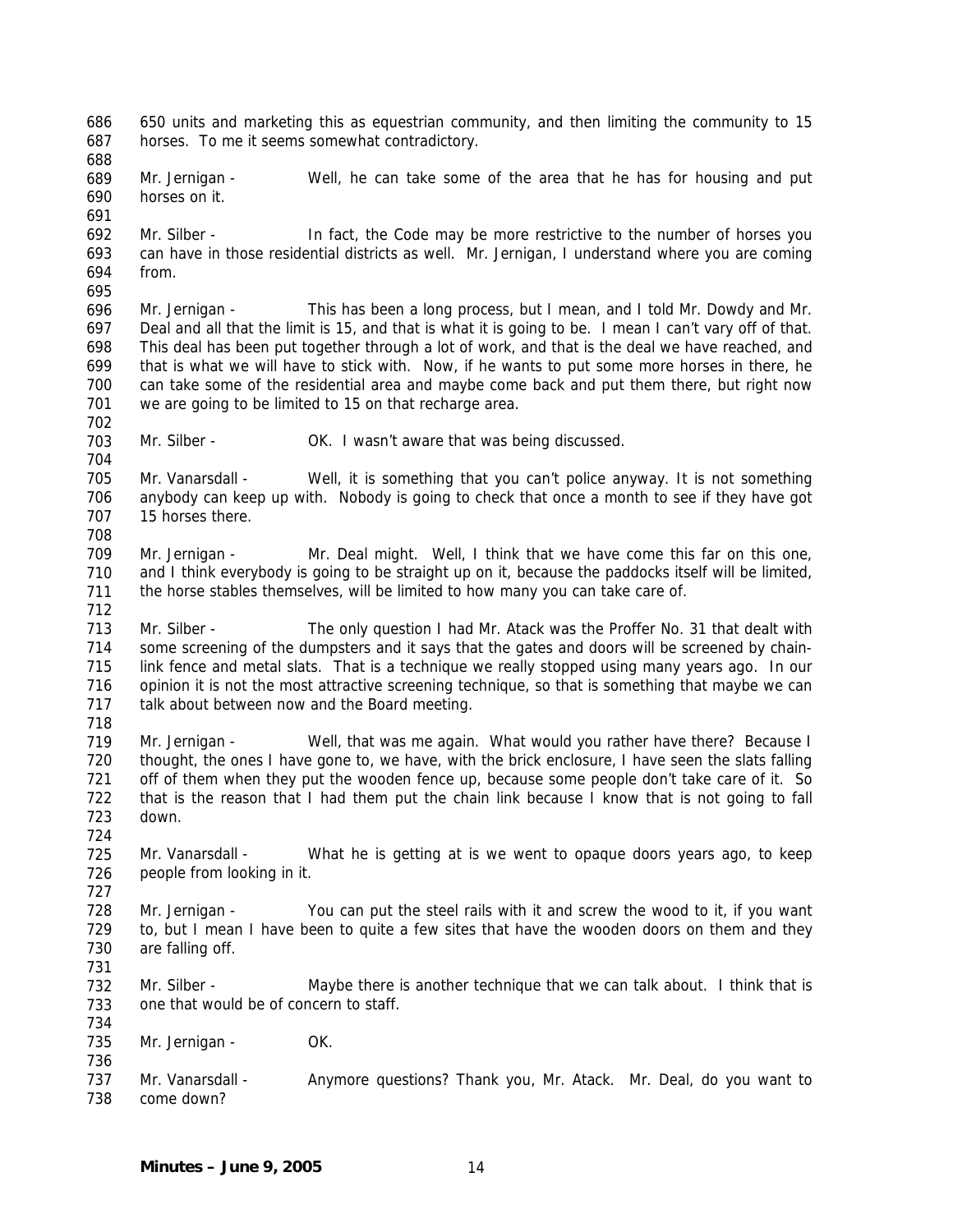650 units and marketing this as equestrian community, and then limiting the community to 15 horses. To me it seems somewhat contradictory.

Mr. Jernigan - Well, he can take some of the area that he has for housing and put horses on it.

Mr. Silber - In fact, the Code may be more restrictive to the number of horses you can have in those residential districts as well. Mr. Jernigan, I understand where you are coming from.

Mr. Jernigan - This has been a long process, but I mean, and I told Mr. Dowdy and Mr. Deal and all that the limit is 15, and that is what it is going to be. I mean I can't vary off of that. This deal has been put together through a lot of work, and that is the deal we have reached, and that is what we will have to stick with. Now, if he wants to put some more horses in there, he can take some of the residential area and maybe come back and put them there, but right now we are going to be limited to 15 on that recharge area.

Mr. Silber - OK. I wasn't aware that was being discussed.

Mr. Vanarsdall - Well, it is something that you can't police anyway. It is not something anybody can keep up with. Nobody is going to check that once a month to see if they have got 15 horses there.

Mr. Jernigan - Mr. Deal might. Well, I think that we have come this far on this one, and I think everybody is going to be straight up on it, because the paddocks itself will be limited, the horse stables themselves, will be limited to how many you can take care of.

Mr. Silber - The only question I had Mr. Atack was the Proffer No. 31 that dealt with some screening of the dumpsters and it says that the gates and doors will be screened by chain-link fence and metal slats. That is a technique we really stopped using many years ago. In our opinion it is not the most attractive screening technique, so that is something that maybe we can talk about between now and the Board meeting.

Mr. Jernigan - Well, that was me again. What would you rather have there? Because I thought, the ones I have gone to, we have, with the brick enclosure, I have seen the slats falling off of them when they put the wooden fence up, because some people don't take care of it. So that is the reason that I had them put the chain link because I know that is not going to fall down.

Mr. Vanarsdall - What he is getting at is we went to opaque doors years ago, to keep people from looking in it.

Mr. Jernigan - You can put the steel rails with it and screw the wood to it, if you want to, but I mean I have been to quite a few sites that have the wooden doors on them and they are falling off.

Mr. Silber - Maybe there is another technique that we can talk about. I think that is one that would be of concern to staff.

Mr. Jernigan - OK.

Mr. Vanarsdall - Anymore questions? Thank you, Mr. Atack. Mr. Deal, do you want to come down?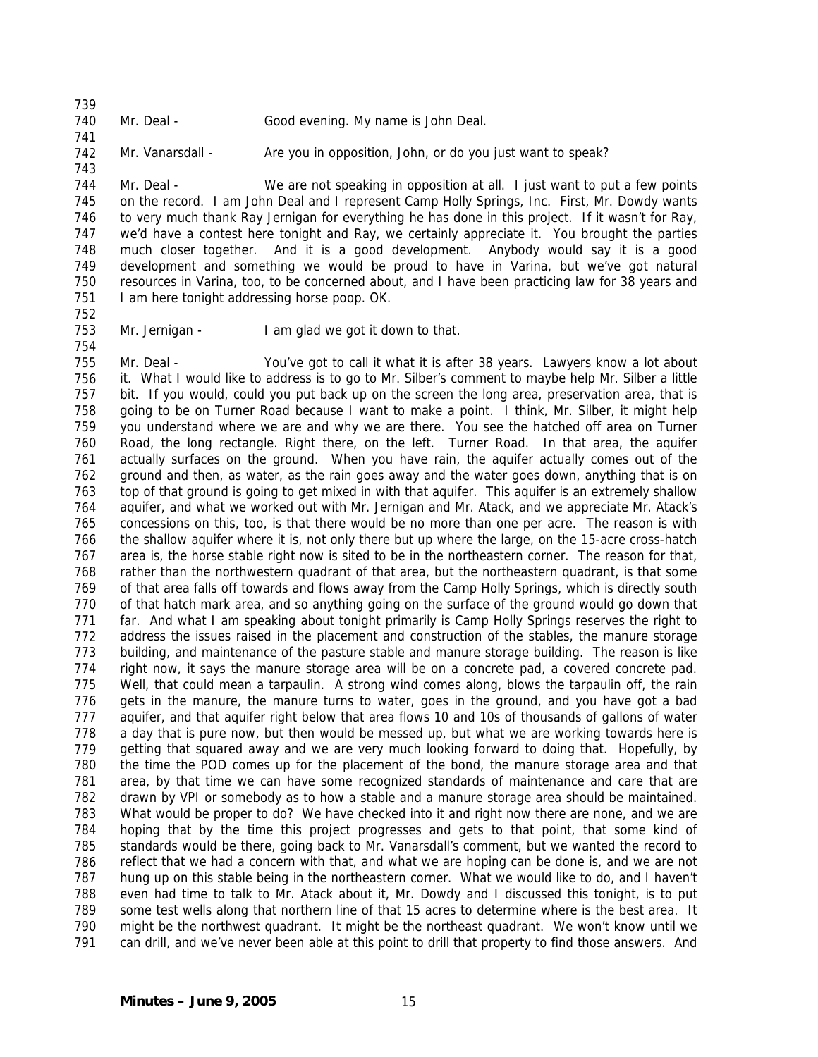Mr. Deal - Good evening. My name is John Deal.

Mr. Vanarsdall - Are you in opposition, John, or do you just want to speak?

Mr. Deal - We are not speaking in opposition at all. I just want to put a few points on the record. I am John Deal and I represent Camp Holly Springs, Inc. First, Mr. Dowdy wants to very much thank Ray Jernigan for everything he has done in this project. If it wasn't for Ray, we'd have a contest here tonight and Ray, we certainly appreciate it. You brought the parties much closer together. And it is a good development. Anybody would say it is a good development and something we would be proud to have in Varina, but we've got natural resources in Varina, too, to be concerned about, and I have been practicing law for 38 years and I am here tonight addressing horse poop. OK.

Mr. Jernigan - I am glad we got it down to that.

Mr. Deal - You've got to call it what it is after 38 years. Lawyers know a lot about it. What I would like to address is to go to Mr. Silber's comment to maybe help Mr. Silber a little bit. If you would, could you put back up on the screen the long area, preservation area, that is going to be on Turner Road because I want to make a point. I think, Mr. Silber, it might help you understand where we are and why we are there. You see the hatched off area on Turner Road, the long rectangle. Right there, on the left. Turner Road. In that area, the aquifer actually surfaces on the ground. When you have rain, the aquifer actually comes out of the ground and then, as water, as the rain goes away and the water goes down, anything that is on top of that ground is going to get mixed in with that aquifer. This aquifer is an extremely shallow aquifer, and what we worked out with Mr. Jernigan and Mr. Atack, and we appreciate Mr. Atack's concessions on this, too, is that there would be no more than one per acre. The reason is with the shallow aquifer where it is, not only there but up where the large, on the 15-acre cross-hatch area is, the horse stable right now is sited to be in the northeastern corner. The reason for that, rather than the northwestern quadrant of that area, but the northeastern quadrant, is that some of that area falls off towards and flows away from the Camp Holly Springs, which is directly south of that hatch mark area, and so anything going on the surface of the ground would go down that far. And what I am speaking about tonight primarily is Camp Holly Springs reserves the right to address the issues raised in the placement and construction of the stables, the manure storage building, and maintenance of the pasture stable and manure storage building. The reason is like right now, it says the manure storage area will be on a concrete pad, a covered concrete pad. Well, that could mean a tarpaulin. A strong wind comes along, blows the tarpaulin off, the rain gets in the manure, the manure turns to water, goes in the ground, and you have got a bad aquifer, and that aquifer right below that area flows 10 and 10s of thousands of gallons of water a day that is pure now, but then would be messed up, but what we are working towards here is getting that squared away and we are very much looking forward to doing that. Hopefully, by the time the POD comes up for the placement of the bond, the manure storage area and that area, by that time we can have some recognized standards of maintenance and care that are drawn by VPI or somebody as to how a stable and a manure storage area should be maintained. What would be proper to do? We have checked into it and right now there are none, and we are hoping that by the time this project progresses and gets to that point, that some kind of standards would be there, going back to Mr. Vanarsdall's comment, but we wanted the record to reflect that we had a concern with that, and what we are hoping can be done is, and we are not hung up on this stable being in the northeastern corner. What we would like to do, and I haven't even had time to talk to Mr. Atack about it, Mr. Dowdy and I discussed this tonight, is to put some test wells along that northern line of that 15 acres to determine where is the best area. It might be the northwest quadrant. It might be the northeast quadrant. We won't know until we can drill, and we've never been able at this point to drill that property to find those answers. And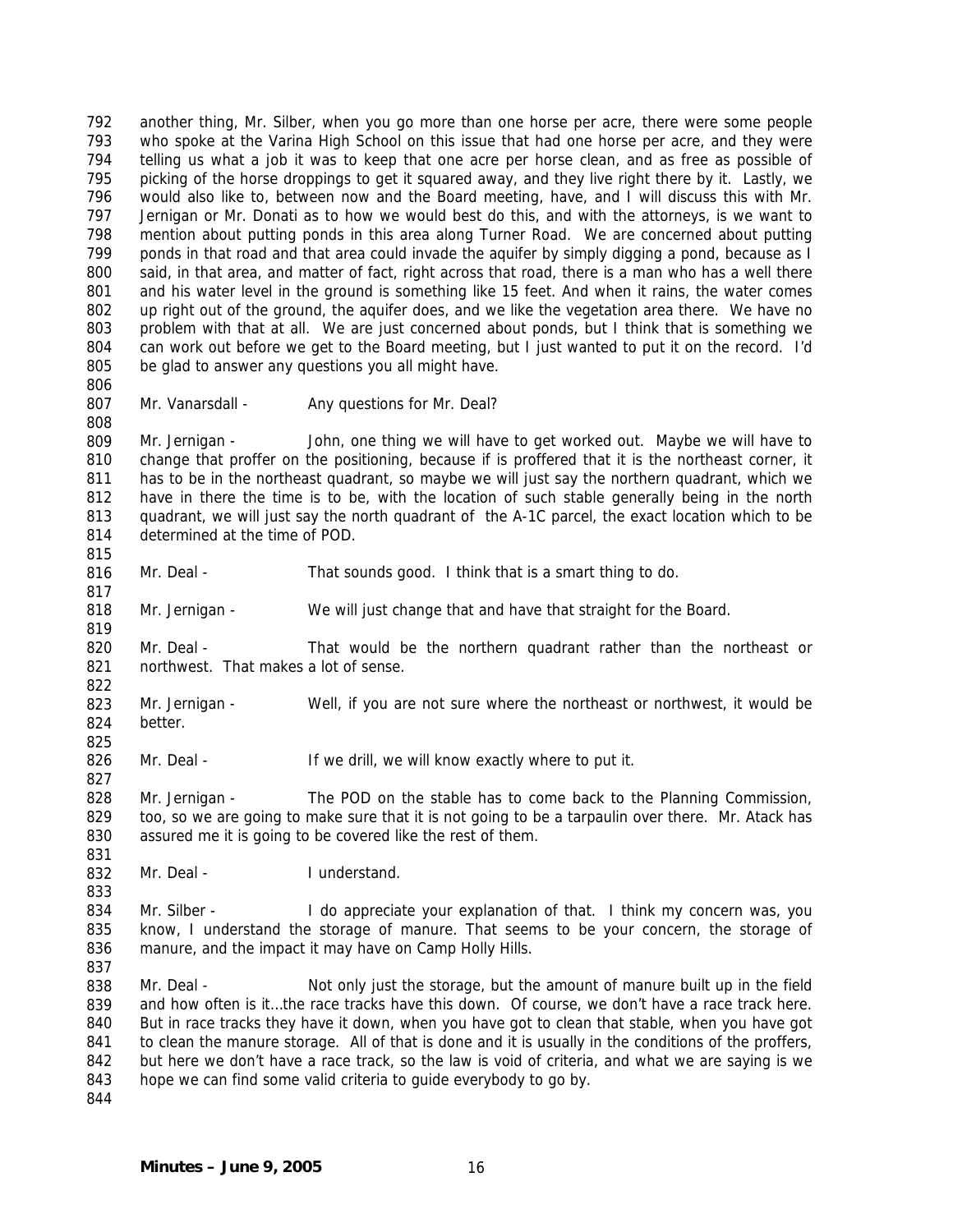another thing, Mr. Silber, when you go more than one horse per acre, there were some people who spoke at the Varina High School on this issue that had one horse per acre, and they were telling us what a job it was to keep that one acre per horse clean, and as free as possible of picking of the horse droppings to get it squared away, and they live right there by it. Lastly, we would also like to, between now and the Board meeting, have, and I will discuss this with Mr. Jernigan or Mr. Donati as to how we would best do this, and with the attorneys, is we want to mention about putting ponds in this area along Turner Road. We are concerned about putting ponds in that road and that area could invade the aquifer by simply digging a pond, because as I said, in that area, and matter of fact, right across that road, there is a man who has a well there and his water level in the ground is something like 15 feet. And when it rains, the water comes up right out of the ground, the aquifer does, and we like the vegetation area there. We have no problem with that at all. We are just concerned about ponds, but I think that is something we can work out before we get to the Board meeting, but I just wanted to put it on the record. I'd be glad to answer any questions you all might have.

Mr. Vanarsdall - Any questions for Mr. Deal?

Mr. Jernigan - John, one thing we will have to get worked out. Maybe we will have to change that proffer on the positioning, because if is proffered that it is the northeast corner, it has to be in the northeast quadrant, so maybe we will just say the northern quadrant, which we have in there the time is to be, with the location of such stable generally being in the north quadrant, we will just say the north quadrant of the A-1C parcel, the exact location which to be determined at the time of POD.

Mr. Deal - That sounds good. I think that is a smart thing to do.

Mr. Jernigan - We will just change that and have that straight for the Board.

Mr. Deal - That would be the northern quadrant rather than the northeast or northwest. That makes a lot of sense.

Mr. Jernigan - Well, if you are not sure where the northeast or northwest, it would be better.

Mr. Deal - If we drill, we will know exactly where to put it.

Mr. Jernigan - The POD on the stable has to come back to the Planning Commission, too, so we are going to make sure that it is not going to be a tarpaulin over there. Mr. Atack has assured me it is going to be covered like the rest of them.

Mr. Deal - I understand.

Mr. Silber - I do appreciate your explanation of that. I think my concern was, you know, I understand the storage of manure. That seems to be your concern, the storage of manure, and the impact it may have on Camp Holly Hills.

Mr. Deal - Not only just the storage, but the amount of manure built up in the field and how often is it…the race tracks have this down. Of course, we don't have a race track here. But in race tracks they have it down, when you have got to clean that stable, when you have got to clean the manure storage. All of that is done and it is usually in the conditions of the proffers, but here we don't have a race track, so the law is void of criteria, and what we are saying is we hope we can find some valid criteria to guide everybody to go by.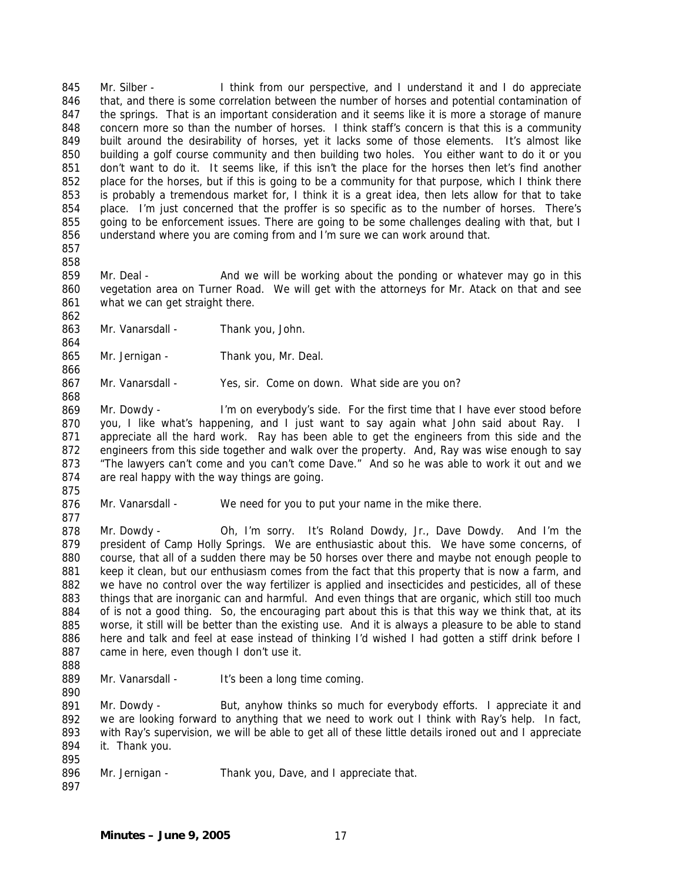Mr. Silber - I think from our perspective, and I understand it and I do appreciate that, and there is some correlation between the number of horses and potential contamination of the springs. That is an important consideration and it seems like it is more a storage of manure concern more so than the number of horses. I think staff's concern is that this is a community built around the desirability of horses, yet it lacks some of those elements. It's almost like building a golf course community and then building two holes. You either want to do it or you don't want to do it. It seems like, if this isn't the place for the horses then let's find another place for the horses, but if this is going to be a community for that purpose, which I think there is probably a tremendous market for, I think it is a great idea, then lets allow for that to take place. I'm just concerned that the proffer is so specific as to the number of horses. There's going to be enforcement issues. There are going to be some challenges dealing with that, but I understand where you are coming from and I'm sure we can work around that.

Mr. Deal - And we will be working about the ponding or whatever may go in this vegetation area on Turner Road. We will get with the attorneys for Mr. Atack on that and see what we can get straight there.

Mr. Vanarsdall - Thank you, John.

Mr. Jernigan - Thank you, Mr. Deal.

Mr. Vanarsdall - Yes, sir. Come on down. What side are you on?

Mr. Dowdy - I'm on everybody's side. For the first time that I have ever stood before you, I like what's happening, and I just want to say again what John said about Ray. I appreciate all the hard work. Ray has been able to get the engineers from this side and the engineers from this side together and walk over the property. And, Ray was wise enough to say "The lawyers can't come and you can't come Dave." And so he was able to work it out and we are real happy with the way things are going.

Mr. Vanarsdall - We need for you to put your name in the mike there.

Mr. Dowdy - Oh, I'm sorry. It's Roland Dowdy, Jr., Dave Dowdy. And I'm the president of Camp Holly Springs. We are enthusiastic about this. We have some concerns, of course, that all of a sudden there may be 50 horses over there and maybe not enough people to keep it clean, but our enthusiasm comes from the fact that this property that is now a farm, and we have no control over the way fertilizer is applied and insecticides and pesticides, all of these things that are inorganic can and harmful. And even things that are organic, which still too much of is not a good thing. So, the encouraging part about this is that this way we think that, at its worse, it still will be better than the existing use. And it is always a pleasure to be able to stand here and talk and feel at ease instead of thinking I'd wished I had gotten a stiff drink before I came in here, even though I don't use it.

Mr. Vanarsdall - It's been a long time coming.

Mr. Dowdy - But, anyhow thinks so much for everybody efforts. I appreciate it and we are looking forward to anything that we need to work out I think with Ray's help. In fact, with Ray's supervision, we will be able to get all of these little details ironed out and I appreciate it. Thank you.

Mr. Jernigan - Thank you, Dave, and I appreciate that.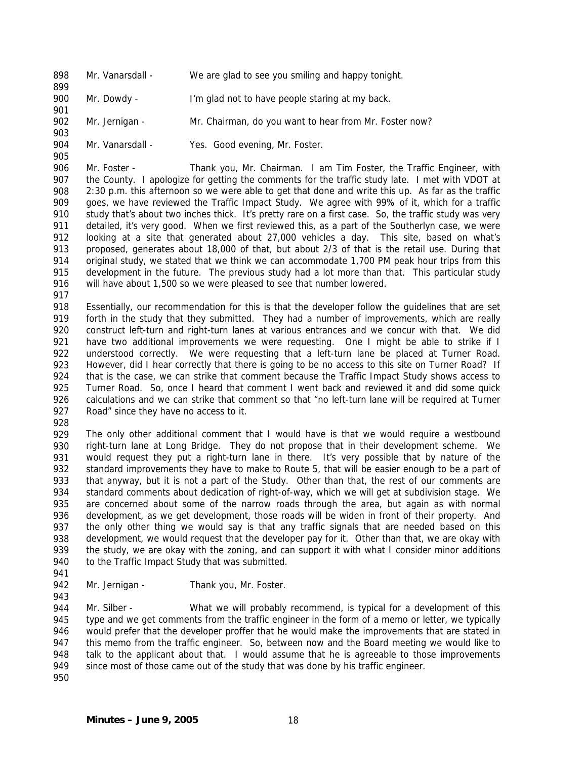Mr. Vanarsdall - We are glad to see you smiling and happy tonight.

Mr. Dowdy - I'm glad not to have people staring at my back.

Mr. Jernigan - Mr. Chairman, do you want to hear from Mr. Foster now?

Mr. Vanarsdall - Yes. Good evening, Mr. Foster.

Mr. Foster - Thank you, Mr. Chairman. I am Tim Foster, the Traffic Engineer, with the County. I apologize for getting the comments for the traffic study late. I met with VDOT at 2:30 p.m. this afternoon so we were able to get that done and write this up. As far as the traffic goes, we have reviewed the Traffic Impact Study. We agree with 99% of it, which for a traffic study that's about two inches thick. It's pretty rare on a first case. So, the traffic study was very detailed, it's very good. When we first reviewed this, as a part of the Southerlyn case, we were looking at a site that generated about 27,000 vehicles a day. This site, based on what's proposed, generates about 18,000 of that, but about 2/3 of that is the retail use. During that original study, we stated that we think we can accommodate 1,700 PM peak hour trips from this development in the future. The previous study had a lot more than that. This particular study will have about 1,500 so we were pleased to see that number lowered.

Essentially, our recommendation for this is that the developer follow the guidelines that are set forth in the study that they submitted. They had a number of improvements, which are really construct left-turn and right-turn lanes at various entrances and we concur with that. We did have two additional improvements we were requesting. One I might be able to strike if I understood correctly. We were requesting that a left-turn lane be placed at Turner Road. However, did I hear correctly that there is going to be no access to this site on Turner Road? If that is the case, we can strike that comment because the Traffic Impact Study shows access to Turner Road. So, once I heard that comment I went back and reviewed it and did some quick calculations and we can strike that comment so that "no left-turn lane will be required at Turner Road" since they have no access to it.

The only other additional comment that I would have is that we would require a westbound right-turn lane at Long Bridge. They do not propose that in their development scheme. We would request they put a right-turn lane in there. It's very possible that by nature of the standard improvements they have to make to Route 5, that will be easier enough to be a part of that anyway, but it is not a part of the Study. Other than that, the rest of our comments are standard comments about dedication of right-of-way, which we will get at subdivision stage. We are concerned about some of the narrow roads through the area, but again as with normal development, as we get development, those roads will be widen in front of their property. And the only other thing we would say is that any traffic signals that are needed based on this development, we would request that the developer pay for it. Other than that, we are okay with the study, we are okay with the zoning, and can support it with what I consider minor additions to the Traffic Impact Study that was submitted.

Mr. Jernigan - Thank you, Mr. Foster.

Mr. Silber - What we will probably recommend, is typical for a development of this type and we get comments from the traffic engineer in the form of a memo or letter, we typically would prefer that the developer proffer that he would make the improvements that are stated in this memo from the traffic engineer. So, between now and the Board meeting we would like to talk to the applicant about that. I would assume that he is agreeable to those improvements since most of those came out of the study that was done by his traffic engineer.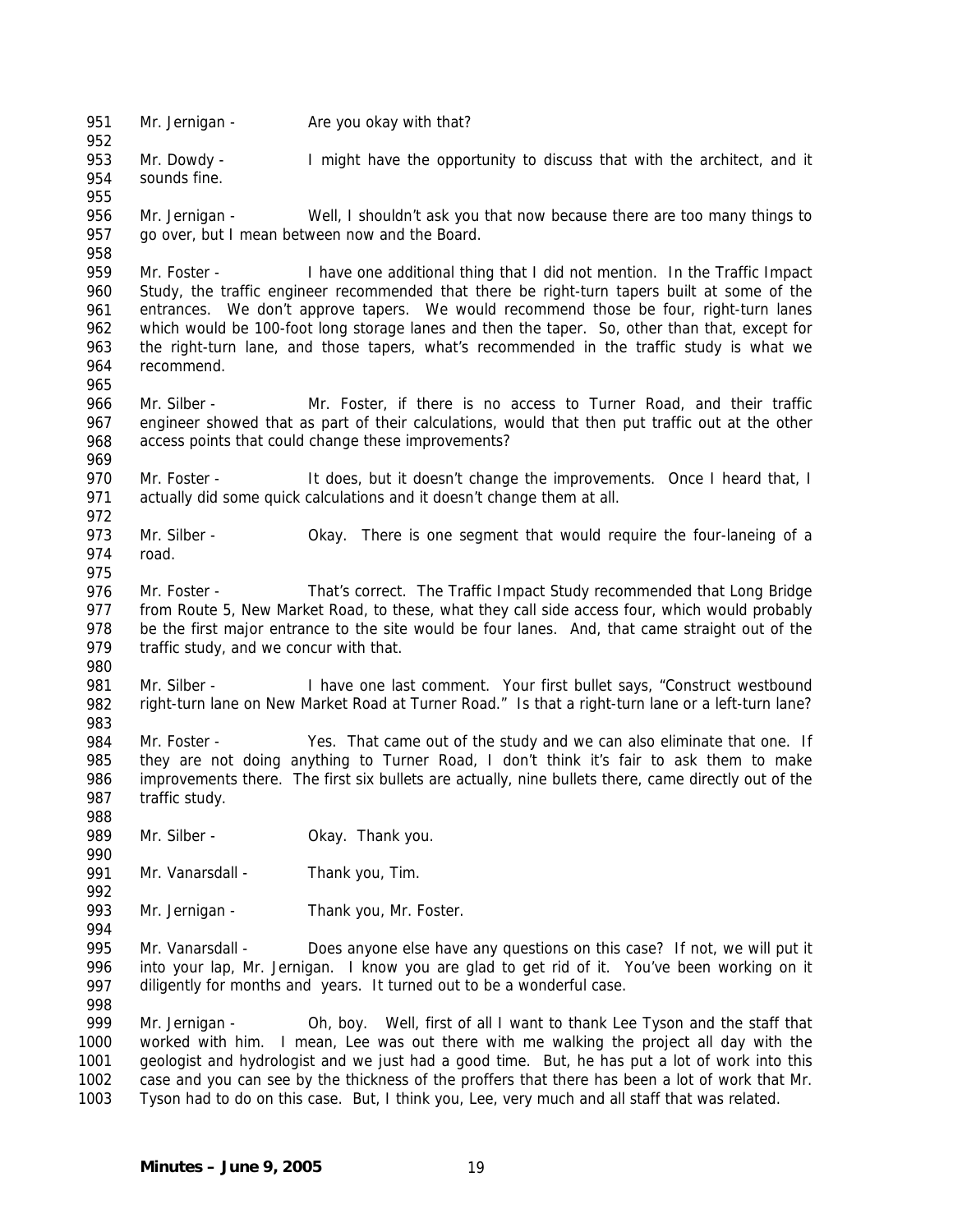Mr. Jernigan - Are you okay with that?

Mr. Dowdy - I might have the opportunity to discuss that with the architect, and it sounds fine.

Mr. Jernigan - Well, I shouldn't ask you that now because there are too many things to go over, but I mean between now and the Board.

Mr. Foster - I have one additional thing that I did not mention. In the Traffic Impact Study, the traffic engineer recommended that there be right-turn tapers built at some of the entrances. We don't approve tapers. We would recommend those be four, right-turn lanes which would be 100-foot long storage lanes and then the taper. So, other than that, except for the right-turn lane, and those tapers, what's recommended in the traffic study is what we recommend.

Mr. Silber - Mr. Foster, if there is no access to Turner Road, and their traffic engineer showed that as part of their calculations, would that then put traffic out at the other access points that could change these improvements?

Mr. Foster - It does, but it doesn't change the improvements. Once I heard that, I actually did some quick calculations and it doesn't change them at all.

Mr. Silber - Okay. There is one segment that would require the four-laneing of a road.

Mr. Foster - That's correct. The Traffic Impact Study recommended that Long Bridge from Route 5, New Market Road, to these, what they call side access four, which would probably be the first major entrance to the site would be four lanes. And, that came straight out of the traffic study, and we concur with that.

Mr. Silber - I have one last comment. Your first bullet says, "Construct westbound right-turn lane on New Market Road at Turner Road." Is that a right-turn lane or a left-turn lane?

Mr. Foster - Yes. That came out of the study and we can also eliminate that one. If they are not doing anything to Turner Road, I don't think it's fair to ask them to make improvements there. The first six bullets are actually, nine bullets there, came directly out of the traffic study.

Mr. Silber - Okay. Thank you.

Mr. Vanarsdall - Thank you, Tim.

Mr. Jernigan - Thank you, Mr. Foster.

Mr. Vanarsdall - Does anyone else have any questions on this case? If not, we will put it into your lap, Mr. Jernigan. I know you are glad to get rid of it. You've been working on it diligently for months and years. It turned out to be a wonderful case.

Mr. Jernigan - Oh, boy. Well, first of all I want to thank Lee Tyson and the staff that worked with him. I mean, Lee was out there with me walking the project all day with the geologist and hydrologist and we just had a good time. But, he has put a lot of work into this case and you can see by the thickness of the proffers that there has been a lot of work that Mr. Tyson had to do on this case. But, I think you, Lee, very much and all staff that was related.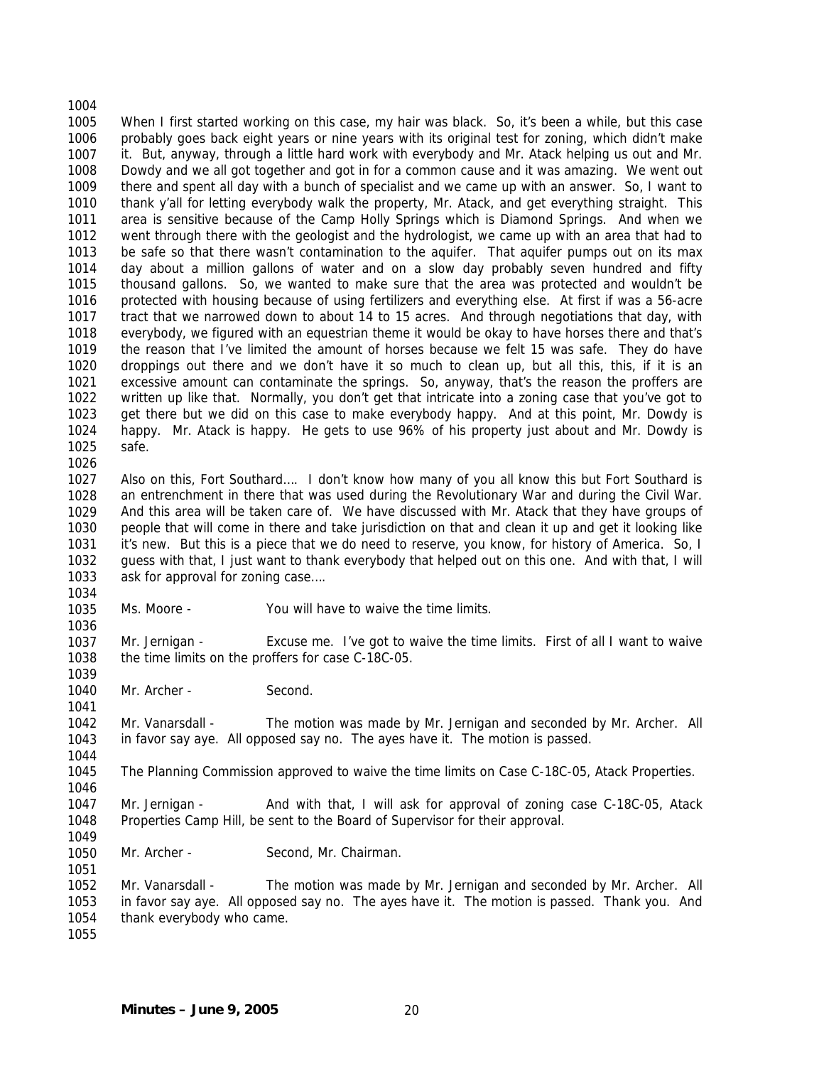When I first started working on this case, my hair was black. So, it's been a while, but this case probably goes back eight years or nine years with its original test for zoning, which didn't make it. But, anyway, through a little hard work with everybody and Mr. Atack helping us out and Mr. Dowdy and we all got together and got in for a common cause and it was amazing. We went out there and spent all day with a bunch of specialist and we came up with an answer. So, I want to thank y'all for letting everybody walk the property, Mr. Atack, and get everything straight. This area is sensitive because of the Camp Holly Springs which is Diamond Springs. And when we went through there with the geologist and the hydrologist, we came up with an area that had to be safe so that there wasn't contamination to the aquifer. That aquifer pumps out on its max day about a million gallons of water and on a slow day probably seven hundred and fifty thousand gallons. So, we wanted to make sure that the area was protected and wouldn't be protected with housing because of using fertilizers and everything else. At first if was a 56-acre tract that we narrowed down to about 14 to 15 acres. And through negotiations that day, with everybody, we figured with an equestrian theme it would be okay to have horses there and that's the reason that I've limited the amount of horses because we felt 15 was safe. They do have droppings out there and we don't have it so much to clean up, but all this, this, if it is an excessive amount can contaminate the springs. So, anyway, that's the reason the proffers are written up like that. Normally, you don't get that intricate into a zoning case that you've got to get there but we did on this case to make everybody happy. And at this point, Mr. Dowdy is happy. Mr. Atack is happy. He gets to use 96% of his property just about and Mr. Dowdy is safe.

Also on this, Fort Southard…. I don't know how many of you all know this but Fort Southard is an entrenchment in there that was used during the Revolutionary War and during the Civil War. And this area will be taken care of. We have discussed with Mr. Atack that they have groups of people that will come in there and take jurisdiction on that and clean it up and get it looking like it's new. But this is a piece that we do need to reserve, you know, for history of America. So, I guess with that, I just want to thank everybody that helped out on this one. And with that, I will ask for approval for zoning case….

Ms. Moore - You will have to waive the time limits.

Mr. Jernigan - Excuse me. I've got to waive the time limits. First of all I want to waive the time limits on the proffers for case C-18C-05.

Mr. Archer - Second.

Mr. Vanarsdall - The motion was made by Mr. Jernigan and seconded by Mr. Archer. All in favor say aye. All opposed say no. The ayes have it. The motion is passed.

The Planning Commission approved to waive the time limits on Case C-18C-05, Atack Properties.

Mr. Jernigan - And with that, I will ask for approval of zoning case C-18C-05, Atack Properties Camp Hill, be sent to the Board of Supervisor for their approval.

Mr. Archer - Second, Mr. Chairman.

Mr. Vanarsdall - The motion was made by Mr. Jernigan and seconded by Mr. Archer. All in favor say aye. All opposed say no. The ayes have it. The motion is passed. Thank you. And thank everybody who came.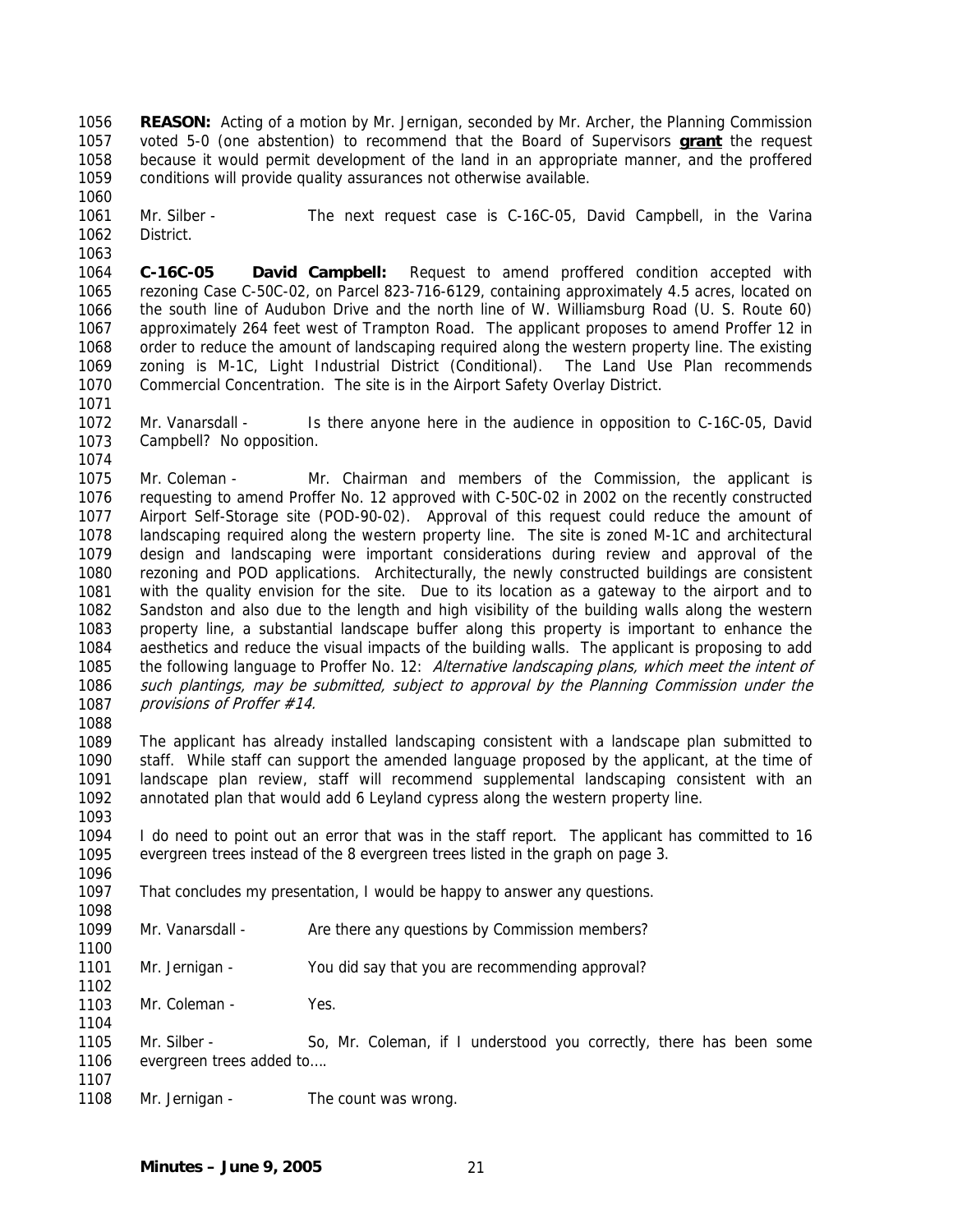**REASON:** Acting of a motion by Mr. Jernigan, seconded by Mr. Archer, the Planning Commission voted 5-0 (one abstention) to recommend that the Board of Supervisors **grant** the request because it would permit development of the land in an appropriate manner, and the proffered conditions will provide quality assurances not otherwise available.

Mr. Silber - The next request case is C-16C-05, David Campbell, in the Varina District.

**C-16C-05 David Campbell:** Request to amend proffered condition accepted with rezoning Case C-50C-02, on Parcel 823-716-6129, containing approximately 4.5 acres, located on the south line of Audubon Drive and the north line of W. Williamsburg Road (U. S. Route 60) approximately 264 feet west of Trampton Road. The applicant proposes to amend Proffer 12 in order to reduce the amount of landscaping required along the western property line. The existing zoning is M-1C, Light Industrial District (Conditional). The Land Use Plan recommends Commercial Concentration. The site is in the Airport Safety Overlay District.

Mr. Vanarsdall - Is there anyone here in the audience in opposition to C-16C-05, David Campbell? No opposition.

Mr. Coleman - Mr. Chairman and members of the Commission, the applicant is requesting to amend Proffer No. 12 approved with C-50C-02 in 2002 on the recently constructed Airport Self-Storage site (POD-90-02). Approval of this request could reduce the amount of landscaping required along the western property line. The site is zoned M-1C and architectural design and landscaping were important considerations during review and approval of the rezoning and POD applications. Architecturally, the newly constructed buildings are consistent with the quality envision for the site. Due to its location as a gateway to the airport and to Sandston and also due to the length and high visibility of the building walls along the western property line, a substantial landscape buffer along this property is important to enhance the aesthetics and reduce the visual impacts of the building walls. The applicant is proposing to add the following language to Proffer No. 12: *Alternative landscaping plans, which meet the intent of such plantings, may be submitted, subject to approval by the Planning Commission under the provisions of Proffer #14.*

The applicant has already installed landscaping consistent with a landscape plan submitted to staff. While staff can support the amended language proposed by the applicant, at the time of landscape plan review, staff will recommend supplemental landscaping consistent with an annotated plan that would add 6 Leyland cypress along the western property line.

I do need to point out an error that was in the staff report. The applicant has committed to 16 evergreen trees instead of the 8 evergreen trees listed in the graph on page 3.

That concludes my presentation, I would be happy to answer any questions.

Mr. Vanarsdall - Are there any questions by Commission members?

Mr. Jernigan - You did say that you are recommending approval?

Mr. Coleman - Yes.

Mr. Silber - So, Mr. Coleman, if I understood you correctly, there has been some evergreen trees added to….

Mr. Jernigan - The count was wrong.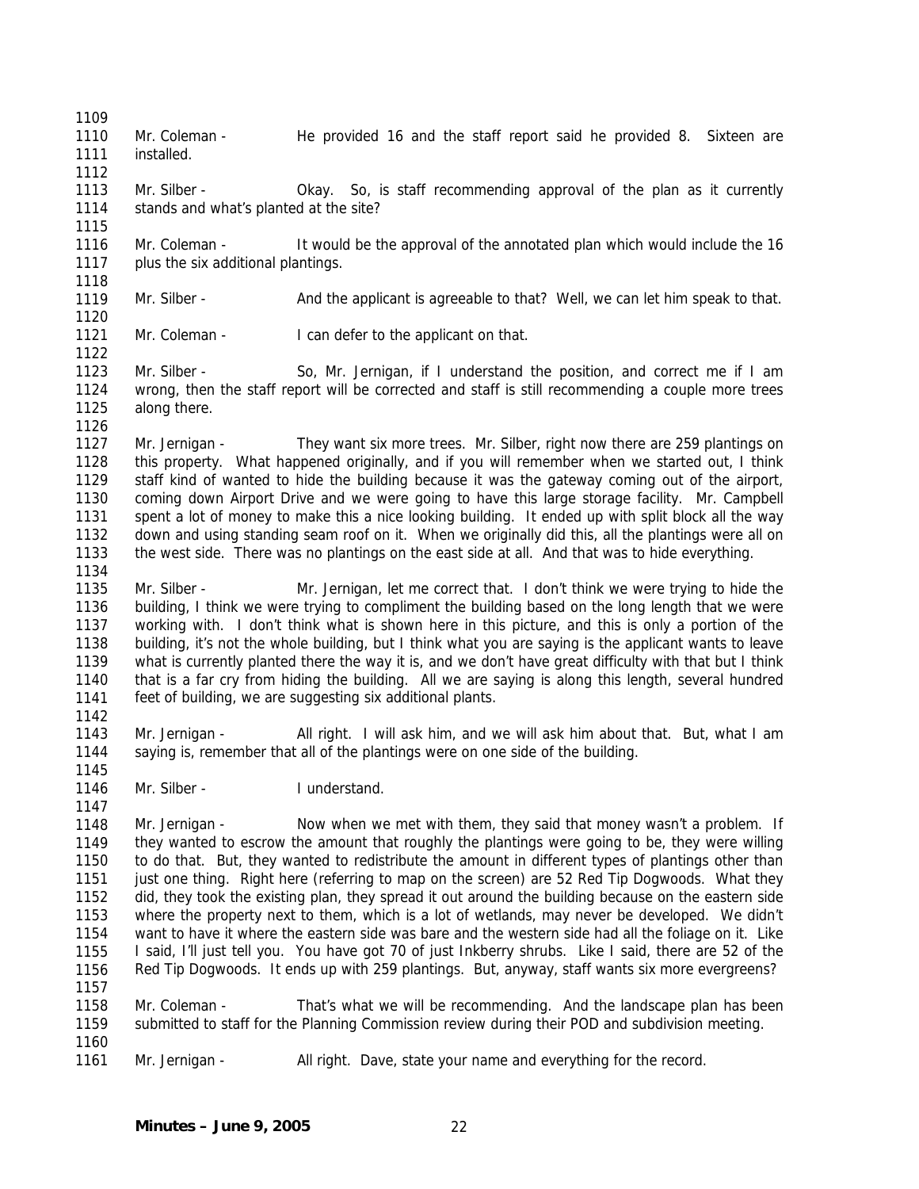Mr. Coleman - He provided 16 and the staff report said he provided 8. Sixteen are installed.

Mr. Silber - Okay. So, is staff recommending approval of the plan as it currently stands and what's planted at the site?

Mr. Coleman - It would be the approval of the annotated plan which would include the 16 plus the six additional plantings.

Mr. Silber - And the applicant is agreeable to that? Well, we can let him speak to that.

Mr. Coleman - I can defer to the applicant on that.

Mr. Silber - So, Mr. Jernigan, if I understand the position, and correct me if I am wrong, then the staff report will be corrected and staff is still recommending a couple more trees along there.

Mr. Jernigan - They want six more trees. Mr. Silber, right now there are 259 plantings on this property. What happened originally, and if you will remember when we started out, I think staff kind of wanted to hide the building because it was the gateway coming out of the airport, coming down Airport Drive and we were going to have this large storage facility. Mr. Campbell spent a lot of money to make this a nice looking building. It ended up with split block all the way down and using standing seam roof on it. When we originally did this, all the plantings were all on the west side. There was no plantings on the east side at all. And that was to hide everything.

Mr. Silber - Mr. Jernigan, let me correct that. I don't think we were trying to hide the building, I think we were trying to compliment the building based on the long length that we were working with. I don't think what is shown here in this picture, and this is only a portion of the building, it's not the whole building, but I think what you are saying is the applicant wants to leave what is currently planted there the way it is, and we don't have great difficulty with that but I think that is a far cry from hiding the building. All we are saying is along this length, several hundred feet of building, we are suggesting six additional plants.

Mr. Jernigan - All right. I will ask him, and we will ask him about that. But, what I am saying is, remember that all of the plantings were on one side of the building.

Mr. Silber - I understand.

Mr. Jernigan - Now when we met with them, they said that money wasn't a problem. If they wanted to escrow the amount that roughly the plantings were going to be, they were willing to do that. But, they wanted to redistribute the amount in different types of plantings other than just one thing. Right here (referring to map on the screen) are 52 Red Tip Dogwoods. What they did, they took the existing plan, they spread it out around the building because on the eastern side where the property next to them, which is a lot of wetlands, may never be developed. We didn't want to have it where the eastern side was bare and the western side had all the foliage on it. Like I said, I'll just tell you. You have got 70 of just Inkberry shrubs. Like I said, there are 52 of the Red Tip Dogwoods. It ends up with 259 plantings. But, anyway, staff wants six more evergreens?

Mr. Coleman - That's what we will be recommending. And the landscape plan has been submitted to staff for the Planning Commission review during their POD and subdivision meeting.

Mr. Jernigan - All right. Dave, state your name and everything for the record.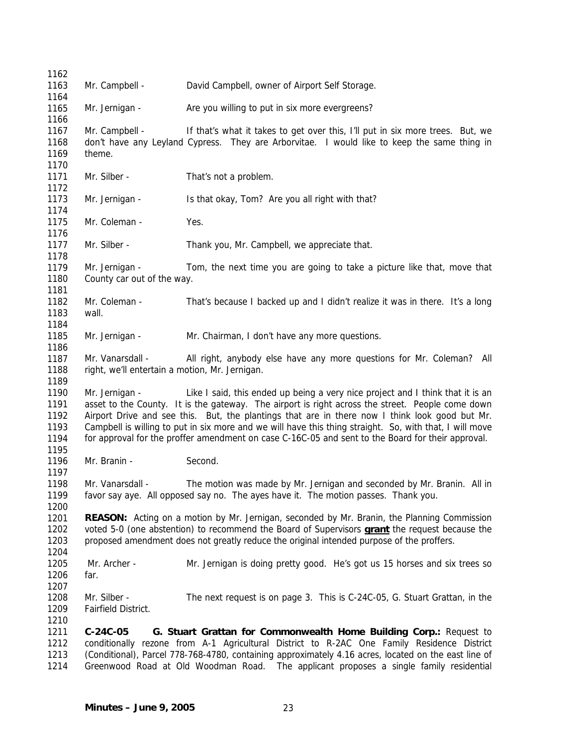Mr. Campbell - David Campbell, owner of Airport Self Storage.

Mr. Jernigan - Are you willing to put in six more evergreens?

Mr. Campbell - If that's what it takes to get over this, I'll put in six more trees. But, we don't have any Leyland Cypress. They are Arborvitae. I would like to keep the same thing in theme.

Mr. Silber - That's not a problem.

Mr. Jernigan - Is that okay, Tom? Are you all right with that?

Mr. Coleman - Yes.

Mr. Silber - Thank you, Mr. Campbell, we appreciate that.

Mr. Jernigan - Tom, the next time you are going to take a picture like that, move that County car out of the way.

Mr. Coleman - That's because I backed up and I didn't realize it was in there. It's a long wall.

Mr. Jernigan - Mr. Chairman, I don't have any more questions.

Mr. Vanarsdall - All right, anybody else have any more questions for Mr. Coleman? All right, we'll entertain a motion, Mr. Jernigan.

Mr. Jernigan - Like I said, this ended up being a very nice project and I think that it is an asset to the County. It is the gateway. The airport is right across the street. People come down Airport Drive and see this. But, the plantings that are in there now I think look good but Mr. Campbell is willing to put in six more and we will have this thing straight. So, with that, I will move for approval for the proffer amendment on case C-16C-05 and sent to the Board for their approval.

Mr. Branin - Second.

Mr. Vanarsdall - The motion was made by Mr. Jernigan and seconded by Mr. Branin. All in favor say aye. All opposed say no. The ayes have it. The motion passes. Thank you.

**REASON:** Acting on a motion by Mr. Jernigan, seconded by Mr. Branin, the Planning Commission voted 5-0 (one abstention) to recommend the Board of Supervisors **grant** the request because the proposed amendment does not greatly reduce the original intended purpose of the proffers.

Mr. Archer - Mr. Jernigan is doing pretty good. He's got us 15 horses and six trees so far.

Mr. Silber - The next request is on page 3. This is C-24C-05, G. Stuart Grattan, in the Fairfield District.

**C-24C-05 G. Stuart Grattan for Commonwealth Home Building Corp.:** Request to conditionally rezone from A-1 Agricultural District to R-2AC One Family Residence District (Conditional), Parcel 778-768-4780, containing approximately 4.16 acres, located on the east line of Greenwood Road at Old Woodman Road. The applicant proposes a single family residential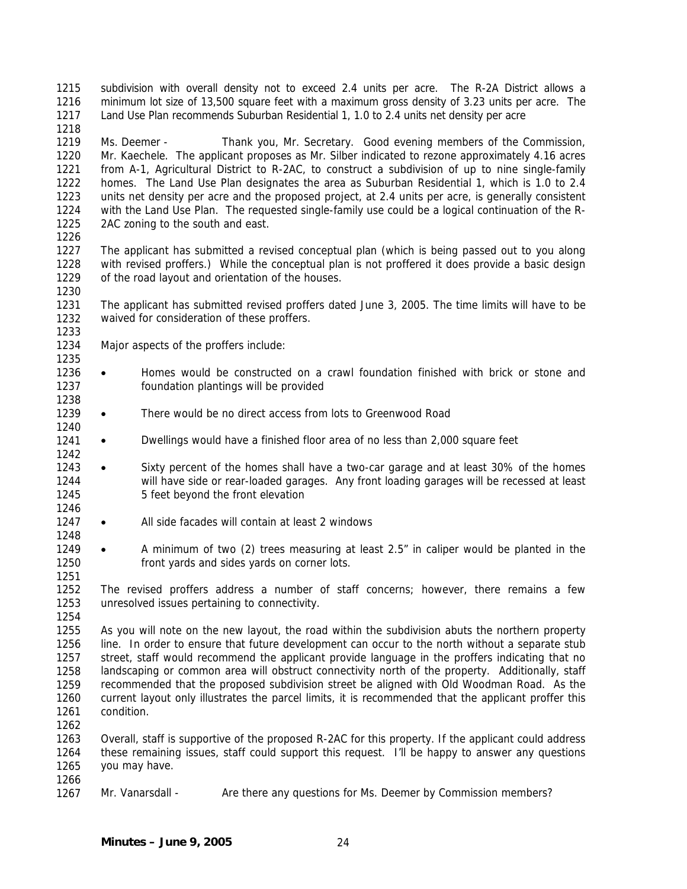subdivision with overall density not to exceed 2.4 units per acre. The R-2A District allows a minimum lot size of 13,500 square feet with a maximum gross density of 3.23 units per acre. The Land Use Plan recommends Suburban Residential 1, 1.0 to 2.4 units net density per acre

Ms. Deemer - Thank you, Mr. Secretary. Good evening members of the Commission, Mr. Kaechele. The applicant proposes as Mr. Silber indicated to rezone approximately 4.16 acres from A-1, Agricultural District to R-2AC, to construct a subdivision of up to nine single-family homes. The Land Use Plan designates the area as Suburban Residential 1, which is 1.0 to 2.4 units net density per acre and the proposed project, at 2.4 units per acre, is generally consistent with the Land Use Plan. The requested single-family use could be a logical continuation of the R-2AC zoning to the south and east.

The applicant has submitted a revised conceptual plan (which is being passed out to you along with revised proffers.) While the conceptual plan is not proffered it does provide a basic design of the road layout and orientation of the houses.

The applicant has submitted revised proffers dated June 3, 2005. The time limits will have to be waived for consideration of these proffers.

Major aspects of the proffers include:

- Homes would be constructed on a crawl foundation finished with brick or stone and foundation plantings will be provided
- There would be no direct access from lots to Greenwood Road
- Dwellings would have a finished floor area of no less than 2,000 square feet
- Sixty percent of the homes shall have a two-car garage and at least 30% of the homes will have side or rear-loaded garages. Any front loading garages will be recessed at least 5 feet beyond the front elevation
- All side facades will contain at least 2 windows
- A minimum of two (2) trees measuring at least 2.5" in caliper would be planted in the front yards and sides yards on corner lots.

The revised proffers address a number of staff concerns; however, there remains a few unresolved issues pertaining to connectivity.

As you will note on the new layout, the road within the subdivision abuts the northern property line. In order to ensure that future development can occur to the north without a separate stub street, staff would recommend the applicant provide language in the proffers indicating that no landscaping or common area will obstruct connectivity north of the property. Additionally, staff recommended that the proposed subdivision street be aligned with Old Woodman Road. As the current layout only illustrates the parcel limits, it is recommended that the applicant proffer this condition.

Overall, staff is supportive of the proposed R-2AC for this property. If the applicant could address these remaining issues, staff could support this request. I'll be happy to answer any questions you may have.

Mr. Vanarsdall - Are there any questions for Ms. Deemer by Commission members?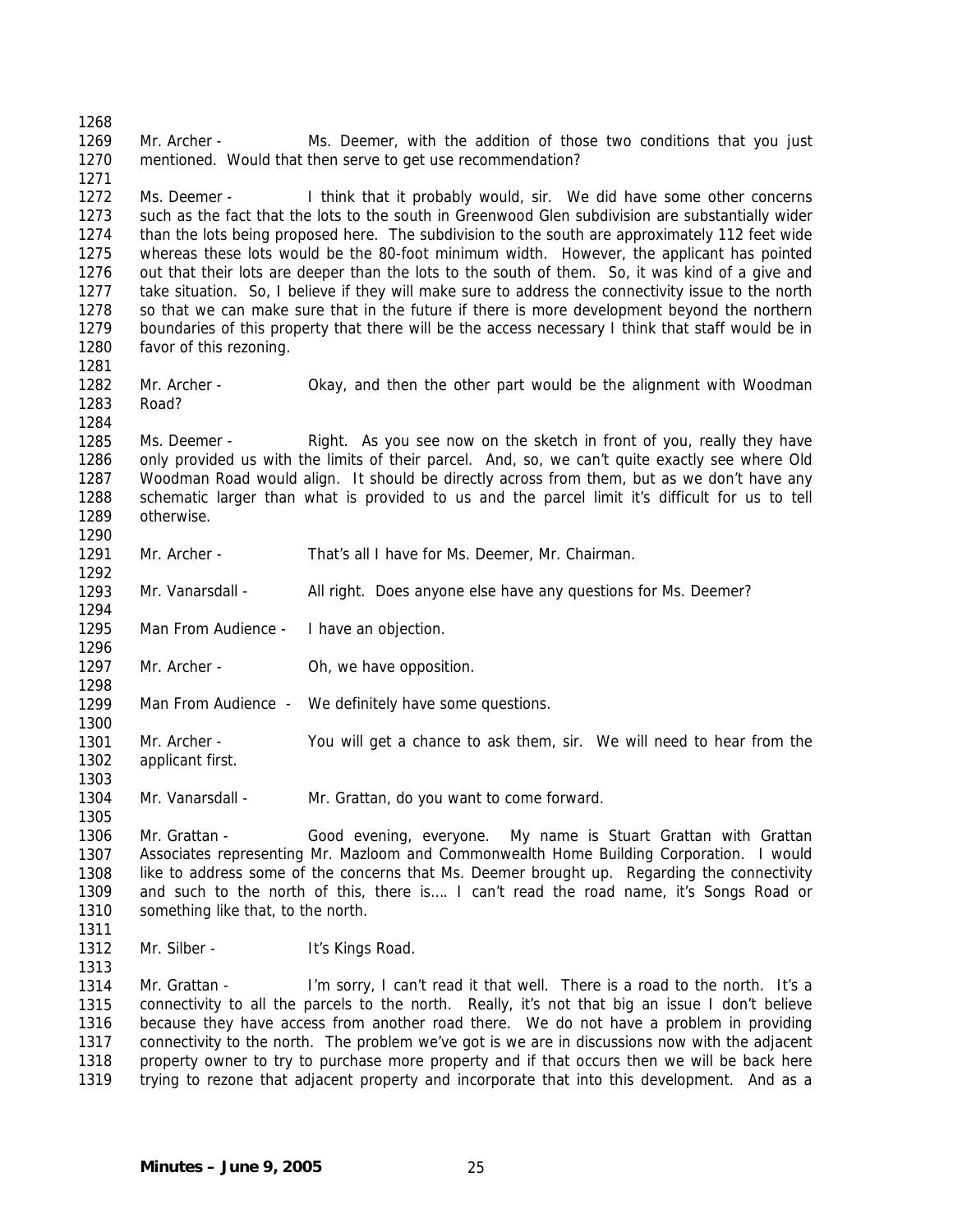Mr. Archer - Ms. Deemer, with the addition of those two conditions that you just mentioned. Would that then serve to get use recommendation?

Ms. Deemer - I think that it probably would, sir. We did have some other concerns such as the fact that the lots to the south in Greenwood Glen subdivision are substantially wider than the lots being proposed here. The subdivision to the south are approximately 112 feet wide whereas these lots would be the 80-foot minimum width. However, the applicant has pointed out that their lots are deeper than the lots to the south of them. So, it was kind of a give and take situation. So, I believe if they will make sure to address the connectivity issue to the north so that we can make sure that in the future if there is more development beyond the northern boundaries of this property that there will be the access necessary I think that staff would be in favor of this rezoning.

Mr. Archer - Okay, and then the other part would be the alignment with Woodman Road?

Ms. Deemer - Right. As you see now on the sketch in front of you, really they have only provided us with the limits of their parcel. And, so, we can't quite exactly see where Old Woodman Road would align. It should be directly across from them, but as we don't have any schematic larger than what is provided to us and the parcel limit it's difficult for us to tell otherwise.

Mr. Archer - That's all I have for Ms. Deemer, Mr. Chairman.

Mr. Vanarsdall - All right. Does anyone else have any questions for Ms. Deemer?

Man From Audience - I have an objection.

Mr. Archer - Oh, we have opposition.

Man From Audience - We definitely have some questions.

Mr. Archer - You will get a chance to ask them, sir. We will need to hear from the applicant first.

Mr. Vanarsdall - Mr. Grattan, do you want to come forward.

Mr. Grattan - Good evening, everyone. My name is Stuart Grattan with Grattan Associates representing Mr. Mazloom and Commonwealth Home Building Corporation. I would like to address some of the concerns that Ms. Deemer brought up. Regarding the connectivity and such to the north of this, there is…. I can't read the road name, it's Songs Road or something like that, to the north.

Mr. Silber - It's Kings Road.

Mr. Grattan - I'm sorry, I can't read it that well. There is a road to the north. It's a connectivity to all the parcels to the north. Really, it's not that big an issue I don't believe because they have access from another road there. We do not have a problem in providing connectivity to the north. The problem we've got is we are in discussions now with the adjacent property owner to try to purchase more property and if that occurs then we will be back here trying to rezone that adjacent property and incorporate that into this development. And as a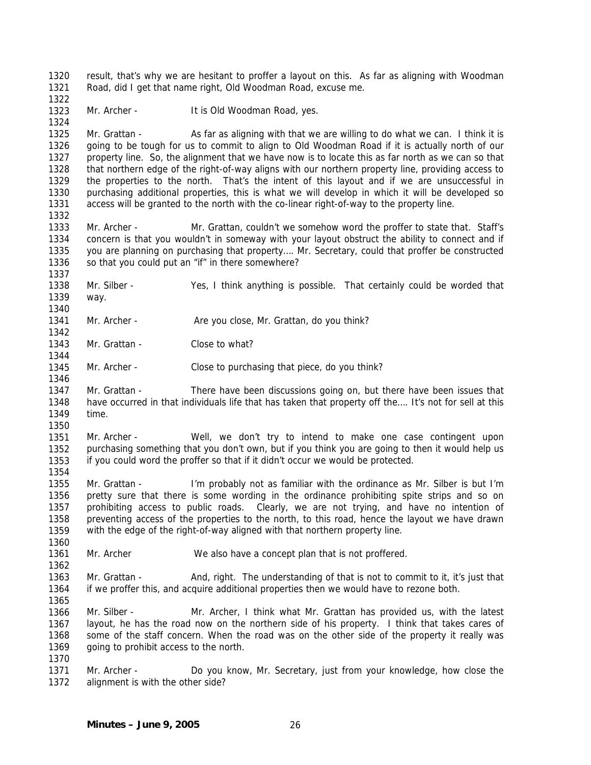result, that's why we are hesitant to proffer a layout on this. As far as aligning with Woodman Road, did I get that name right, Old Woodman Road, excuse me.

Mr. Archer - It is Old Woodman Road, yes.

Mr. Grattan - As far as aligning with that we are willing to do what we can. I think it is going to be tough for us to commit to align to Old Woodman Road if it is actually north of our property line. So, the alignment that we have now is to locate this as far north as we can so that that northern edge of the right-of-way aligns with our northern property line, providing access to the properties to the north. That's the intent of this layout and if we are unsuccessful in purchasing additional properties, this is what we will develop in which it will be developed so access will be granted to the north with the co-linear right-of-way to the property line.

Mr. Archer - Mr. Grattan, couldn't we somehow word the proffer to state that. Staff's concern is that you wouldn't in someway with your layout obstruct the ability to connect and if you are planning on purchasing that property…. Mr. Secretary, could that proffer be constructed so that you could put an "if" in there somewhere?

Mr. Silber - Yes, I think anything is possible. That certainly could be worded that way.

Mr. Archer - Are you close, Mr. Grattan, do you think?

Mr. Grattan - Close to what?

Mr. Archer - Close to purchasing that piece, do you think?

Mr. Grattan - There have been discussions going on, but there have been issues that have occurred in that individuals life that has taken that property off the…. It's not for sell at this time.

Mr. Archer - Well, we don't try to intend to make one case contingent upon purchasing something that you don't own, but if you think you are going to then it would help us if you could word the proffer so that if it didn't occur we would be protected.

Mr. Grattan - I'm probably not as familiar with the ordinance as Mr. Silber is but I'm pretty sure that there is some wording in the ordinance prohibiting spite strips and so on prohibiting access to public roads. Clearly, we are not trying, and have no intention of preventing access of the properties to the north, to this road, hence the layout we have drawn with the edge of the right-of-way aligned with that northern property line.

Mr. Archer We also have a concept plan that is not proffered.

Mr. Grattan - And, right. The understanding of that is not to commit to it, it's just that if we proffer this, and acquire additional properties then we would have to rezone both.

Mr. Silber - Mr. Archer, I think what Mr. Grattan has provided us, with the latest layout, he has the road now on the northern side of his property. I think that takes cares of some of the staff concern. When the road was on the other side of the property it really was going to prohibit access to the north.

Mr. Archer - Do you know, Mr. Secretary, just from your knowledge, how close the alignment is with the other side?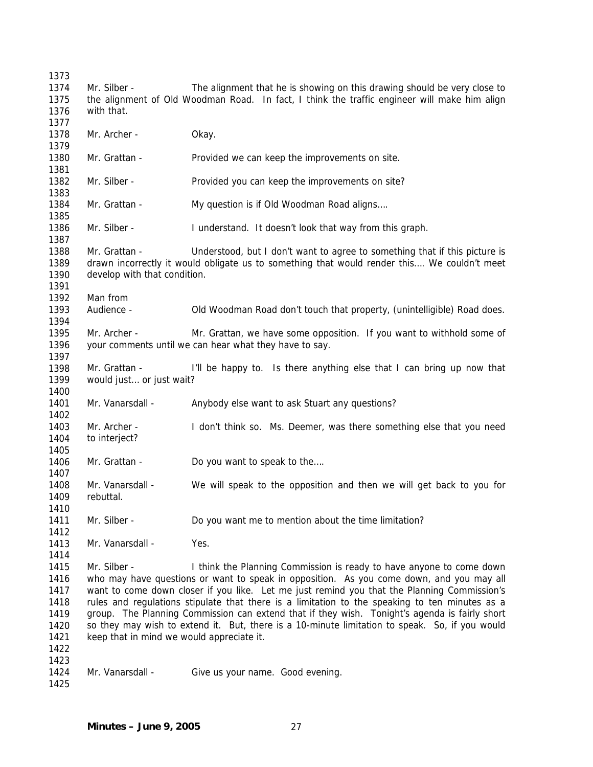Mr. Silber - The alignment that he is showing on this drawing should be very close to the alignment of Old Woodman Road. In fact, I think the traffic engineer will make him align with that.

Mr. Archer - Okay.

Mr. Grattan - Provided we can keep the improvements on site.

Mr. Silber - Provided you can keep the improvements on site?

Mr. Grattan - My question is if Old Woodman Road aligns….

Mr. Silber - I understand. It doesn't look that way from this graph.

Mr. Grattan - Understood, but I don't want to agree to something that if this picture is drawn incorrectly it would obligate us to something that would render this…. We couldn't meet develop with that condition.

Man from Audience - Old Woodman Road don't touch that property, (unintelligible) Road does.

Mr. Archer - Mr. Grattan, we have some opposition. If you want to withhold some of your comments until we can hear what they have to say.

Mr. Grattan - I'll be happy to. Is there anything else that I can bring up now that would just… or just wait?

Mr. Vanarsdall - Anybody else want to ask Stuart any questions?

Mr. Archer - I don't think so. Ms. Deemer, was there something else that you need to interject?

Mr. Grattan - Do you want to speak to the….

Mr. Vanarsdall - We will speak to the opposition and then we will get back to you for rebuttal.

Mr. Silber - Do you want me to mention about the time limitation?

Mr. Vanarsdall - Yes.

Mr. Silber - I think the Planning Commission is ready to have anyone to come down who may have questions or want to speak in opposition. As you come down, and you may all want to come down closer if you like. Let me just remind you that the Planning Commission's rules and regulations stipulate that there is a limitation to the speaking to ten minutes as a group. The Planning Commission can extend that if they wish. Tonight's agenda is fairly short so they may wish to extend it. But, there is a 10-minute limitation to speak. So, if you would keep that in mind we would appreciate it.

Mr. Vanarsdall - Give us your name. Good evening.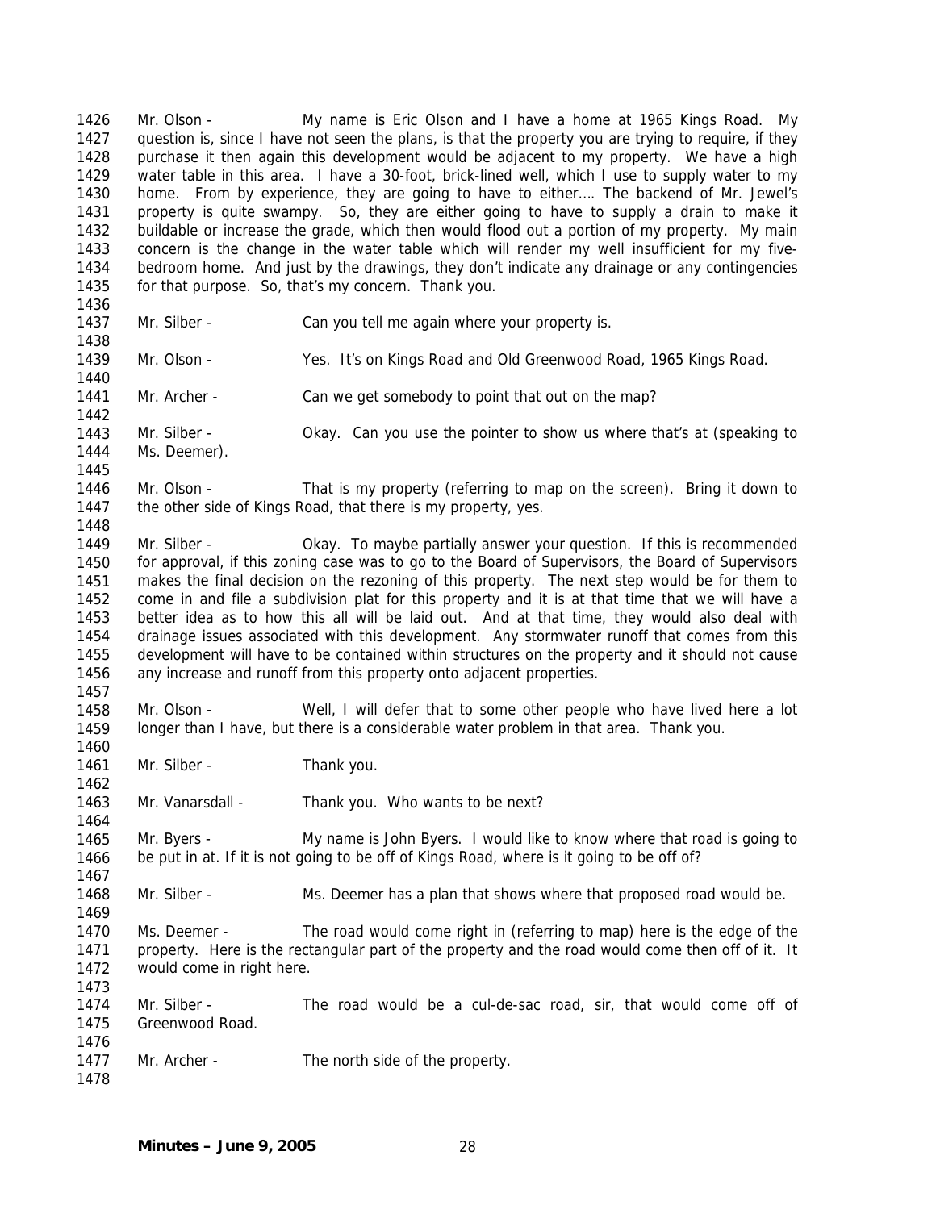Mr. Olson - My name is Eric Olson and I have a home at 1965 Kings Road. My question is, since I have not seen the plans, is that the property you are trying to require, if they purchase it then again this development would be adjacent to my property. We have a high water table in this area. I have a 30-foot, brick-lined well, which I use to supply water to my home. From by experience, they are going to have to either…. The backend of Mr. Jewel's property is quite swampy. So, they are either going to have to supply a drain to make it buildable or increase the grade, which then would flood out a portion of my property. My main concern is the change in the water table which will render my well insufficient for my five-bedroom home. And just by the drawings, they don't indicate any drainage or any contingencies for that purpose. So, that's my concern. Thank you.

Mr. Silber - Can you tell me again where your property is.

Mr. Olson - Yes. It's on Kings Road and Old Greenwood Road, 1965 Kings Road.

Mr. Archer - Can we get somebody to point that out on the map?

Mr. Silber - Okay. Can you use the pointer to show us where that's at (speaking to Ms. Deemer).

Mr. Olson - That is my property (referring to map on the screen). Bring it down to the other side of Kings Road, that there is my property, yes.

Mr. Silber - Okay. To maybe partially answer your question. If this is recommended for approval, if this zoning case was to go to the Board of Supervisors, the Board of Supervisors makes the final decision on the rezoning of this property. The next step would be for them to come in and file a subdivision plat for this property and it is at that time that we will have a better idea as to how this all will be laid out. And at that time, they would also deal with drainage issues associated with this development. Any stormwater runoff that comes from this development will have to be contained within structures on the property and it should not cause any increase and runoff from this property onto adjacent properties.

Mr. Olson - Well, I will defer that to some other people who have lived here a lot longer than I have, but there is a considerable water problem in that area. Thank you.

Mr. Silber - Thank you.

Mr. Vanarsdall - Thank you. Who wants to be next?

Mr. Byers - My name is John Byers. I would like to know where that road is going to be put in at. If it is not going to be off of Kings Road, where is it going to be off of?

Mr. Silber - Ms. Deemer has a plan that shows where that proposed road would be.

Ms. Deemer - The road would come right in (referring to map) here is the edge of the property. Here is the rectangular part of the property and the road would come then off of it. It would come in right here.

Mr. Silber - The road would be a cul-de-sac road, sir, that would come off of Greenwood Road.

Mr. Archer - The north side of the property.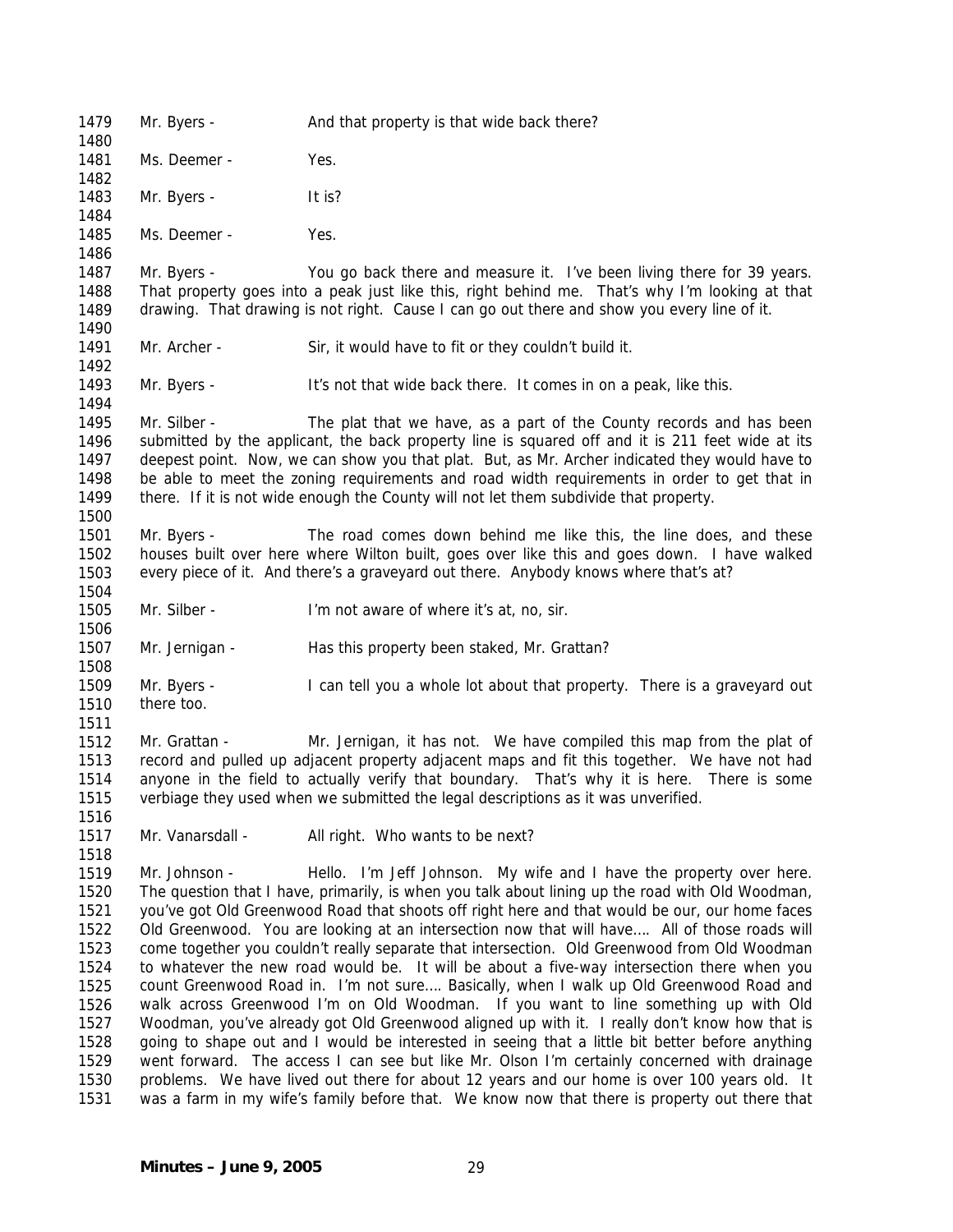1479 Mr. Byers - And that property is that wide back there?

1481 Ms. Deemer - Yes.

1483 Mr. Byers - It is?

1485 Ms. Deemer - Yes.

1487 Mr. Byers - You go back there and measure it. I've been living there for 39 years.
1488 That property goes into a peak just like this, right behind me. That's why I'm looking at that
1489 drawing. That drawing is not right. Cause I can go out there and show you every line of it.

1491 Mr. Archer - Sir, it would have to fit or they couldn't build it.

1493 Mr. Byers - It's not that wide back there. It comes in on a peak, like this.

1495 Mr. Silber - The plat that we have, as a part of the County records and has been
1496 submitted by the applicant, the back property line is squared off and it is 211 feet wide at its
1497 deepest point. Now, we can show you that plat. But, as Mr. Archer indicated they would have to
1498 be able to meet the zoning requirements and road width requirements in order to get that in
1499 there. If it is not wide enough the County will not let them subdivide that property.

1501 Mr. Byers - The road comes down behind me like this, the line does, and these
1502 houses built over here where Wilton built, goes over like this and goes down. I have walked
1503 every piece of it. And there's a graveyard out there. Anybody knows where that's at?

1505 Mr. Silber - I'm not aware of where it's at, no, sir.

1507 Mr. Jernigan - Has this property been staked, Mr. Grattan?

1509 Mr. Byers - I can tell you a whole lot about that property. There is a graveyard out
1510 there too.

1512 Mr. Grattan - Mr. Jernigan, it has not. We have compiled this map from the plat of
1513 record and pulled up adjacent property adjacent maps and fit this together. We have not had
1514 anyone in the field to actually verify that boundary. That's why it is here. There is some
1515 verbiage they used when we submitted the legal descriptions as it was unverified.

1517 Mr. Vanarsdall - All right. Who wants to be next?

1519 Mr. Johnson - Hello. I'm Jeff Johnson. My wife and I have the property over here.
1520 The question that I have, primarily, is when you talk about lining up the road with Old Woodman,
1521 you've got Old Greenwood Road that shoots off right here and that would be our, our home faces
1522 Old Greenwood. You are looking at an intersection now that will have…. All of those roads will
1523 come together you couldn't really separate that intersection. Old Greenwood from Old Woodman
1524 to whatever the new road would be. It will be about a five-way intersection there when you
1525 count Greenwood Road in. I'm not sure…. Basically, when I walk up Old Greenwood Road and
1526 walk across Greenwood I'm on Old Woodman. If you want to line something up with Old
1527 Woodman, you've already got Old Greenwood aligned up with it. I really don't know how that is
1528 going to shape out and I would be interested in seeing that a little bit better before anything
1529 went forward. The access I can see but like Mr. Olson I'm certainly concerned with drainage
1530 problems. We have lived out there for about 12 years and our home is over 100 years old. It
1531 was a farm in my wife's family before that. We know now that there is property out there that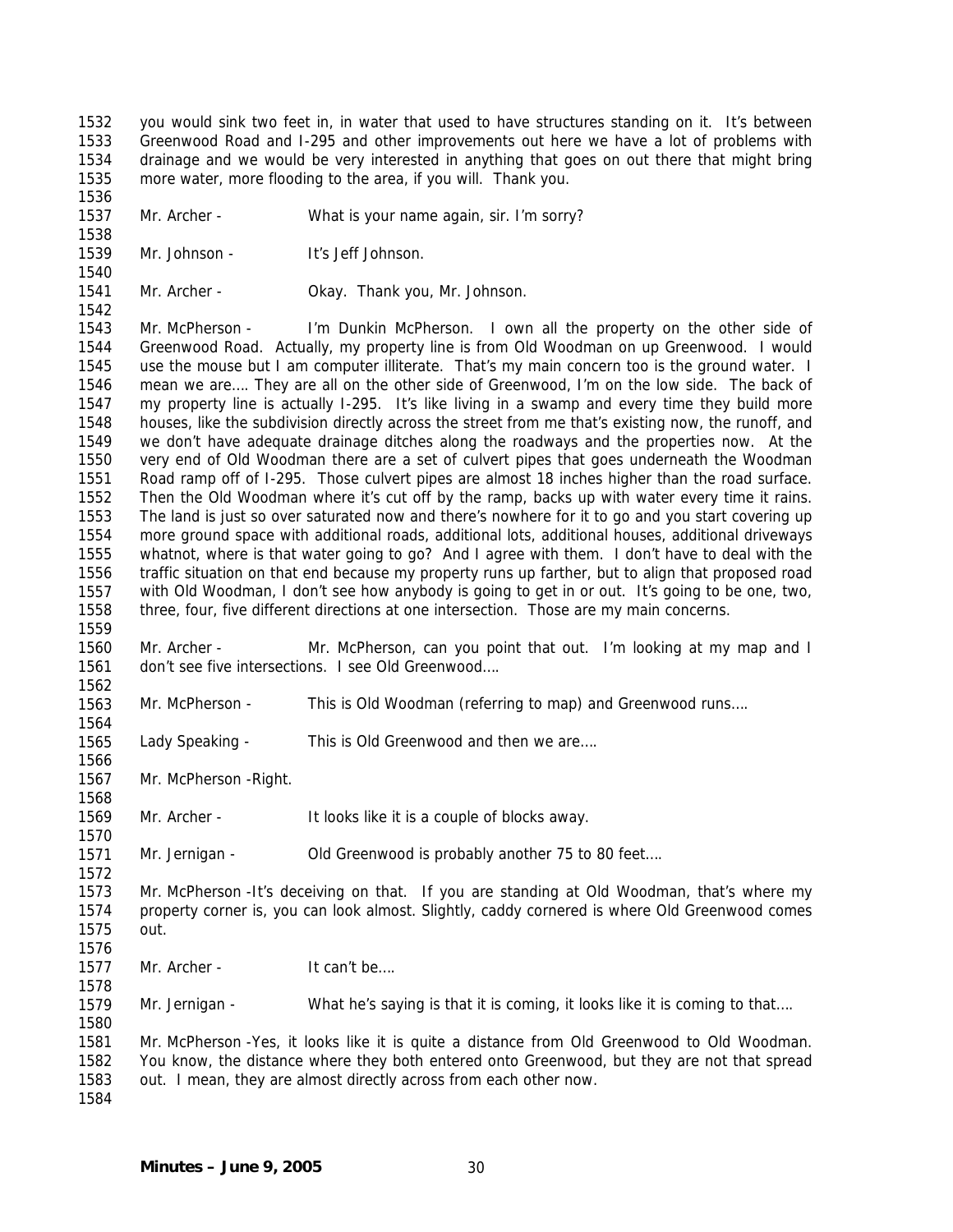you would sink two feet in, in water that used to have structures standing on it. It's between Greenwood Road and I-295 and other improvements out here we have a lot of problems with drainage and we would be very interested in anything that goes on out there that might bring more water, more flooding to the area, if you will. Thank you.

Mr. Archer - What is your name again, sir. I'm sorry?

Mr. Johnson - It's Jeff Johnson.

Mr. Archer - Okay. Thank you, Mr. Johnson.

Mr. McPherson - I'm Dunkin McPherson. I own all the property on the other side of Greenwood Road. Actually, my property line is from Old Woodman on up Greenwood. I would use the mouse but I am computer illiterate. That's my main concern too is the ground water. I mean we are.... They are all on the other side of Greenwood, I'm on the low side. The back of my property line is actually I-295. It's like living in a swamp and every time they build more houses, like the subdivision directly across the street from me that's existing now, the runoff, and we don't have adequate drainage ditches along the roadways and the properties now. At the very end of Old Woodman there are a set of culvert pipes that goes underneath the Woodman Road ramp off of I-295. Those culvert pipes are almost 18 inches higher than the road surface. Then the Old Woodman where it's cut off by the ramp, backs up with water every time it rains. The land is just so over saturated now and there's nowhere for it to go and you start covering up more ground space with additional roads, additional lots, additional houses, additional driveways whatnot, where is that water going to go? And I agree with them. I don't have to deal with the traffic situation on that end because my property runs up farther, but to align that proposed road with Old Woodman, I don't see how anybody is going to get in or out. It's going to be one, two, three, four, five different directions at one intersection. Those are my main concerns.

Mr. Archer - Mr. McPherson, can you point that out. I'm looking at my map and I don't see five intersections. I see Old Greenwood....

Mr. McPherson - This is Old Woodman (referring to map) and Greenwood runs....

Lady Speaking - This is Old Greenwood and then we are....

Mr. McPherson - Right.

Mr. Archer - It looks like it is a couple of blocks away.

Mr. Jernigan - Old Greenwood is probably another 75 to 80 feet....

Mr. McPherson - It's deceiving on that. If you are standing at Old Woodman, that's where my property corner is, you can look almost. Slightly, caddy cornered is where Old Greenwood comes out.

Mr. Archer - It can't be....

Mr. Jernigan - What he's saying is that it is coming, it looks like it is coming to that....

Mr. McPherson - Yes, it looks like it is quite a distance from Old Greenwood to Old Woodman. You know, the distance where they both entered onto Greenwood, but they are not that spread out. I mean, they are almost directly across from each other now.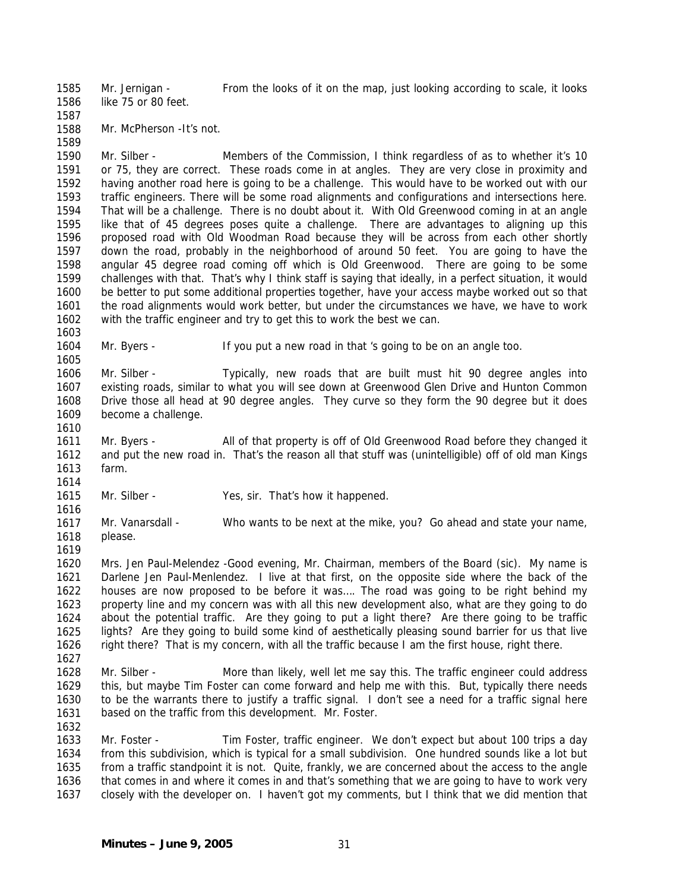Mr. Jernigan - From the looks of it on the map, just looking according to scale, it looks like 75 or 80 feet.

Mr. McPherson -It's not.

Mr. Silber - Members of the Commission, I think regardless of as to whether it's 10 or 75, they are correct. These roads come in at angles. They are very close in proximity and having another road here is going to be a challenge. This would have to be worked out with our traffic engineers. There will be some road alignments and configurations and intersections here. That will be a challenge. There is no doubt about it. With Old Greenwood coming in at an angle like that of 45 degrees poses quite a challenge. There are advantages to aligning up this proposed road with Old Woodman Road because they will be across from each other shortly down the road, probably in the neighborhood of around 50 feet. You are going to have the angular 45 degree road coming off which is Old Greenwood. There are going to be some challenges with that. That's why I think staff is saying that ideally, in a perfect situation, it would be better to put some additional properties together, have your access maybe worked out so that the road alignments would work better, but under the circumstances we have, we have to work with the traffic engineer and try to get this to work the best we can.

Mr. Byers - If you put a new road in that 's going to be on an angle too.

Mr. Silber - Typically, new roads that are built must hit 90 degree angles into existing roads, similar to what you will see down at Greenwood Glen Drive and Hunton Common Drive those all head at 90 degree angles. They curve so they form the 90 degree but it does become a challenge.

Mr. Byers - All of that property is off of Old Greenwood Road before they changed it and put the new road in. That's the reason all that stuff was (unintelligible) off of old man Kings farm.

Mr. Silber - Yes, sir. That's how it happened.

Mr. Vanarsdall - Who wants to be next at the mike, you? Go ahead and state your name, please.

Mrs. Jen Paul-Melendez -Good evening, Mr. Chairman, members of the Board (sic). My name is Darlene Jen Paul-Menlendez. I live at that first, on the opposite side where the back of the houses are now proposed to be before it was…. The road was going to be right behind my property line and my concern was with all this new development also, what are they going to do about the potential traffic. Are they going to put a light there? Are there going to be traffic lights? Are they going to build some kind of aesthetically pleasing sound barrier for us that live right there? That is my concern, with all the traffic because I am the first house, right there.

Mr. Silber - More than likely, well let me say this. The traffic engineer could address this, but maybe Tim Foster can come forward and help me with this. But, typically there needs to be the warrants there to justify a traffic signal. I don't see a need for a traffic signal here based on the traffic from this development. Mr. Foster.

Mr. Foster - Tim Foster, traffic engineer. We don't expect but about 100 trips a day from this subdivision, which is typical for a small subdivision. One hundred sounds like a lot but from a traffic standpoint it is not. Quite, frankly, we are concerned about the access to the angle that comes in and where it comes in and that's something that we are going to have to work very closely with the developer on. I haven't got my comments, but I think that we did mention that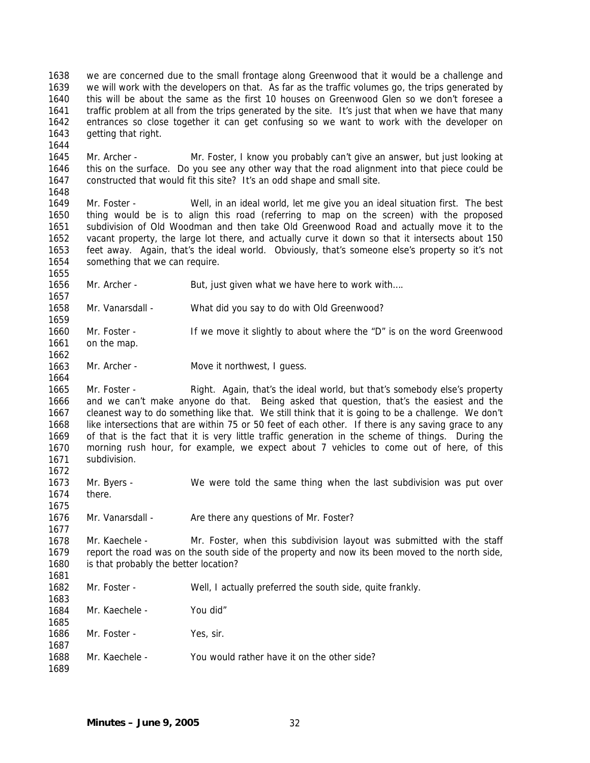we are concerned due to the small frontage along Greenwood that it would be a challenge and we will work with the developers on that. As far as the traffic volumes go, the trips generated by this will be about the same as the first 10 houses on Greenwood Glen so we don't foresee a traffic problem at all from the trips generated by the site. It's just that when we have that many entrances so close together it can get confusing so we want to work with the developer on getting that right.

Mr. Archer - Mr. Foster, I know you probably can't give an answer, but just looking at this on the surface. Do you see any other way that the road alignment into that piece could be constructed that would fit this site? It's an odd shape and small site.

Mr. Foster - Well, in an ideal world, let me give you an ideal situation first. The best thing would be is to align this road (referring to map on the screen) with the proposed subdivision of Old Woodman and then take Old Greenwood Road and actually move it to the vacant property, the large lot there, and actually curve it down so that it intersects about 150 feet away. Again, that's the ideal world. Obviously, that's someone else's property so it's not something that we can require.

Mr. Archer - But, just given what we have here to work with….

Mr. Vanarsdall - What did you say to do with Old Greenwood?

Mr. Foster - If we move it slightly to about where the "D" is on the word Greenwood on the map.

Mr. Archer - Move it northwest, I guess.

Mr. Foster - Right. Again, that's the ideal world, but that's somebody else's property and we can't make anyone do that. Being asked that question, that's the easiest and the cleanest way to do something like that. We still think that it is going to be a challenge. We don't like intersections that are within 75 or 50 feet of each other. If there is any saving grace to any of that is the fact that it is very little traffic generation in the scheme of things. During the morning rush hour, for example, we expect about 7 vehicles to come out of here, of this subdivision.

Mr. Byers - We were told the same thing when the last subdivision was put over there.

Mr. Vanarsdall - Are there any questions of Mr. Foster?

Mr. Kaechele - Mr. Foster, when this subdivision layout was submitted with the staff report the road was on the south side of the property and now its been moved to the north side, is that probably the better location?

Mr. Foster - Well, I actually preferred the south side, quite frankly.

Mr. Kaechele - You did"

Mr. Foster - Yes, sir.

Mr. Kaechele - You would rather have it on the other side?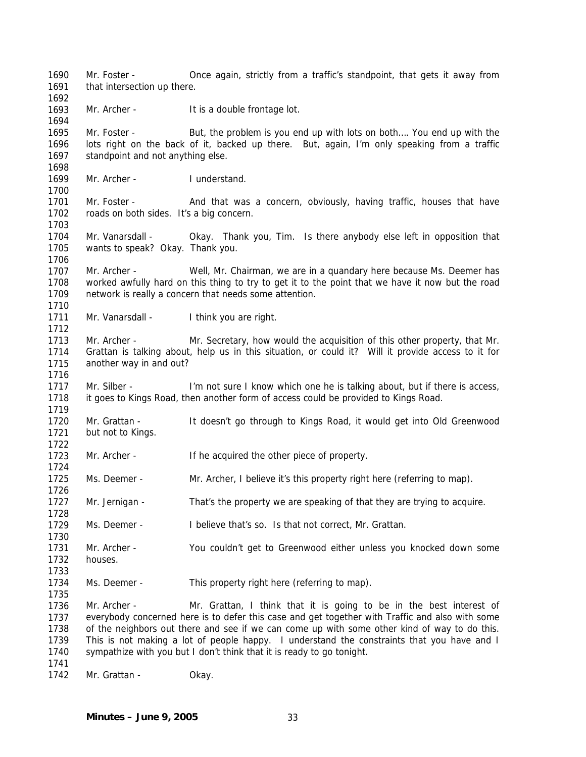1690 Mr. Foster - Once again, strictly from a traffic's standpoint, that gets it away from
1691 that intersection up there.
1692
1693 Mr. Archer - It is a double frontage lot.
1694
1695 Mr. Foster - But, the problem is you end up with lots on both…. You end up with the
1696 lots right on the back of it, backed up there. But, again, I'm only speaking from a traffic
1697 standpoint and not anything else.
1698
1699 Mr. Archer - I understand.
1700
1701 Mr. Foster - And that was a concern, obviously, having traffic, houses that have
1702 roads on both sides. It's a big concern.
1703
1704 Mr. Vanarsdall - Okay. Thank you, Tim. Is there anybody else left in opposition that
1705 wants to speak? Okay. Thank you.
1706
1707 Mr. Archer - Well, Mr. Chairman, we are in a quandary here because Ms. Deemer has
1708 worked awfully hard on this thing to try to get it to the point that we have it now but the road
1709 network is really a concern that needs some attention.
1710
1711 Mr. Vanarsdall - I think you are right.
1712
1713 Mr. Archer - Mr. Secretary, how would the acquisition of this other property, that Mr.
1714 Grattan is talking about, help us in this situation, or could it? Will it provide access to it for
1715 another way in and out?
1716
1717 Mr. Silber - I'm not sure I know which one he is talking about, but if there is access,
1718 it goes to Kings Road, then another form of access could be provided to Kings Road.
1719
1720 Mr. Grattan - It doesn't go through to Kings Road, it would get into Old Greenwood
1721 but not to Kings.
1722
1723 Mr. Archer - If he acquired the other piece of property.
1724
1725 Ms. Deemer - Mr. Archer, I believe it's this property right here (referring to map).
1726
1727 Mr. Jernigan - That's the property we are speaking of that they are trying to acquire.
1728
1729 Ms. Deemer - I believe that's so. Is that not correct, Mr. Grattan.
1730
1731 Mr. Archer - You couldn't get to Greenwood either unless you knocked down some
1732 houses.
1733
1734 Ms. Deemer - This property right here (referring to map).
1735
1736 Mr. Archer - Mr. Grattan, I think that it is going to be in the best interest of
1737 everybody concerned here is to defer this case and get together with Traffic and also with some
1738 of the neighbors out there and see if we can come up with some other kind of way to do this.
1739 This is not making a lot of people happy. I understand the constraints that you have and I
1740 sympathize with you but I don't think that it is ready to go tonight.
1741
1742 Mr. Grattan - Okay.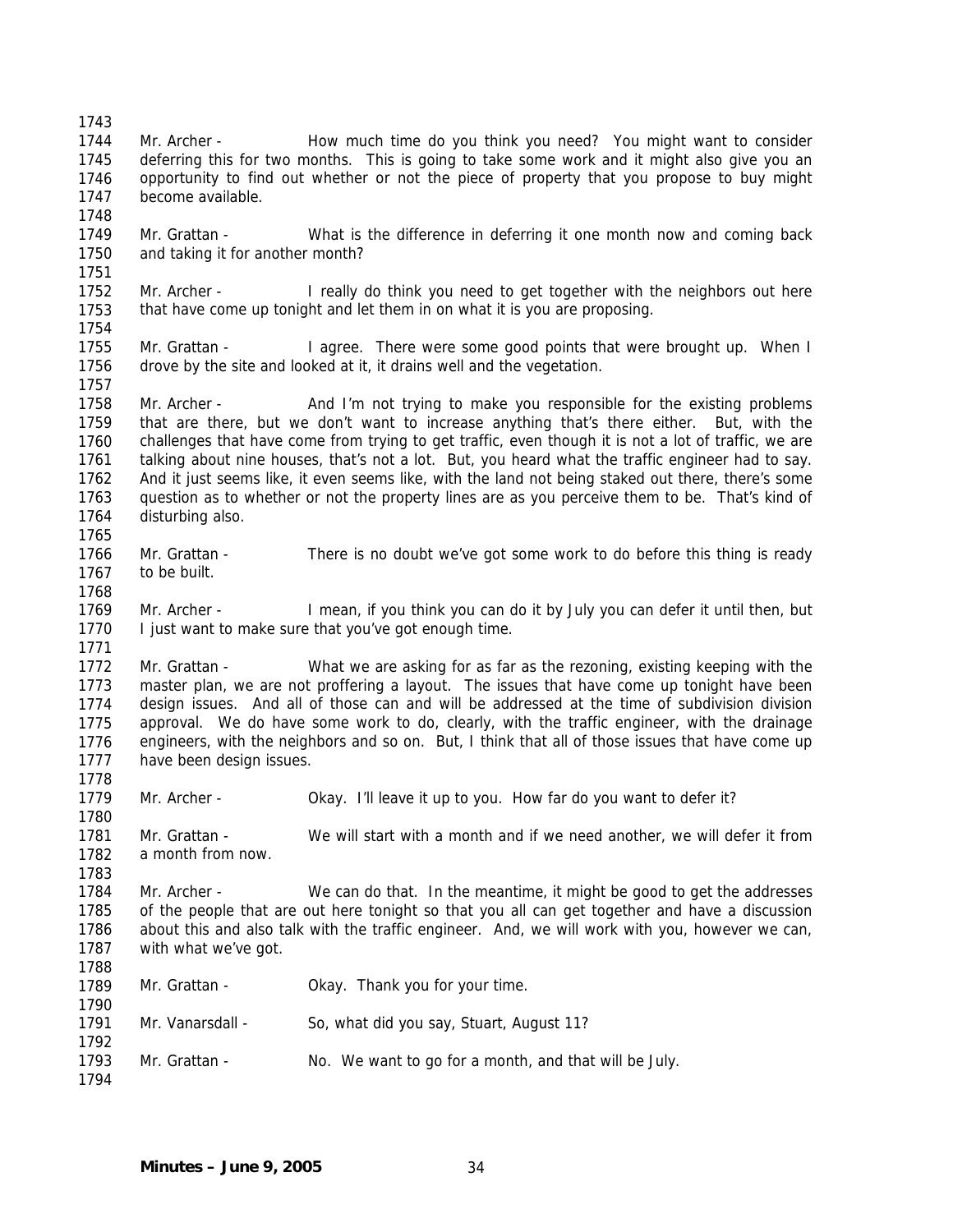Mr. Archer - How much time do you think you need? You might want to consider deferring this for two months. This is going to take some work and it might also give you an opportunity to find out whether or not the piece of property that you propose to buy might become available.

Mr. Grattan - What is the difference in deferring it one month now and coming back and taking it for another month?

Mr. Archer - I really do think you need to get together with the neighbors out here that have come up tonight and let them in on what it is you are proposing.

Mr. Grattan - I agree. There were some good points that were brought up. When I drove by the site and looked at it, it drains well and the vegetation.

Mr. Archer - And I'm not trying to make you responsible for the existing problems that are there, but we don't want to increase anything that's there either. But, with the challenges that have come from trying to get traffic, even though it is not a lot of traffic, we are talking about nine houses, that's not a lot. But, you heard what the traffic engineer had to say. And it just seems like, it even seems like, with the land not being staked out there, there's some question as to whether or not the property lines are as you perceive them to be. That's kind of disturbing also.

Mr. Grattan - There is no doubt we've got some work to do before this thing is ready to be built.

Mr. Archer - I mean, if you think you can do it by July you can defer it until then, but I just want to make sure that you've got enough time.

Mr. Grattan - What we are asking for as far as the rezoning, existing keeping with the master plan, we are not proffering a layout. The issues that have come up tonight have been design issues. And all of those can and will be addressed at the time of subdivision division approval. We do have some work to do, clearly, with the traffic engineer, with the drainage engineers, with the neighbors and so on. But, I think that all of those issues that have come up have been design issues.

Mr. Archer - Okay. I'll leave it up to you. How far do you want to defer it?

Mr. Grattan - We will start with a month and if we need another, we will defer it from a month from now.

Mr. Archer - We can do that. In the meantime, it might be good to get the addresses of the people that are out here tonight so that you all can get together and have a discussion about this and also talk with the traffic engineer. And, we will work with you, however we can, with what we've got.

Mr. Grattan - Okay. Thank you for your time.

Mr. Vanarsdall - So, what did you say, Stuart, August 11?

Mr. Grattan - No. We want to go for a month, and that will be July.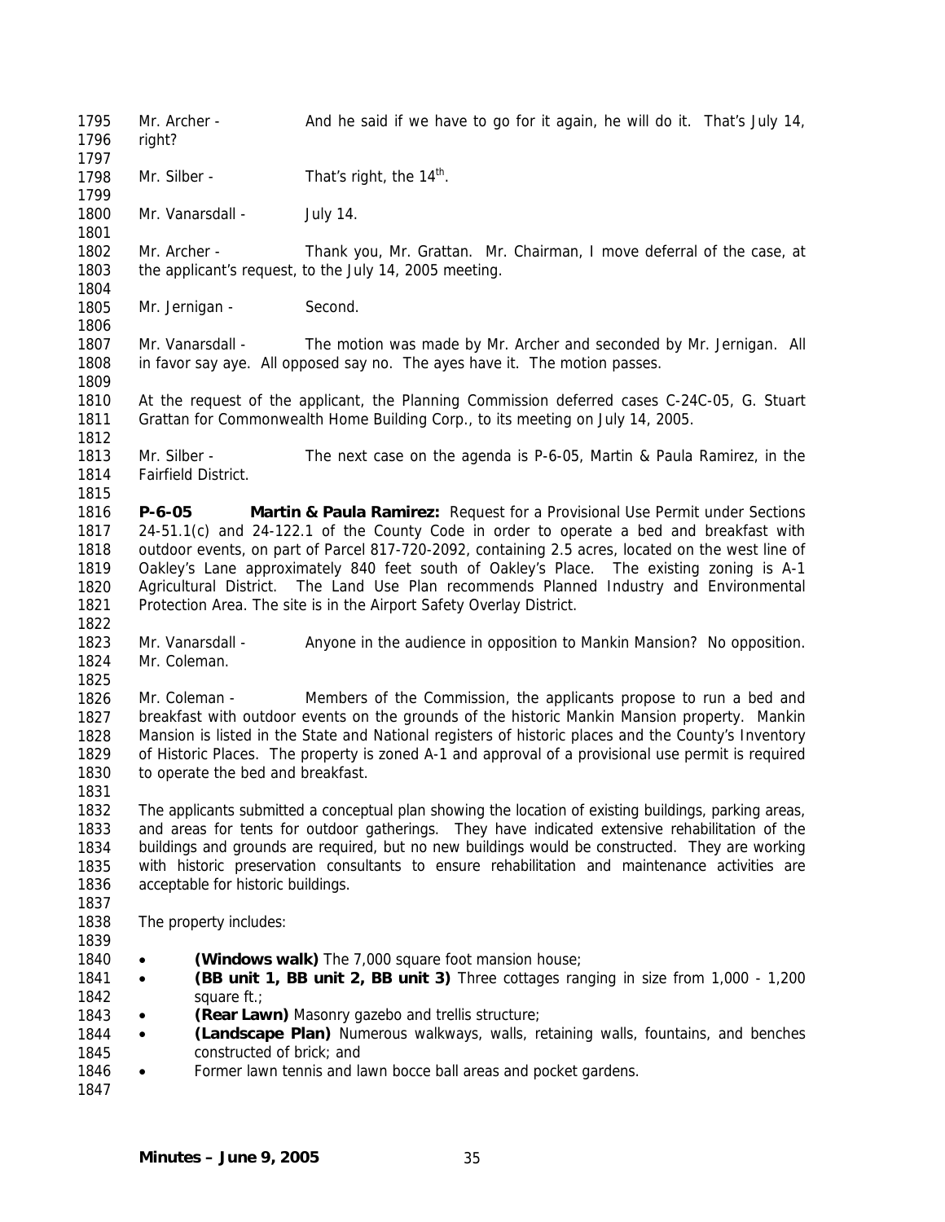Mr. Archer - And he said if we have to go for it again, he will do it. That's July 14, right?

Mr. Silber - That's right, the 14th.

Mr. Vanarsdall - July 14.

Mr. Archer - Thank you, Mr. Grattan. Mr. Chairman, I move deferral of the case, at the applicant's request, to the July 14, 2005 meeting.

Mr. Jernigan - Second.

Mr. Vanarsdall - The motion was made by Mr. Archer and seconded by Mr. Jernigan. All in favor say aye. All opposed say no. The ayes have it. The motion passes.

At the request of the applicant, the Planning Commission deferred cases C-24C-05, G. Stuart Grattan for Commonwealth Home Building Corp., to its meeting on July 14, 2005.

Mr. Silber - The next case on the agenda is P-6-05, Martin & Paula Ramirez, in the Fairfield District.

**P-6-05 Martin & Paula Ramirez:** Request for a Provisional Use Permit under Sections 24-51.1(c) and 24-122.1 of the County Code in order to operate a bed and breakfast with outdoor events, on part of Parcel 817-720-2092, containing 2.5 acres, located on the west line of Oakley's Lane approximately 840 feet south of Oakley's Place. The existing zoning is A-1 Agricultural District. The Land Use Plan recommends Planned Industry and Environmental Protection Area. The site is in the Airport Safety Overlay District.

Mr. Vanarsdall - Anyone in the audience in opposition to Mankin Mansion? No opposition. Mr. Coleman.

Mr. Coleman - Members of the Commission, the applicants propose to run a bed and breakfast with outdoor events on the grounds of the historic Mankin Mansion property. Mankin Mansion is listed in the State and National registers of historic places and the County's Inventory of Historic Places. The property is zoned A-1 and approval of a provisional use permit is required to operate the bed and breakfast.

The applicants submitted a conceptual plan showing the location of existing buildings, parking areas, and areas for tents for outdoor gatherings. They have indicated extensive rehabilitation of the buildings and grounds are required, but no new buildings would be constructed. They are working with historic preservation consultants to ensure rehabilitation and maintenance activities are acceptable for historic buildings.

The property includes:

- **(Windows walk)** The 7,000 square foot mansion house;
- **(BB unit 1, BB unit 2, BB unit 3)** Three cottages ranging in size from 1,000 - 1,200 square ft.;
- **(Rear Lawn)** Masonry gazebo and trellis structure;
- **(Landscape Plan)** Numerous walkways, walls, retaining walls, fountains, and benches constructed of brick; and
- Former lawn tennis and lawn bocce ball areas and pocket gardens.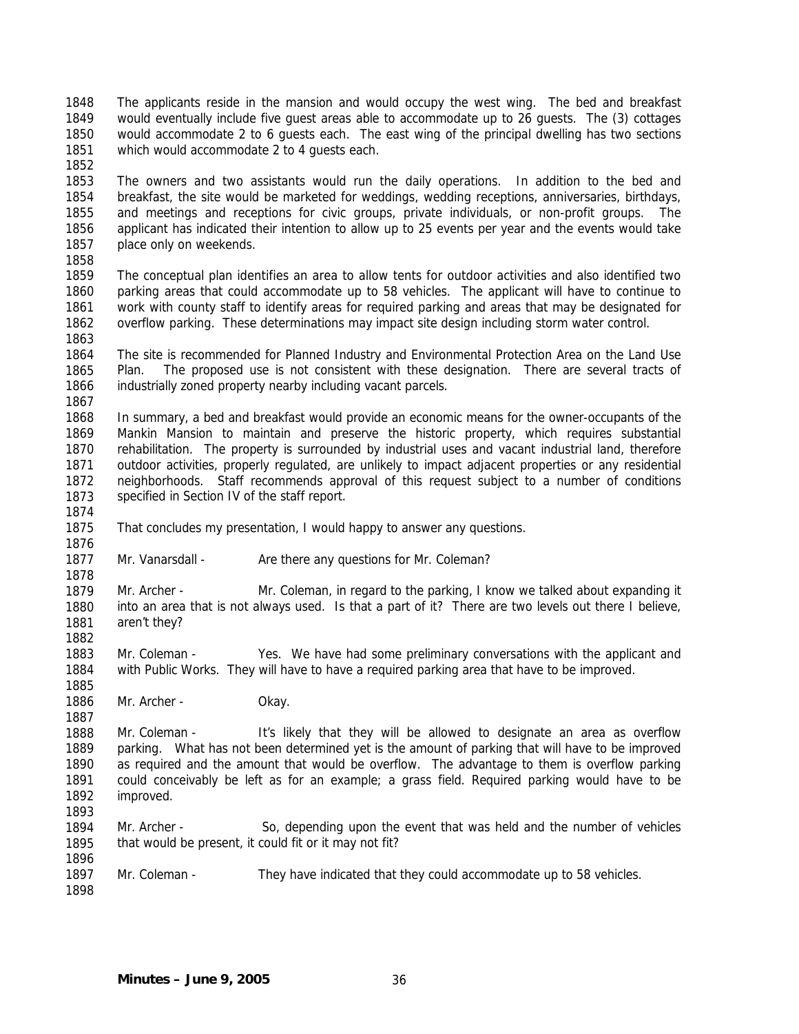The applicants reside in the mansion and would occupy the west wing. The bed and breakfast would eventually include five guest areas able to accommodate up to 26 guests. The (3) cottages would accommodate 2 to 6 guests each. The east wing of the principal dwelling has two sections which would accommodate 2 to 4 guests each.

The owners and two assistants would run the daily operations. In addition to the bed and breakfast, the site would be marketed for weddings, wedding receptions, anniversaries, birthdays, and meetings and receptions for civic groups, private individuals, or non-profit groups. The applicant has indicated their intention to allow up to 25 events per year and the events would take place only on weekends.

The conceptual plan identifies an area to allow tents for outdoor activities and also identified two parking areas that could accommodate up to 58 vehicles. The applicant will have to continue to work with county staff to identify areas for required parking and areas that may be designated for overflow parking. These determinations may impact site design including storm water control.

The site is recommended for Planned Industry and Environmental Protection Area on the Land Use Plan. The proposed use is not consistent with these designation. There are several tracts of industrially zoned property nearby including vacant parcels.

In summary, a bed and breakfast would provide an economic means for the owner-occupants of the Mankin Mansion to maintain and preserve the historic property, which requires substantial rehabilitation. The property is surrounded by industrial uses and vacant industrial land, therefore outdoor activities, properly regulated, are unlikely to impact adjacent properties or any residential neighborhoods. Staff recommends approval of this request subject to a number of conditions specified in Section IV of the staff report.

That concludes my presentation, I would happy to answer any questions.

Mr. Vanarsdall - Are there any questions for Mr. Coleman?

Mr. Archer - Mr. Coleman, in regard to the parking, I know we talked about expanding it into an area that is not always used. Is that a part of it? There are two levels out there I believe, aren't they?

Mr. Coleman - Yes. We have had some preliminary conversations with the applicant and with Public Works. They will have to have a required parking area that have to be improved.

Mr. Archer - Okay.

Mr. Coleman - It's likely that they will be allowed to designate an area as overflow parking. What has not been determined yet is the amount of parking that will have to be improved as required and the amount that would be overflow. The advantage to them is overflow parking could conceivably be left as for an example; a grass field. Required parking would have to be improved.

Mr. Archer - So, depending upon the event that was held and the number of vehicles that would be present, it could fit or it may not fit?

Mr. Coleman - They have indicated that they could accommodate up to 58 vehicles.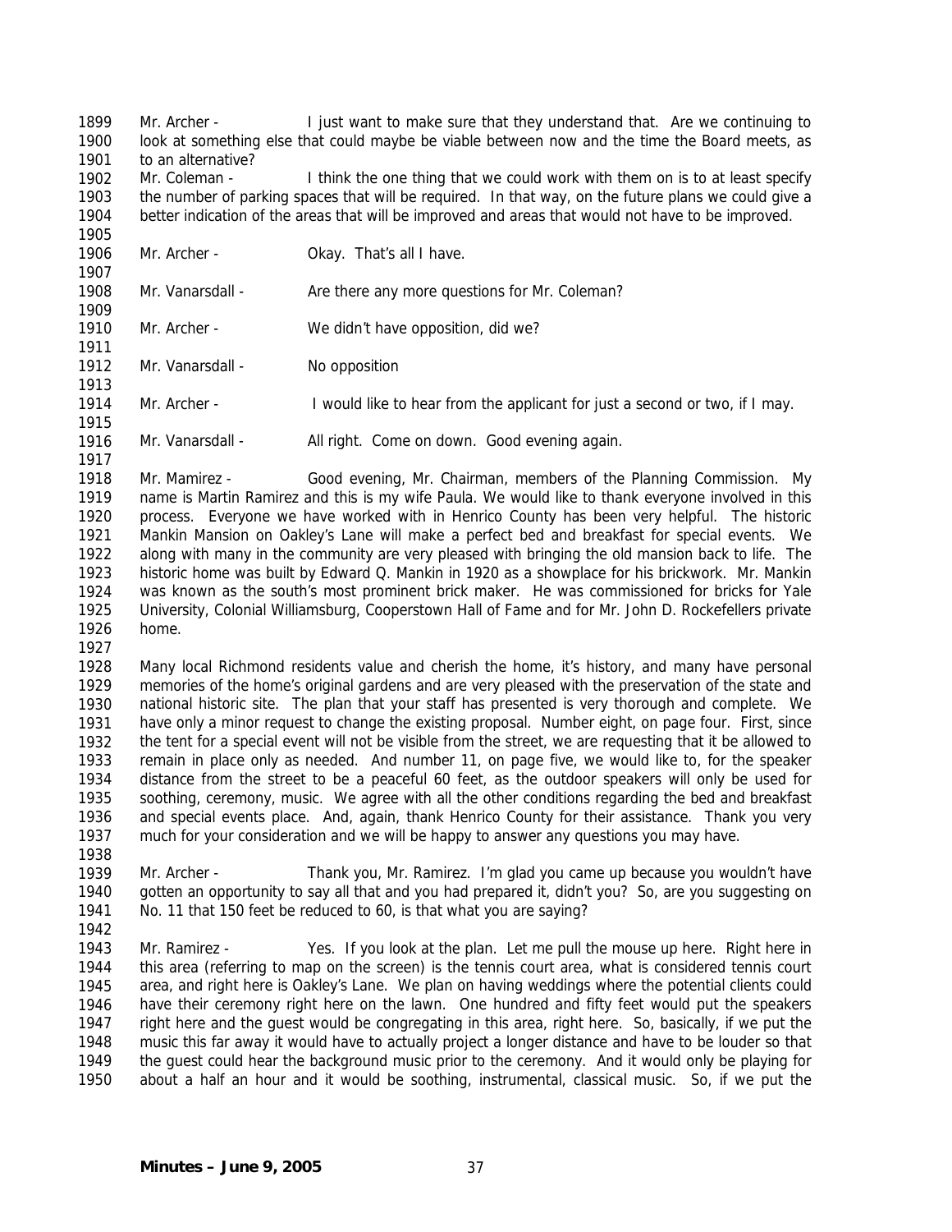Mr. Archer - I just want to make sure that they understand that. Are we continuing to look at something else that could maybe be viable between now and the time the Board meets, as to an alternative?

Mr. Coleman - I think the one thing that we could work with them on is to at least specify the number of parking spaces that will be required. In that way, on the future plans we could give a better indication of the areas that will be improved and areas that would not have to be improved.

Mr. Archer - Okay. That's all I have.

Mr. Vanarsdall - Are there any more questions for Mr. Coleman?

Mr. Archer - We didn't have opposition, did we?

Mr. Vanarsdall - No opposition

Mr. Archer - I would like to hear from the applicant for just a second or two, if I may.

Mr. Vanarsdall - All right. Come on down. Good evening again.

Mr. Mamirez - Good evening, Mr. Chairman, members of the Planning Commission. My name is Martin Ramirez and this is my wife Paula. We would like to thank everyone involved in this process. Everyone we have worked with in Henrico County has been very helpful. The historic Mankin Mansion on Oakley's Lane will make a perfect bed and breakfast for special events. We along with many in the community are very pleased with bringing the old mansion back to life. The historic home was built by Edward Q. Mankin in 1920 as a showplace for his brickwork. Mr. Mankin was known as the south's most prominent brick maker. He was commissioned for bricks for Yale University, Colonial Williamsburg, Cooperstown Hall of Fame and for Mr. John D. Rockefellers private home.

Many local Richmond residents value and cherish the home, it's history, and many have personal memories of the home's original gardens and are very pleased with the preservation of the state and national historic site. The plan that your staff has presented is very thorough and complete. We have only a minor request to change the existing proposal. Number eight, on page four. First, since the tent for a special event will not be visible from the street, we are requesting that it be allowed to remain in place only as needed. And number 11, on page five, we would like to, for the speaker distance from the street to be a peaceful 60 feet, as the outdoor speakers will only be used for soothing, ceremony, music. We agree with all the other conditions regarding the bed and breakfast and special events place. And, again, thank Henrico County for their assistance. Thank you very much for your consideration and we will be happy to answer any questions you may have.

Mr. Archer - Thank you, Mr. Ramirez. I'm glad you came up because you wouldn't have gotten an opportunity to say all that and you had prepared it, didn't you? So, are you suggesting on No. 11 that 150 feet be reduced to 60, is that what you are saying?

Mr. Ramirez - Yes. If you look at the plan. Let me pull the mouse up here. Right here in this area (referring to map on the screen) is the tennis court area, what is considered tennis court area, and right here is Oakley's Lane. We plan on having weddings where the potential clients could have their ceremony right here on the lawn. One hundred and fifty feet would put the speakers right here and the guest would be congregating in this area, right here. So, basically, if we put the music this far away it would have to actually project a longer distance and have to be louder so that the guest could hear the background music prior to the ceremony. And it would only be playing for about a half an hour and it would be soothing, instrumental, classical music. So, if we put the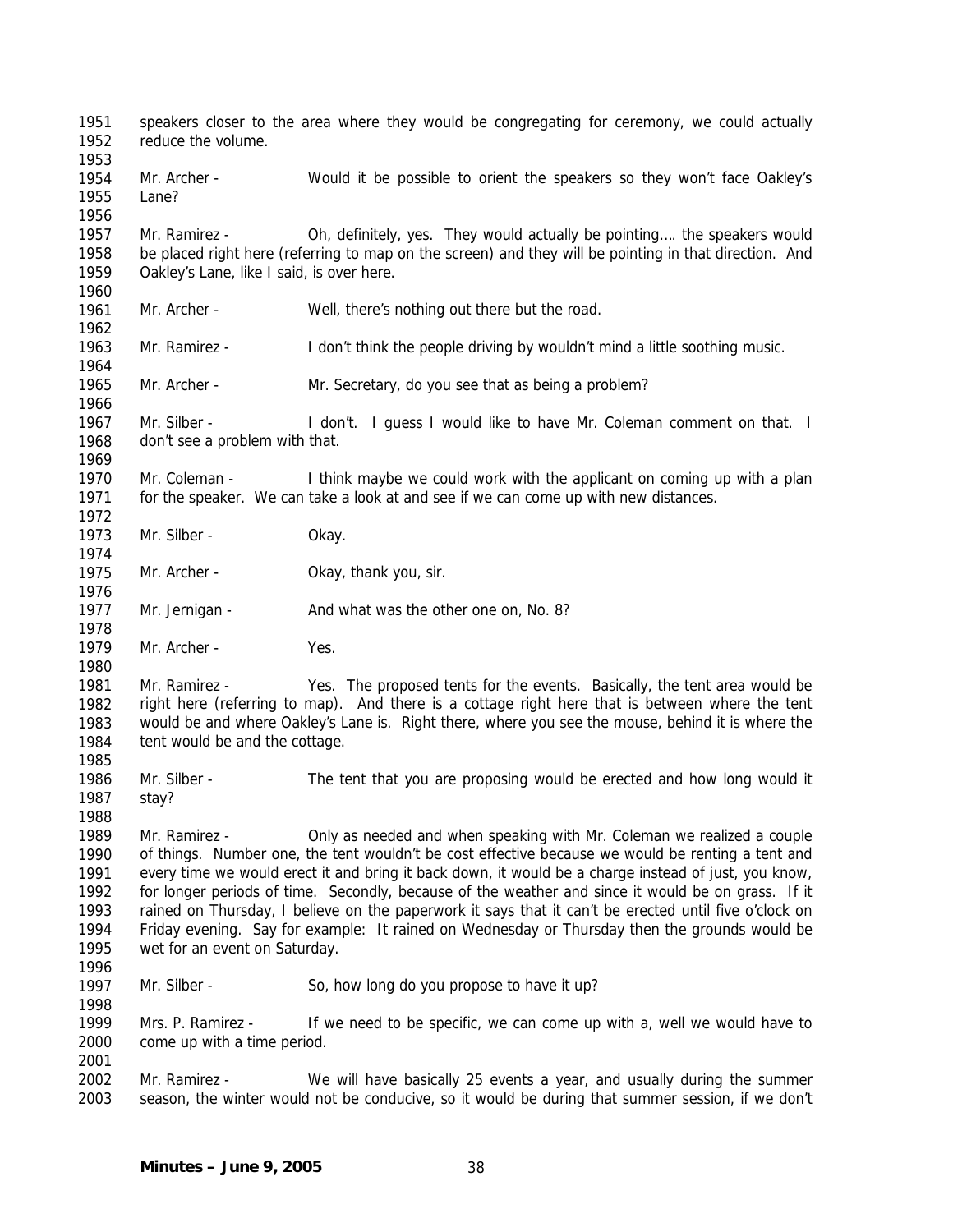1951 speakers closer to the area where they would be congregating for ceremony, we could actually
1952 reduce the volume.
1953
1954 Mr. Archer - Would it be possible to orient the speakers so they won't face Oakley's
1955 Lane?
1956
1957 Mr. Ramirez - Oh, definitely, yes. They would actually be pointing…. the speakers would
1958 be placed right here (referring to map on the screen) and they will be pointing in that direction. And
1959 Oakley's Lane, like I said, is over here.
1960
1961 Mr. Archer - Well, there's nothing out there but the road.
1962
1963 Mr. Ramirez - I don't think the people driving by wouldn't mind a little soothing music.
1964
1965 Mr. Archer - Mr. Secretary, do you see that as being a problem?
1966
1967 Mr. Silber - I don't. I guess I would like to have Mr. Coleman comment on that. I
1968 don't see a problem with that.
1969
1970 Mr. Coleman - I think maybe we could work with the applicant on coming up with a plan
1971 for the speaker. We can take a look at and see if we can come up with new distances.
1972
1973 Mr. Silber - Okay.
1974
1975 Mr. Archer - Okay, thank you, sir.
1976
1977 Mr. Jernigan - And what was the other one on, No. 8?
1978
1979 Mr. Archer - Yes.
1980
1981 Mr. Ramirez - Yes. The proposed tents for the events. Basically, the tent area would be
1982 right here (referring to map). And there is a cottage right here that is between where the tent
1983 would be and where Oakley's Lane is. Right there, where you see the mouse, behind it is where the
1984 tent would be and the cottage.
1985
1986 Mr. Silber - The tent that you are proposing would be erected and how long would it
1987 stay?
1988
1989 Mr. Ramirez - Only as needed and when speaking with Mr. Coleman we realized a couple
1990 of things. Number one, the tent wouldn't be cost effective because we would be renting a tent and
1991 every time we would erect it and bring it back down, it would be a charge instead of just, you know,
1992 for longer periods of time. Secondly, because of the weather and since it would be on grass. If it
1993 rained on Thursday, I believe on the paperwork it says that it can't be erected until five o'clock on
1994 Friday evening. Say for example: It rained on Wednesday or Thursday then the grounds would be
1995 wet for an event on Saturday.
1996
1997 Mr. Silber - So, how long do you propose to have it up?
1998
1999 Mrs. P. Ramirez - If we need to be specific, we can come up with a, well we would have to
2000 come up with a time period.
2001
2002 Mr. Ramirez - We will have basically 25 events a year, and usually during the summer
2003 season, the winter would not be conducive, so it would be during that summer session, if we don't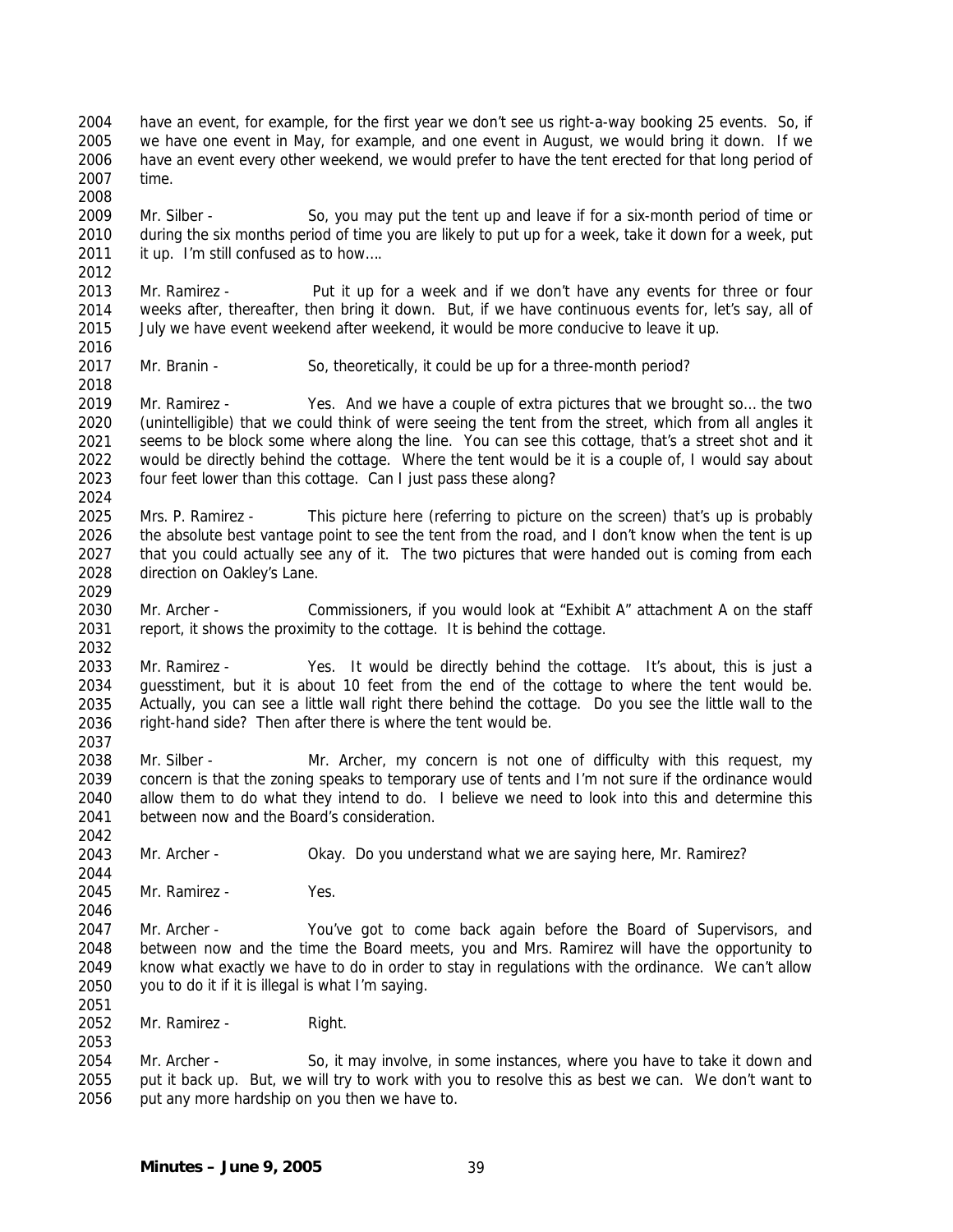have an event, for example, for the first year we don't see us right-a-way booking 25 events. So, if we have one event in May, for example, and one event in August, we would bring it down. If we have an event every other weekend, we would prefer to have the tent erected for that long period of time.

Mr. Silber - So, you may put the tent up and leave if for a six-month period of time or during the six months period of time you are likely to put up for a week, take it down for a week, put it up. I'm still confused as to how….

Mr. Ramirez - Put it up for a week and if we don't have any events for three or four weeks after, thereafter, then bring it down. But, if we have continuous events for, let's say, all of July we have event weekend after weekend, it would be more conducive to leave it up.

Mr. Branin - So, theoretically, it could be up for a three-month period?

Mr. Ramirez - Yes. And we have a couple of extra pictures that we brought so… the two (unintelligible) that we could think of were seeing the tent from the street, which from all angles it seems to be block some where along the line. You can see this cottage, that's a street shot and it would be directly behind the cottage. Where the tent would be it is a couple of, I would say about four feet lower than this cottage. Can I just pass these along?

Mrs. P. Ramirez - This picture here (referring to picture on the screen) that's up is probably the absolute best vantage point to see the tent from the road, and I don't know when the tent is up that you could actually see any of it. The two pictures that were handed out is coming from each direction on Oakley's Lane.

Mr. Archer - Commissioners, if you would look at "Exhibit A" attachment A on the staff report, it shows the proximity to the cottage. It is behind the cottage.

Mr. Ramirez - Yes. It would be directly behind the cottage. It's about, this is just a guesstiment, but it is about 10 feet from the end of the cottage to where the tent would be. Actually, you can see a little wall right there behind the cottage. Do you see the little wall to the right-hand side? Then after there is where the tent would be.

Mr. Silber - Mr. Archer, my concern is not one of difficulty with this request, my concern is that the zoning speaks to temporary use of tents and I'm not sure if the ordinance would allow them to do what they intend to do. I believe we need to look into this and determine this between now and the Board's consideration.

Mr. Archer - Okay. Do you understand what we are saying here, Mr. Ramirez?

Mr. Ramirez - Yes.

Mr. Archer - You've got to come back again before the Board of Supervisors, and between now and the time the Board meets, you and Mrs. Ramirez will have the opportunity to know what exactly we have to do in order to stay in regulations with the ordinance. We can't allow you to do it if it is illegal is what I'm saying.

Mr. Ramirez - Right.

Mr. Archer - So, it may involve, in some instances, where you have to take it down and put it back up. But, we will try to work with you to resolve this as best we can. We don't want to put any more hardship on you then we have to.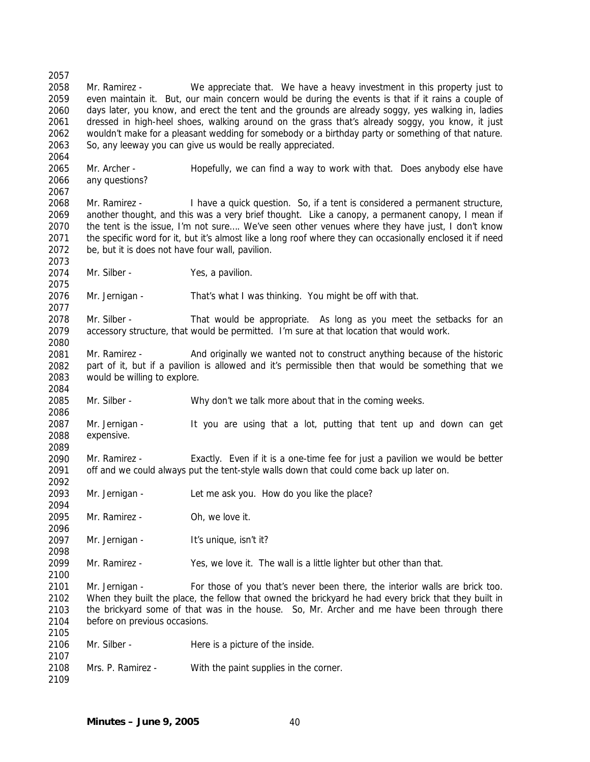Mr. Ramirez - We appreciate that. We have a heavy investment in this property just to even maintain it. But, our main concern would be during the events is that if it rains a couple of days later, you know, and erect the tent and the grounds are already soggy, yes walking in, ladies dressed in high-heel shoes, walking around on the grass that's already soggy, you know, it just wouldn't make for a pleasant wedding for somebody or a birthday party or something of that nature. So, any leeway you can give us would be really appreciated.

Mr. Archer - Hopefully, we can find a way to work with that. Does anybody else have any questions?

Mr. Ramirez - I have a quick question. So, if a tent is considered a permanent structure, another thought, and this was a very brief thought. Like a canopy, a permanent canopy, I mean if the tent is the issue, I'm not sure…. We've seen other venues where they have just, I don't know the specific word for it, but it's almost like a long roof where they can occasionally enclosed it if need be, but it is does not have four wall, pavilion.

Mr. Silber - Yes, a pavilion.

Mr. Jernigan - That's what I was thinking. You might be off with that.

Mr. Silber - That would be appropriate. As long as you meet the setbacks for an accessory structure, that would be permitted. I'm sure at that location that would work.

Mr. Ramirez - And originally we wanted not to construct anything because of the historic part of it, but if a pavilion is allowed and it's permissible then that would be something that we would be willing to explore.

Mr. Silber - Why don't we talk more about that in the coming weeks.

Mr. Jernigan - It you are using that a lot, putting that tent up and down can get expensive.

Mr. Ramirez - Exactly. Even if it is a one-time fee for just a pavilion we would be better off and we could always put the tent-style walls down that could come back up later on.

Mr. Jernigan - Let me ask you. How do you like the place?

Mr. Ramirez - Oh, we love it.

Mr. Jernigan - It's unique, isn't it?

Mr. Ramirez - Yes, we love it. The wall is a little lighter but other than that.

Mr. Jernigan - For those of you that's never been there, the interior walls are brick too. When they built the place, the fellow that owned the brickyard he had every brick that they built in the brickyard some of that was in the house. So, Mr. Archer and me have been through there before on previous occasions.

Mr. Silber - Here is a picture of the inside.

Mrs. P. Ramirez - With the paint supplies in the corner.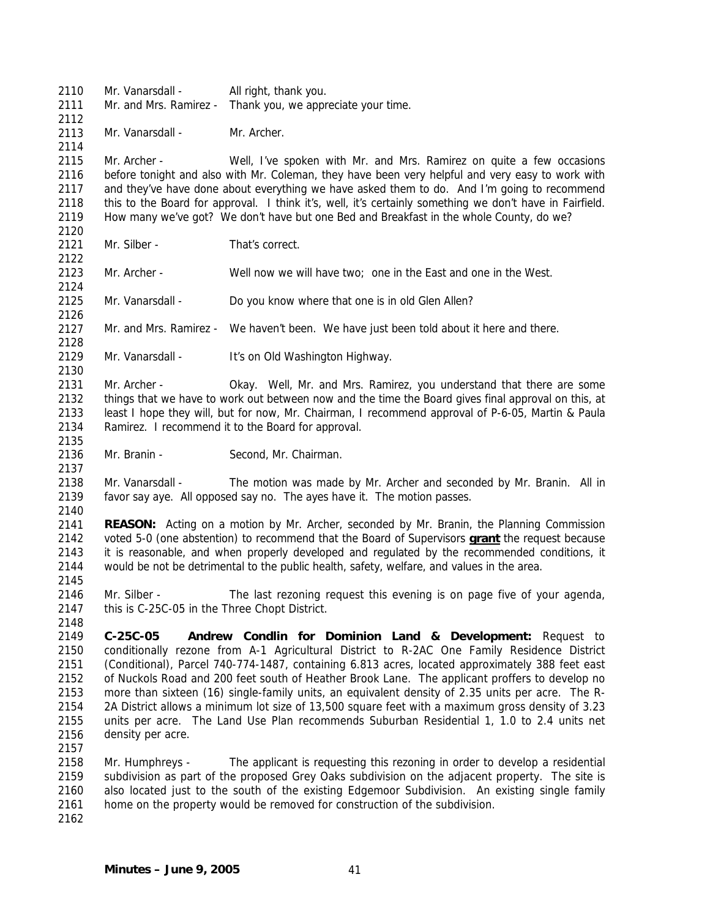Mr. Vanarsdall - All right, thank you.
Mr. and Mrs. Ramirez - Thank you, we appreciate your time.

Mr. Vanarsdall - Mr. Archer.

Mr. Archer - Well, I've spoken with Mr. and Mrs. Ramirez on quite a few occasions before tonight and also with Mr. Coleman, they have been very helpful and very easy to work with and they've have done about everything we have asked them to do. And I'm going to recommend this to the Board for approval. I think it's, well, it's certainly something we don't have in Fairfield. How many we've got? We don't have but one Bed and Breakfast in the whole County, do we?

Mr. Silber - That's correct.

Mr. Archer - Well now we will have two; one in the East and one in the West.

Mr. Vanarsdall - Do you know where that one is in old Glen Allen?

Mr. and Mrs. Ramirez - We haven't been. We have just been told about it here and there.

Mr. Vanarsdall - It's on Old Washington Highway.

Mr. Archer - Okay. Well, Mr. and Mrs. Ramirez, you understand that there are some things that we have to work out between now and the time the Board gives final approval on this, at least I hope they will, but for now, Mr. Chairman, I recommend approval of P-6-05, Martin & Paula Ramirez. I recommend it to the Board for approval.

Mr. Branin - Second, Mr. Chairman.

Mr. Vanarsdall - The motion was made by Mr. Archer and seconded by Mr. Branin. All in favor say aye. All opposed say no. The ayes have it. The motion passes.

**REASON:** Acting on a motion by Mr. Archer, seconded by Mr. Branin, the Planning Commission voted 5-0 (one abstention) to recommend that the Board of Supervisors **grant** the request because it is reasonable, and when properly developed and regulated by the recommended conditions, it would be not be detrimental to the public health, safety, welfare, and values in the area.

Mr. Silber - The last rezoning request this evening is on page five of your agenda, this is C-25C-05 in the Three Chopt District.

**C-25C-05 Andrew Condlin for Dominion Land & Development:** Request to conditionally rezone from A-1 Agricultural District to R-2AC One Family Residence District (Conditional), Parcel 740-774-1487, containing 6.813 acres, located approximately 388 feet east of Nuckols Road and 200 feet south of Heather Brook Lane. The applicant proffers to develop no more than sixteen (16) single-family units, an equivalent density of 2.35 units per acre. The R-2A District allows a minimum lot size of 13,500 square feet with a maximum gross density of 3.23 units per acre. The Land Use Plan recommends Suburban Residential 1, 1.0 to 2.4 units net density per acre.

Mr. Humphreys - The applicant is requesting this rezoning in order to develop a residential subdivision as part of the proposed Grey Oaks subdivision on the adjacent property. The site is also located just to the south of the existing Edgemoor Subdivision. An existing single family home on the property would be removed for construction of the subdivision.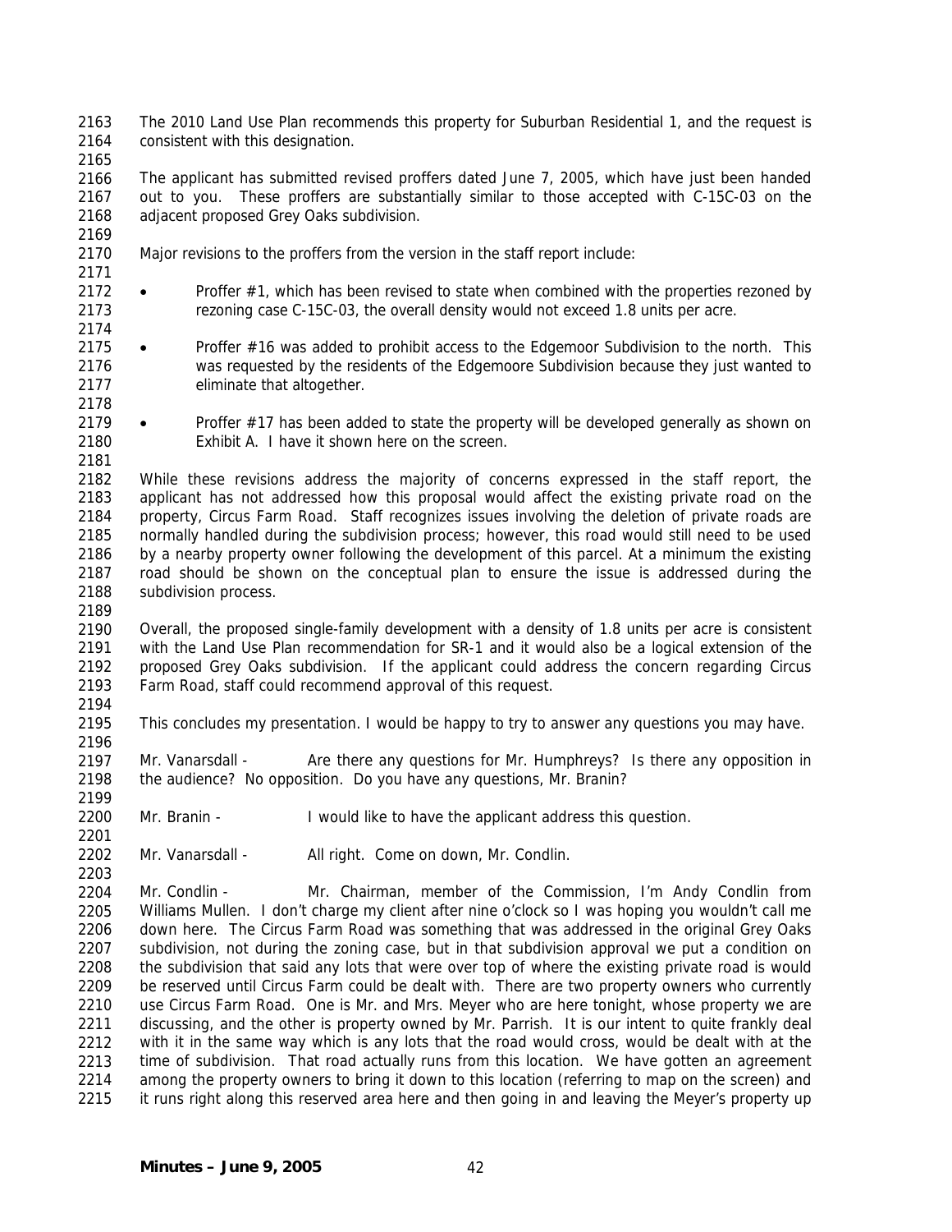The 2010 Land Use Plan recommends this property for Suburban Residential 1, and the request is consistent with this designation.

The applicant has submitted revised proffers dated June 7, 2005, which have just been handed out to you. These proffers are substantially similar to those accepted with C-15C-03 on the adjacent proposed Grey Oaks subdivision.

Major revisions to the proffers from the version in the staff report include:

- Proffer #1, which has been revised to state when combined with the properties rezoned by rezoning case C-15C-03, the overall density would not exceed 1.8 units per acre.

- Proffer #16 was added to prohibit access to the Edgemoor Subdivision to the north. This was requested by the residents of the Edgemoore Subdivision because they just wanted to eliminate that altogether.

- Proffer #17 has been added to state the property will be developed generally as shown on Exhibit A. I have it shown here on the screen.

While these revisions address the majority of concerns expressed in the staff report, the applicant has not addressed how this proposal would affect the existing private road on the property, Circus Farm Road. Staff recognizes issues involving the deletion of private roads are normally handled during the subdivision process; however, this road would still need to be used by a nearby property owner following the development of this parcel. At a minimum the existing road should be shown on the conceptual plan to ensure the issue is addressed during the subdivision process.

Overall, the proposed single-family development with a density of 1.8 units per acre is consistent with the Land Use Plan recommendation for SR-1 and it would also be a logical extension of the proposed Grey Oaks subdivision. If the applicant could address the concern regarding Circus Farm Road, staff could recommend approval of this request.

This concludes my presentation. I would be happy to try to answer any questions you may have.

Mr. Vanarsdall - Are there any questions for Mr. Humphreys? Is there any opposition in the audience? No opposition. Do you have any questions, Mr. Branin?

Mr. Branin - I would like to have the applicant address this question.

Mr. Vanarsdall - All right. Come on down, Mr. Condlin.

Mr. Condlin - Mr. Chairman, member of the Commission, I'm Andy Condlin from Williams Mullen. I don't charge my client after nine o'clock so I was hoping you wouldn't call me down here. The Circus Farm Road was something that was addressed in the original Grey Oaks subdivision, not during the zoning case, but in that subdivision approval we put a condition on the subdivision that said any lots that were over top of where the existing private road is would be reserved until Circus Farm could be dealt with. There are two property owners who currently use Circus Farm Road. One is Mr. and Mrs. Meyer who are here tonight, whose property we are discussing, and the other is property owned by Mr. Parrish. It is our intent to quite frankly deal with it in the same way which is any lots that the road would cross, would be dealt with at the time of subdivision. That road actually runs from this location. We have gotten an agreement among the property owners to bring it down to this location (referring to map on the screen) and it runs right along this reserved area here and then going in and leaving the Meyer's property up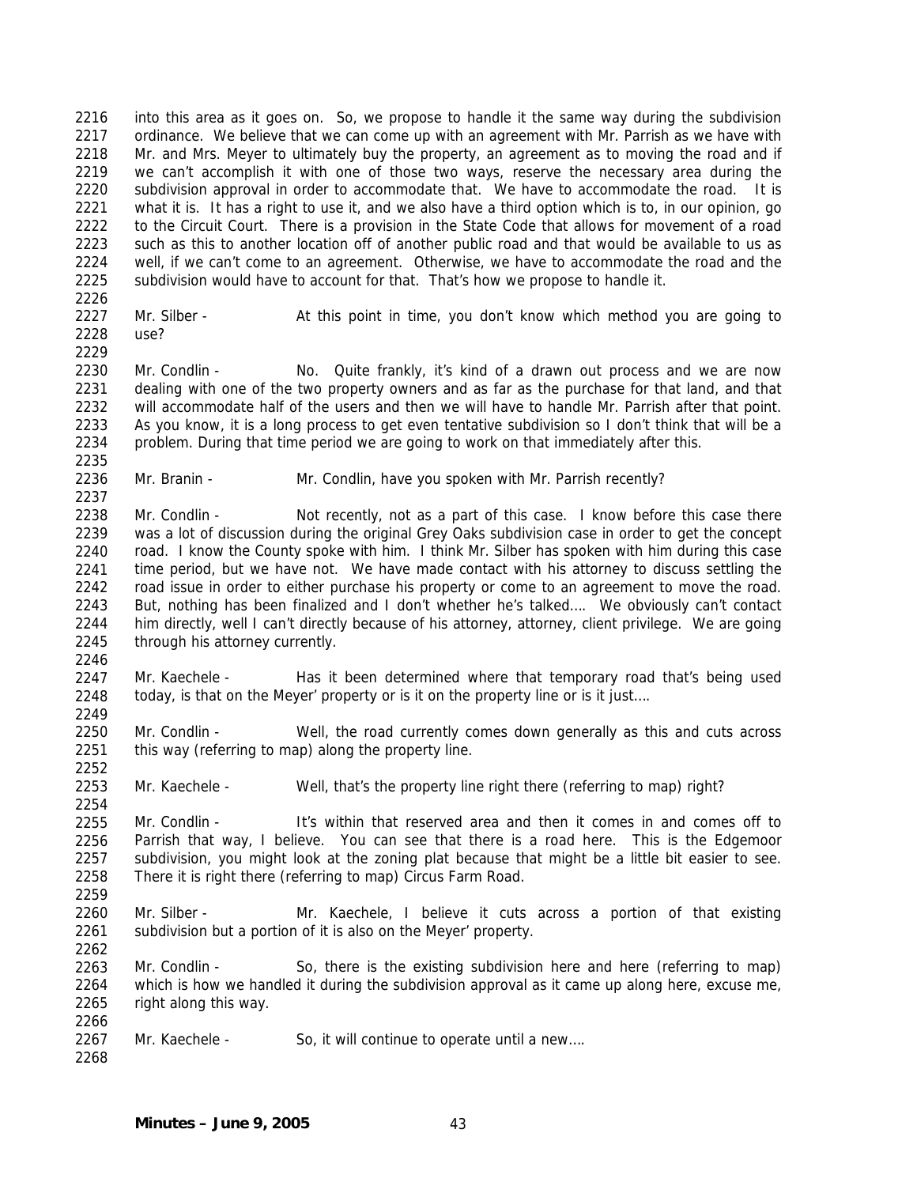into this area as it goes on. So, we propose to handle it the same way during the subdivision ordinance. We believe that we can come up with an agreement with Mr. Parrish as we have with Mr. and Mrs. Meyer to ultimately buy the property, an agreement as to moving the road and if we can't accomplish it with one of those two ways, reserve the necessary area during the subdivision approval in order to accommodate that. We have to accommodate the road. It is what it is. It has a right to use it, and we also have a third option which is to, in our opinion, go to the Circuit Court. There is a provision in the State Code that allows for movement of a road such as this to another location off of another public road and that would be available to us as well, if we can't come to an agreement. Otherwise, we have to accommodate the road and the subdivision would have to account for that. That's how we propose to handle it.

Mr. Silber - At this point in time, you don't know which method you are going to use?

Mr. Condlin - No. Quite frankly, it's kind of a drawn out process and we are now dealing with one of the two property owners and as far as the purchase for that land, and that will accommodate half of the users and then we will have to handle Mr. Parrish after that point. As you know, it is a long process to get even tentative subdivision so I don't think that will be a problem. During that time period we are going to work on that immediately after this.

Mr. Branin - Mr. Condlin, have you spoken with Mr. Parrish recently?

Mr. Condlin - Not recently, not as a part of this case. I know before this case there was a lot of discussion during the original Grey Oaks subdivision case in order to get the concept road. I know the County spoke with him. I think Mr. Silber has spoken with him during this case time period, but we have not. We have made contact with his attorney to discuss settling the road issue in order to either purchase his property or come to an agreement to move the road. But, nothing has been finalized and I don't whether he's talked…. We obviously can't contact him directly, well I can't directly because of his attorney, attorney, client privilege. We are going through his attorney currently.

Mr. Kaechele - Has it been determined where that temporary road that's being used today, is that on the Meyer' property or is it on the property line or is it just….

Mr. Condlin - Well, the road currently comes down generally as this and cuts across this way (referring to map) along the property line.

Mr. Kaechele - Well, that's the property line right there (referring to map) right?

Mr. Condlin - It's within that reserved area and then it comes in and comes off to Parrish that way, I believe. You can see that there is a road here. This is the Edgemoor subdivision, you might look at the zoning plat because that might be a little bit easier to see. There it is right there (referring to map) Circus Farm Road.

Mr. Silber - Mr. Kaechele, I believe it cuts across a portion of that existing subdivision but a portion of it is also on the Meyer' property.

Mr. Condlin - So, there is the existing subdivision here and here (referring to map) which is how we handled it during the subdivision approval as it came up along here, excuse me, right along this way.

Mr. Kaechele - So, it will continue to operate until a new….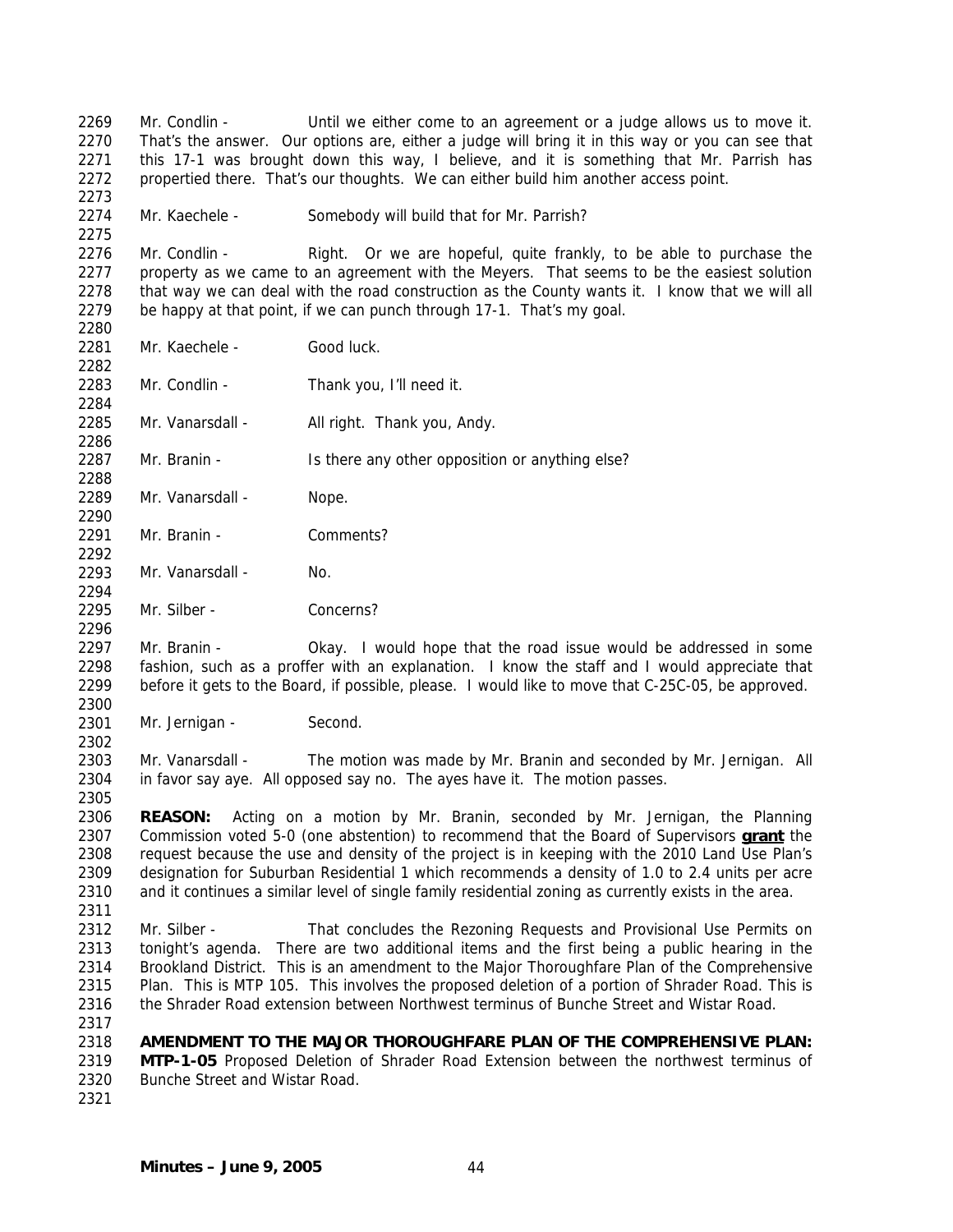Mr. Condlin - Until we either come to an agreement or a judge allows us to move it. That's the answer. Our options are, either a judge will bring it in this way or you can see that this 17-1 was brought down this way, I believe, and it is something that Mr. Parrish has propertied there. That's our thoughts. We can either build him another access point.

Mr. Kaechele - Somebody will build that for Mr. Parrish?

Mr. Condlin - Right. Or we are hopeful, quite frankly, to be able to purchase the property as we came to an agreement with the Meyers. That seems to be the easiest solution that way we can deal with the road construction as the County wants it. I know that we will all be happy at that point, if we can punch through 17-1. That's my goal.

Mr. Kaechele - Good luck.

Mr. Condlin - Thank you, I'll need it.

Mr. Vanarsdall - All right. Thank you, Andy.

Mr. Branin - Is there any other opposition or anything else?

Mr. Vanarsdall - Nope.

Mr. Branin - Comments?

Mr. Vanarsdall - No.

Mr. Silber - Concerns?

Mr. Branin - Okay. I would hope that the road issue would be addressed in some fashion, such as a proffer with an explanation. I know the staff and I would appreciate that before it gets to the Board, if possible, please. I would like to move that C-25C-05, be approved.

Mr. Jernigan - Second.

Mr. Vanarsdall - The motion was made by Mr. Branin and seconded by Mr. Jernigan. All in favor say aye. All opposed say no. The ayes have it. The motion passes.

**REASON:** Acting on a motion by Mr. Branin, seconded by Mr. Jernigan, the Planning Commission voted 5-0 (one abstention) to recommend that the Board of Supervisors **grant** the request because the use and density of the project is in keeping with the 2010 Land Use Plan's designation for Suburban Residential 1 which recommends a density of 1.0 to 2.4 units per acre and it continues a similar level of single family residential zoning as currently exists in the area.

Mr. Silber - That concludes the Rezoning Requests and Provisional Use Permits on tonight's agenda. There are two additional items and the first being a public hearing in the Brookland District. This is an amendment to the Major Thoroughfare Plan of the Comprehensive Plan. This is MTP 105. This involves the proposed deletion of a portion of Shrader Road. This is the Shrader Road extension between Northwest terminus of Bunche Street and Wistar Road.

**AMENDMENT TO THE MAJOR THOROUGHFARE PLAN OF THE COMPREHENSIVE PLAN: MTP-1-05** Proposed Deletion of Shrader Road Extension between the northwest terminus of Bunche Street and Wistar Road.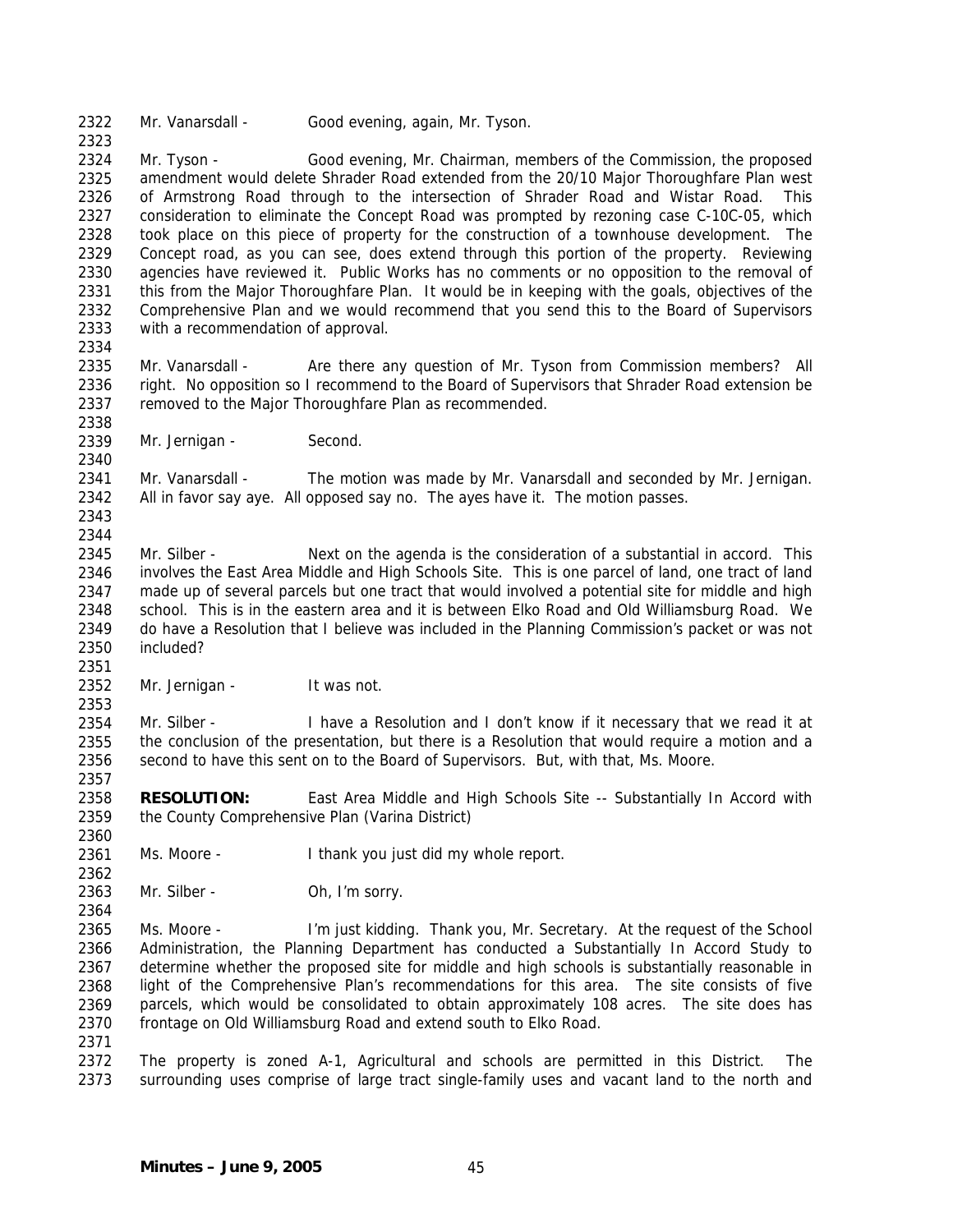Mr. Vanarsdall - Good evening, again, Mr. Tyson.

Mr. Tyson - Good evening, Mr. Chairman, members of the Commission, the proposed amendment would delete Shrader Road extended from the 20/10 Major Thoroughfare Plan west of Armstrong Road through to the intersection of Shrader Road and Wistar Road. This consideration to eliminate the Concept Road was prompted by rezoning case C-10C-05, which took place on this piece of property for the construction of a townhouse development. The Concept road, as you can see, does extend through this portion of the property. Reviewing agencies have reviewed it. Public Works has no comments or no opposition to the removal of this from the Major Thoroughfare Plan. It would be in keeping with the goals, objectives of the Comprehensive Plan and we would recommend that you send this to the Board of Supervisors with a recommendation of approval.

Mr. Vanarsdall - Are there any question of Mr. Tyson from Commission members? All right. No opposition so I recommend to the Board of Supervisors that Shrader Road extension be removed to the Major Thoroughfare Plan as recommended.

Mr. Jernigan - Second.

Mr. Vanarsdall - The motion was made by Mr. Vanarsdall and seconded by Mr. Jernigan. All in favor say aye. All opposed say no. The ayes have it. The motion passes.

Mr. Silber - Next on the agenda is the consideration of a substantial in accord. This involves the East Area Middle and High Schools Site. This is one parcel of land, one tract of land made up of several parcels but one tract that would involved a potential site for middle and high school. This is in the eastern area and it is between Elko Road and Old Williamsburg Road. We do have a Resolution that I believe was included in the Planning Commission's packet or was not included?

Mr. Jernigan - It was not.

Mr. Silber - I have a Resolution and I don't know if it necessary that we read it at the conclusion of the presentation, but there is a Resolution that would require a motion and a second to have this sent on to the Board of Supervisors. But, with that, Ms. Moore.

**RESOLUTION:** East Area Middle and High Schools Site -- Substantially In Accord with the County Comprehensive Plan (Varina District)

Ms. Moore - I thank you just did my whole report.

Mr. Silber - Oh, I'm sorry.

Ms. Moore - I'm just kidding. Thank you, Mr. Secretary. At the request of the School Administration, the Planning Department has conducted a Substantially In Accord Study to determine whether the proposed site for middle and high schools is substantially reasonable in light of the Comprehensive Plan's recommendations for this area. The site consists of five parcels, which would be consolidated to obtain approximately 108 acres. The site does has frontage on Old Williamsburg Road and extend south to Elko Road.

The property is zoned A-1, Agricultural and schools are permitted in this District. The surrounding uses comprise of large tract single-family uses and vacant land to the north and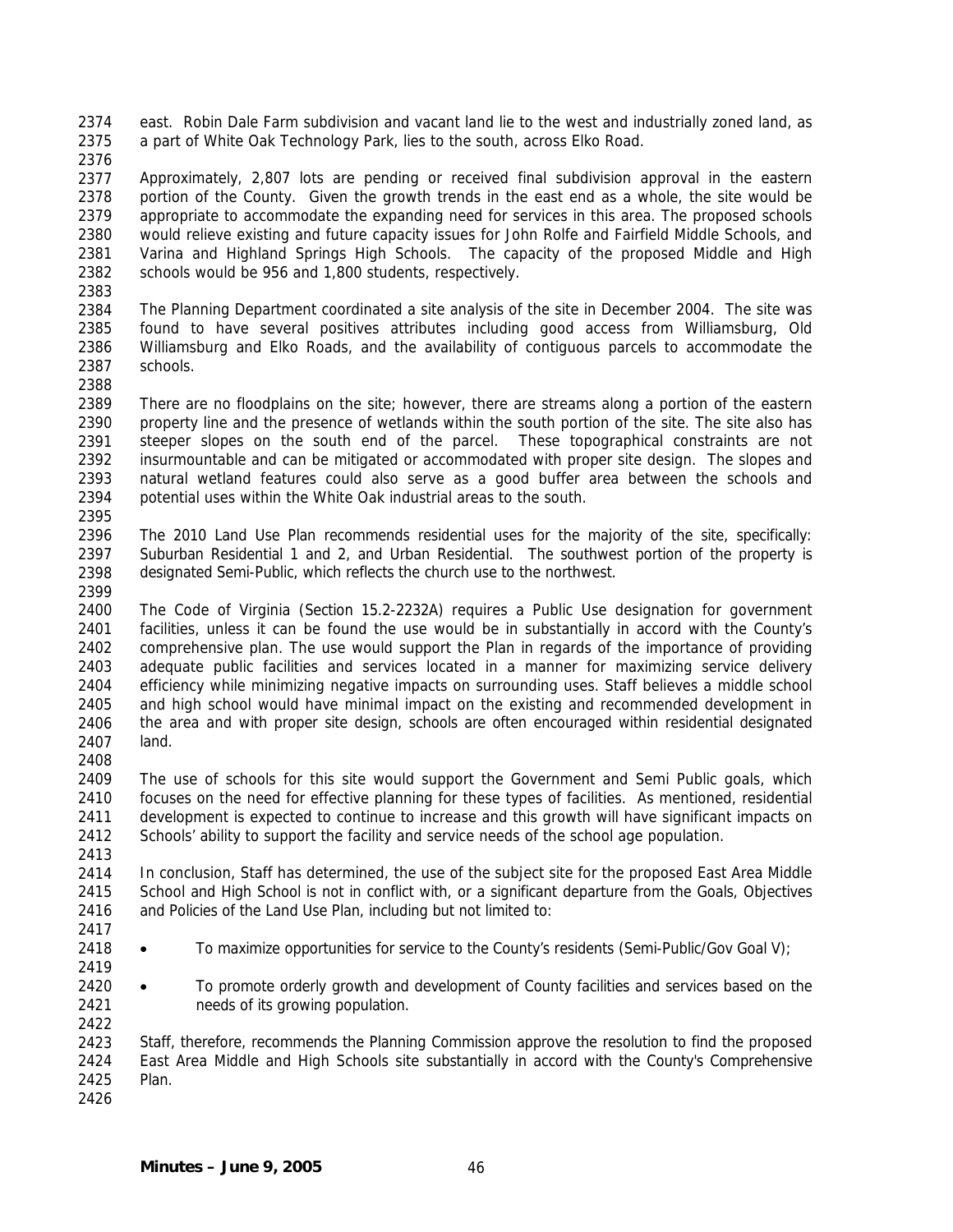east. Robin Dale Farm subdivision and vacant land lie to the west and industrially zoned land, as a part of White Oak Technology Park, lies to the south, across Elko Road.

Approximately, 2,807 lots are pending or received final subdivision approval in the eastern portion of the County. Given the growth trends in the east end as a whole, the site would be appropriate to accommodate the expanding need for services in this area. The proposed schools would relieve existing and future capacity issues for John Rolfe and Fairfield Middle Schools, and Varina and Highland Springs High Schools. The capacity of the proposed Middle and High schools would be 956 and 1,800 students, respectively.

The Planning Department coordinated a site analysis of the site in December 2004. The site was found to have several positives attributes including good access from Williamsburg, Old Williamsburg and Elko Roads, and the availability of contiguous parcels to accommodate the schools.

There are no floodplains on the site; however, there are streams along a portion of the eastern property line and the presence of wetlands within the south portion of the site. The site also has steeper slopes on the south end of the parcel. These topographical constraints are not insurmountable and can be mitigated or accommodated with proper site design. The slopes and natural wetland features could also serve as a good buffer area between the schools and potential uses within the White Oak industrial areas to the south.

The 2010 Land Use Plan recommends residential uses for the majority of the site, specifically: Suburban Residential 1 and 2, and Urban Residential. The southwest portion of the property is designated Semi-Public, which reflects the church use to the northwest.

The Code of Virginia (Section 15.2-2232A) requires a Public Use designation for government facilities, unless it can be found the use would be in substantially in accord with the County's comprehensive plan. The use would support the Plan in regards of the importance of providing adequate public facilities and services located in a manner for maximizing service delivery efficiency while minimizing negative impacts on surrounding uses. Staff believes a middle school and high school would have minimal impact on the existing and recommended development in the area and with proper site design, schools are often encouraged within residential designated land.

The use of schools for this site would support the Government and Semi Public goals, which focuses on the need for effective planning for these types of facilities. As mentioned, residential development is expected to continue to increase and this growth will have significant impacts on Schools' ability to support the facility and service needs of the school age population.

In conclusion, Staff has determined, the use of the subject site for the proposed East Area Middle School and High School is not in conflict with, or a significant departure from the Goals, Objectives and Policies of the Land Use Plan, including but not limited to:

- To maximize opportunities for service to the County's residents (Semi-Public/Gov Goal V);

- To promote orderly growth and development of County facilities and services based on the needs of its growing population.

Staff, therefore, recommends the Planning Commission approve the resolution to find the proposed East Area Middle and High Schools site substantially in accord with the County's Comprehensive Plan.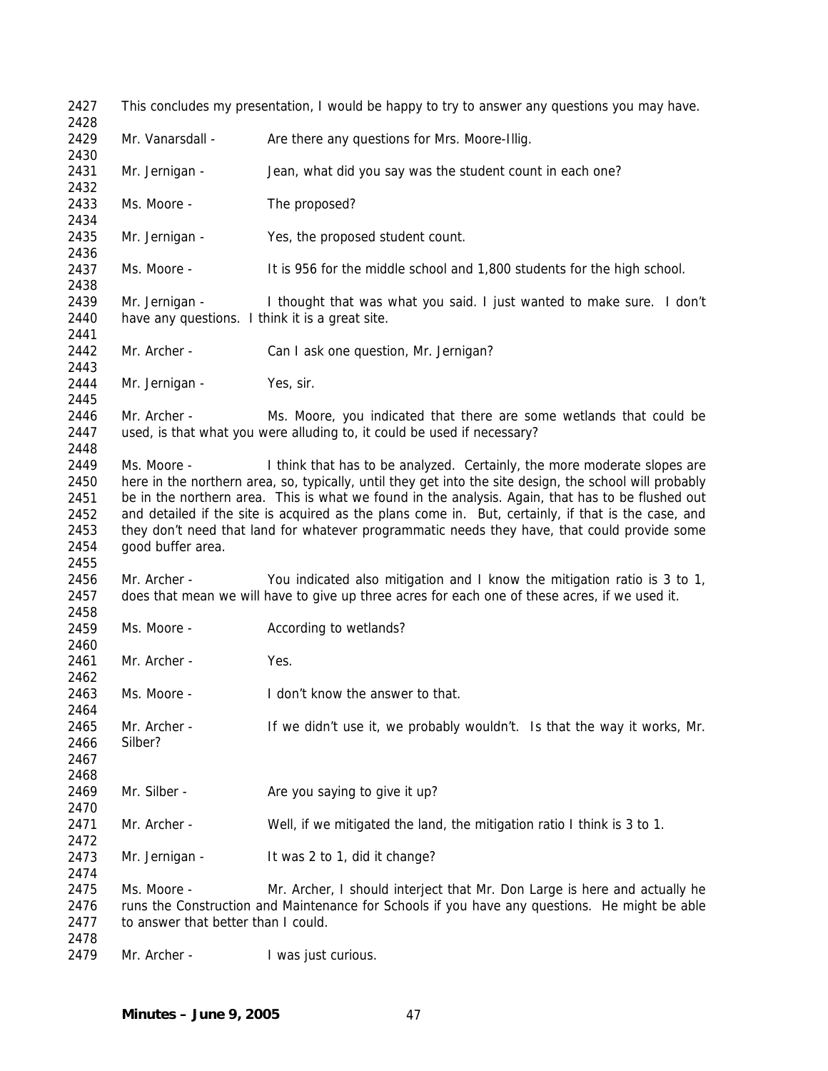This concludes my presentation, I would be happy to try to answer any questions you may have.

Mr. Vanarsdall - Are there any questions for Mrs. Moore-Illig.

Mr. Jernigan - Jean, what did you say was the student count in each one?

Ms. Moore - The proposed?

Mr. Jernigan - Yes, the proposed student count.

Ms. Moore - It is 956 for the middle school and 1,800 students for the high school.

Mr. Jernigan - I thought that was what you said. I just wanted to make sure. I don't have any questions. I think it is a great site.

Mr. Archer - Can I ask one question, Mr. Jernigan?

Mr. Jernigan - Yes, sir.

Mr. Archer - Ms. Moore, you indicated that there are some wetlands that could be used, is that what you were alluding to, it could be used if necessary?

Ms. Moore - I think that has to be analyzed. Certainly, the more moderate slopes are here in the northern area, so, typically, until they get into the site design, the school will probably be in the northern area. This is what we found in the analysis. Again, that has to be flushed out and detailed if the site is acquired as the plans come in. But, certainly, if that is the case, and they don't need that land for whatever programmatic needs they have, that could provide some good buffer area.

Mr. Archer - You indicated also mitigation and I know the mitigation ratio is 3 to 1, does that mean we will have to give up three acres for each one of these acres, if we used it.

Ms. Moore - According to wetlands?

Mr. Archer - Yes.

Ms. Moore - I don't know the answer to that.

Mr. Archer - If we didn't use it, we probably wouldn't. Is that the way it works, Mr. Silber?

Mr. Silber - Are you saying to give it up?

Mr. Archer - Well, if we mitigated the land, the mitigation ratio I think is 3 to 1.

Mr. Jernigan - It was 2 to 1, did it change?

Ms. Moore - Mr. Archer, I should interject that Mr. Don Large is here and actually he runs the Construction and Maintenance for Schools if you have any questions. He might be able to answer that better than I could.

Mr. Archer - I was just curious.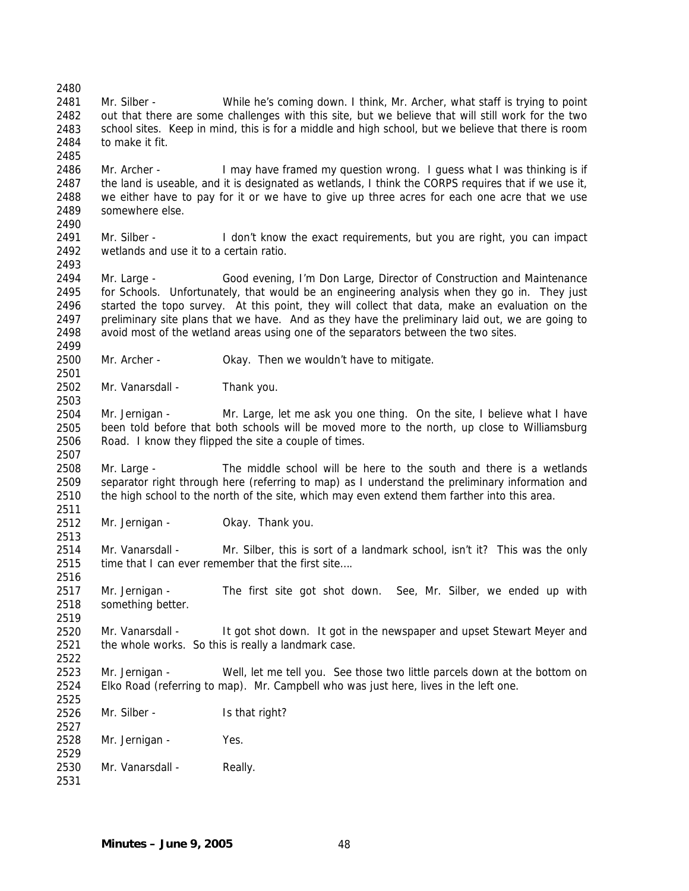Mr. Silber - While he's coming down. I think, Mr. Archer, what staff is trying to point out that there are some challenges with this site, but we believe that will still work for the two school sites. Keep in mind, this is for a middle and high school, but we believe that there is room to make it fit.

Mr. Archer - I may have framed my question wrong. I guess what I was thinking is if the land is useable, and it is designated as wetlands, I think the CORPS requires that if we use it, we either have to pay for it or we have to give up three acres for each one acre that we use somewhere else.

Mr. Silber - I don't know the exact requirements, but you are right, you can impact wetlands and use it to a certain ratio.

Mr. Large - Good evening, I'm Don Large, Director of Construction and Maintenance for Schools. Unfortunately, that would be an engineering analysis when they go in. They just started the topo survey. At this point, they will collect that data, make an evaluation on the preliminary site plans that we have. And as they have the preliminary laid out, we are going to avoid most of the wetland areas using one of the separators between the two sites.

Mr. Archer - Okay. Then we wouldn't have to mitigate.

Mr. Vanarsdall - Thank you.

Mr. Jernigan - Mr. Large, let me ask you one thing. On the site, I believe what I have been told before that both schools will be moved more to the north, up close to Williamsburg Road. I know they flipped the site a couple of times.

Mr. Large - The middle school will be here to the south and there is a wetlands separator right through here (referring to map) as I understand the preliminary information and the high school to the north of the site, which may even extend them farther into this area.

Mr. Jernigan - Okay. Thank you.

Mr. Vanarsdall - Mr. Silber, this is sort of a landmark school, isn't it? This was the only time that I can ever remember that the first site….

Mr. Jernigan - The first site got shot down. See, Mr. Silber, we ended up with something better.

Mr. Vanarsdall - It got shot down. It got in the newspaper and upset Stewart Meyer and the whole works. So this is really a landmark case.

Mr. Jernigan - Well, let me tell you. See those two little parcels down at the bottom on Elko Road (referring to map). Mr. Campbell who was just here, lives in the left one.

Mr. Silber - Is that right?

Mr. Jernigan - Yes.

Mr. Vanarsdall - Really.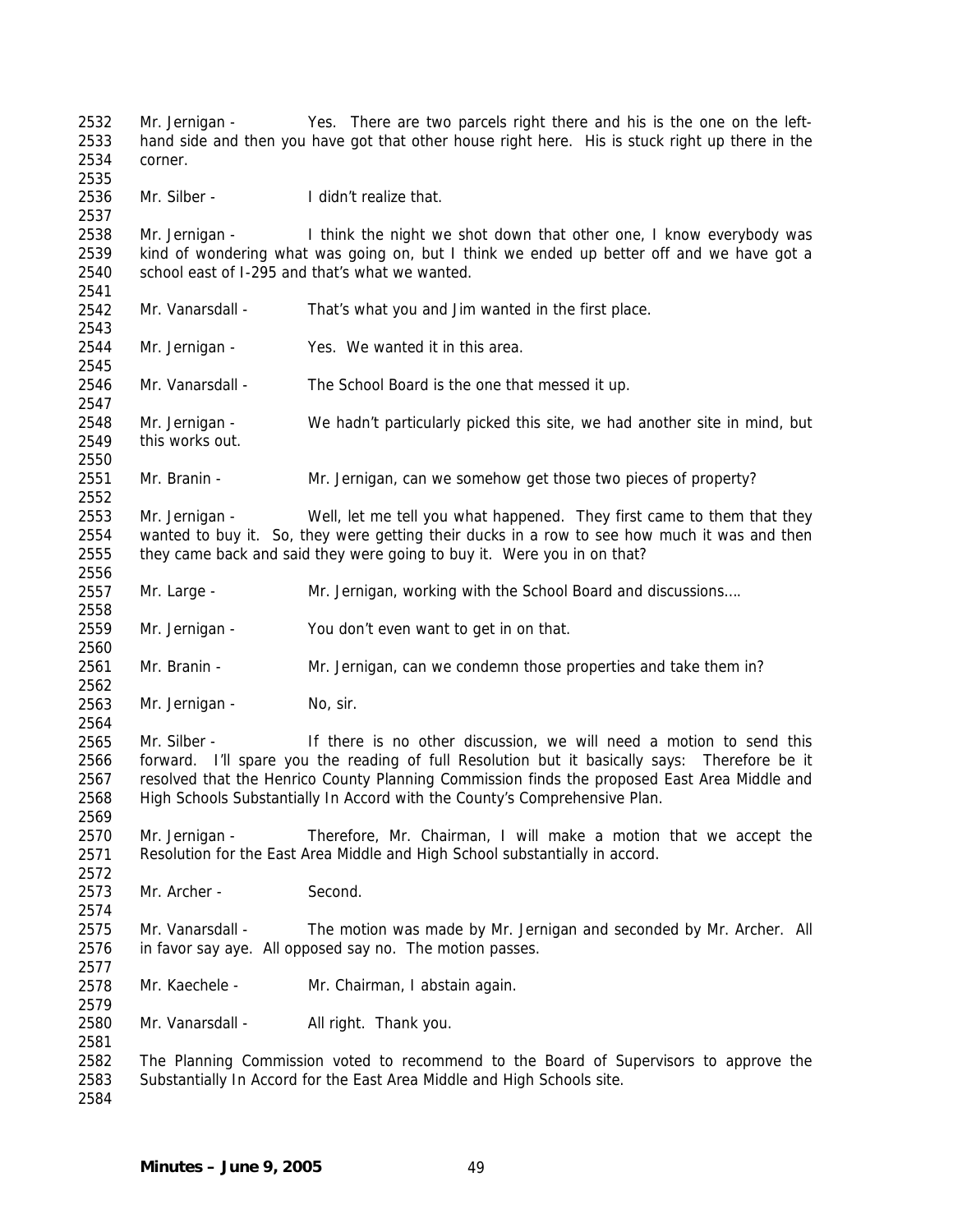Mr. Jernigan - Yes. There are two parcels right there and his is the one on the left-hand side and then you have got that other house right here. His is stuck right up there in the corner.

Mr. Silber - I didn't realize that.

Mr. Jernigan - I think the night we shot down that other one, I know everybody was kind of wondering what was going on, but I think we ended up better off and we have got a school east of I-295 and that's what we wanted.

Mr. Vanarsdall - That's what you and Jim wanted in the first place.

Mr. Jernigan - Yes. We wanted it in this area.

Mr. Vanarsdall - The School Board is the one that messed it up.

Mr. Jernigan - We hadn't particularly picked this site, we had another site in mind, but this works out.

Mr. Branin - Mr. Jernigan, can we somehow get those two pieces of property?

Mr. Jernigan - Well, let me tell you what happened. They first came to them that they wanted to buy it. So, they were getting their ducks in a row to see how much it was and then they came back and said they were going to buy it. Were you in on that?

Mr. Large - Mr. Jernigan, working with the School Board and discussions….

Mr. Jernigan - You don't even want to get in on that.

Mr. Branin - Mr. Jernigan, can we condemn those properties and take them in?

Mr. Jernigan - No, sir.

Mr. Silber - If there is no other discussion, we will need a motion to send this forward. I'll spare you the reading of full Resolution but it basically says: Therefore be it resolved that the Henrico County Planning Commission finds the proposed East Area Middle and High Schools Substantially In Accord with the County's Comprehensive Plan.

Mr. Jernigan - Therefore, Mr. Chairman, I will make a motion that we accept the Resolution for the East Area Middle and High School substantially in accord.

Mr. Archer - Second.

Mr. Vanarsdall - The motion was made by Mr. Jernigan and seconded by Mr. Archer. All in favor say aye. All opposed say no. The motion passes.

Mr. Kaechele - Mr. Chairman, I abstain again.

Mr. Vanarsdall - All right. Thank you.

The Planning Commission voted to recommend to the Board of Supervisors to approve the Substantially In Accord for the East Area Middle and High Schools site.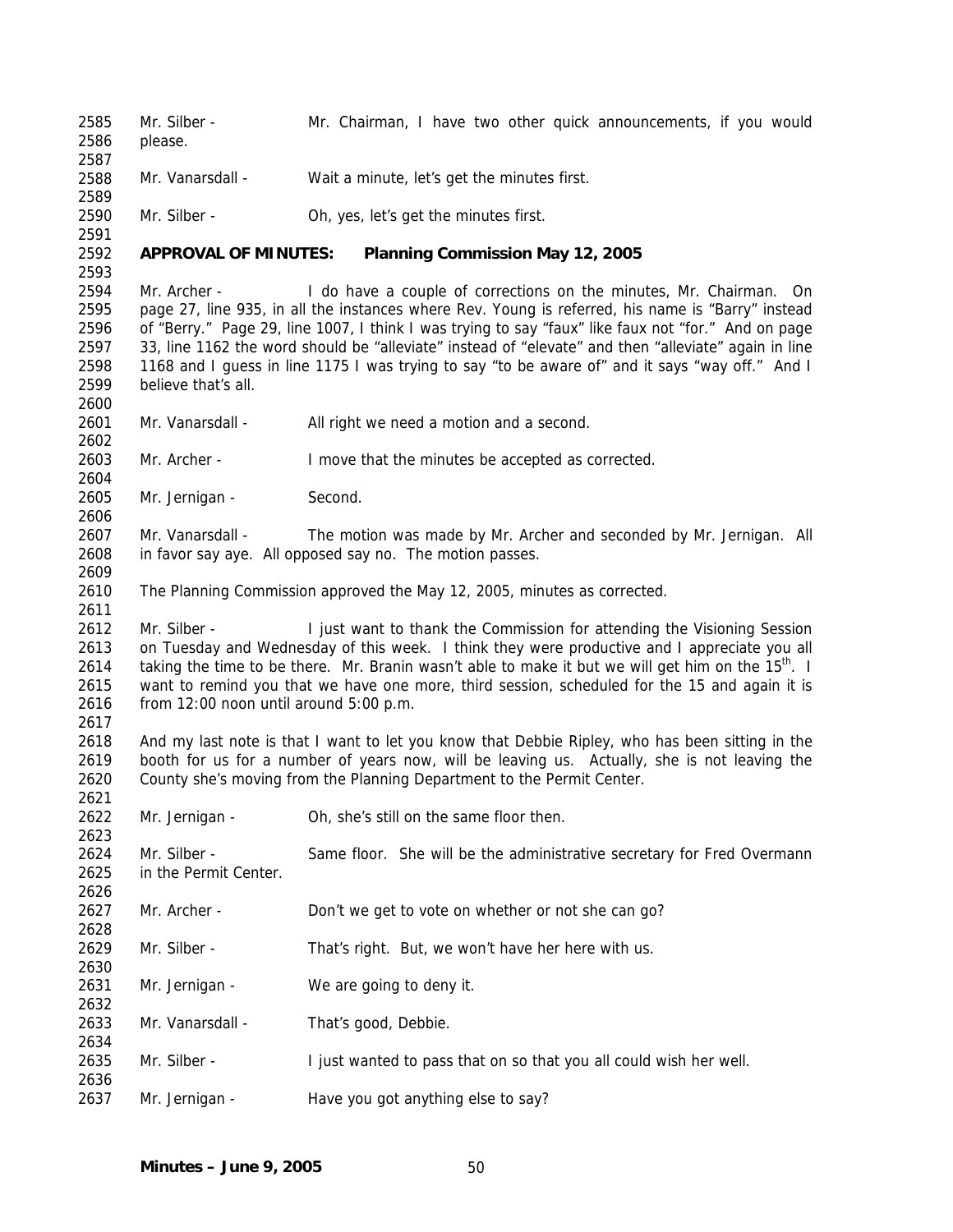Mr. Silber - Mr. Chairman, I have two other quick announcements, if you would please.

Mr. Vanarsdall - Wait a minute, let's get the minutes first.

Mr. Silber - Oh, yes, let's get the minutes first.

**APPROVAL OF MINUTES: Planning Commission May 12, 2005**

Mr. Archer - I do have a couple of corrections on the minutes, Mr. Chairman. On page 27, line 935, in all the instances where Rev. Young is referred, his name is "Barry" instead of "Berry." Page 29, line 1007, I think I was trying to say "faux" like faux not "for." And on page 33, line 1162 the word should be "alleviate" instead of "elevate" and then "alleviate" again in line 1168 and I guess in line 1175 I was trying to say "to be aware of" and it says "way off." And I believe that's all.

Mr. Vanarsdall - All right we need a motion and a second.

Mr. Archer - I move that the minutes be accepted as corrected.

Mr. Jernigan - Second.

Mr. Vanarsdall - The motion was made by Mr. Archer and seconded by Mr. Jernigan. All in favor say aye. All opposed say no. The motion passes.

The Planning Commission approved the May 12, 2005, minutes as corrected.

Mr. Silber - I just want to thank the Commission for attending the Visioning Session on Tuesday and Wednesday of this week. I think they were productive and I appreciate you all taking the time to be there. Mr. Branin wasn't able to make it but we will get him on the 15th. I want to remind you that we have one more, third session, scheduled for the 15 and again it is from 12:00 noon until around 5:00 p.m.

And my last note is that I want to let you know that Debbie Ripley, who has been sitting in the booth for us for a number of years now, will be leaving us. Actually, she is not leaving the County she's moving from the Planning Department to the Permit Center.

Mr. Jernigan - Oh, she's still on the same floor then.

Mr. Silber - Same floor. She will be the administrative secretary for Fred Overmann in the Permit Center.

Mr. Archer - Don't we get to vote on whether or not she can go?

Mr. Silber - That's right. But, we won't have her here with us.

Mr. Jernigan - We are going to deny it.

Mr. Vanarsdall - That's good, Debbie.

Mr. Silber - I just wanted to pass that on so that you all could wish her well.

Mr. Jernigan - Have you got anything else to say?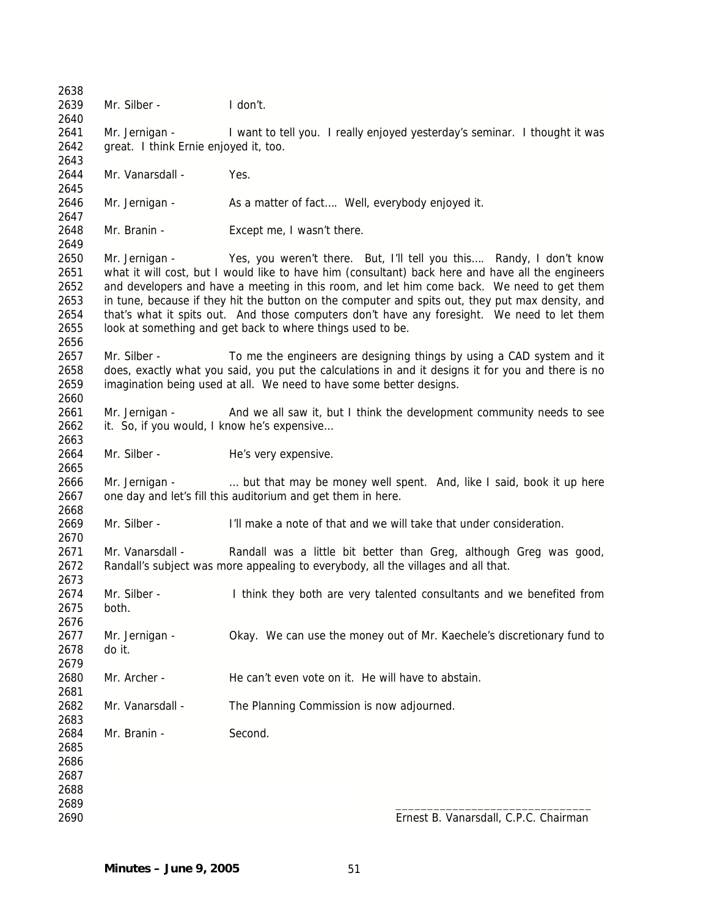Mr. Silber - I don't.

Mr. Jernigan - I want to tell you. I really enjoyed yesterday's seminar. I thought it was great. I think Ernie enjoyed it, too.

Mr. Vanarsdall - Yes.

Mr. Jernigan - As a matter of fact…. Well, everybody enjoyed it.

Mr. Branin - Except me, I wasn't there.

Mr. Jernigan - Yes, you weren't there. But, I'll tell you this…. Randy, I don't know what it will cost, but I would like to have him (consultant) back here and have all the engineers and developers and have a meeting in this room, and let him come back. We need to get them in tune, because if they hit the button on the computer and spits out, they put max density, and that's what it spits out. And those computers don't have any foresight. We need to let them look at something and get back to where things used to be.

Mr. Silber - To me the engineers are designing things by using a CAD system and it does, exactly what you said, you put the calculations in and it designs it for you and there is no imagination being used at all. We need to have some better designs.

Mr. Jernigan - And we all saw it, but I think the development community needs to see it. So, if you would, I know he's expensive…

Mr. Silber - He's very expensive.

Mr. Jernigan - … but that may be money well spent. And, like I said, book it up here one day and let's fill this auditorium and get them in here.

Mr. Silber - I'll make a note of that and we will take that under consideration.

Mr. Vanarsdall - Randall was a little bit better than Greg, although Greg was good, Randall's subject was more appealing to everybody, all the villages and all that.

Mr. Silber - I think they both are very talented consultants and we benefited from both.

Mr. Jernigan - Okay. We can use the money out of Mr. Kaechele's discretionary fund to do it.

Mr. Archer - He can't even vote on it. He will have to abstain.

Mr. Vanarsdall - The Planning Commission is now adjourned.

Mr. Branin - Second.

\_\_\_\_\_\_\_\_\_\_\_\_\_\_\_\_\_\_\_\_\_\_\_\_\_\_\_\_\_\_\_\_

Ernest B. Vanarsdall, C.P.C. Chairman

**Minutes – June 9, 2005**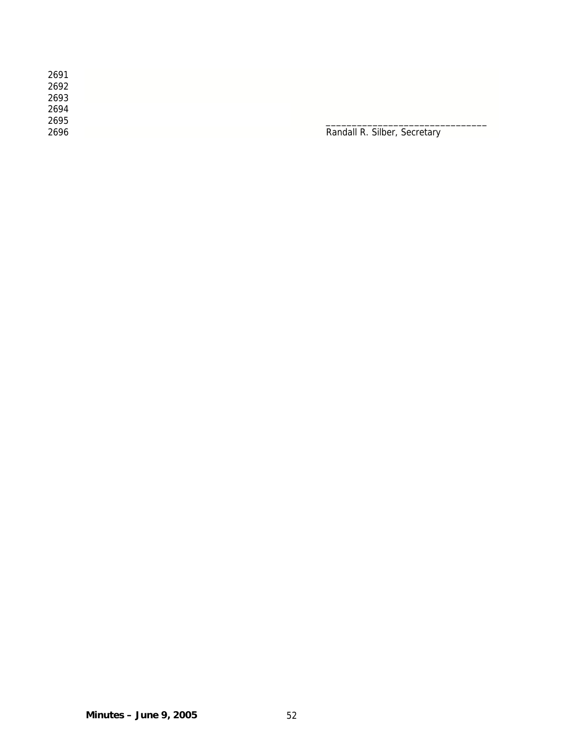_______________________________
Randall R. Silber, Secretary